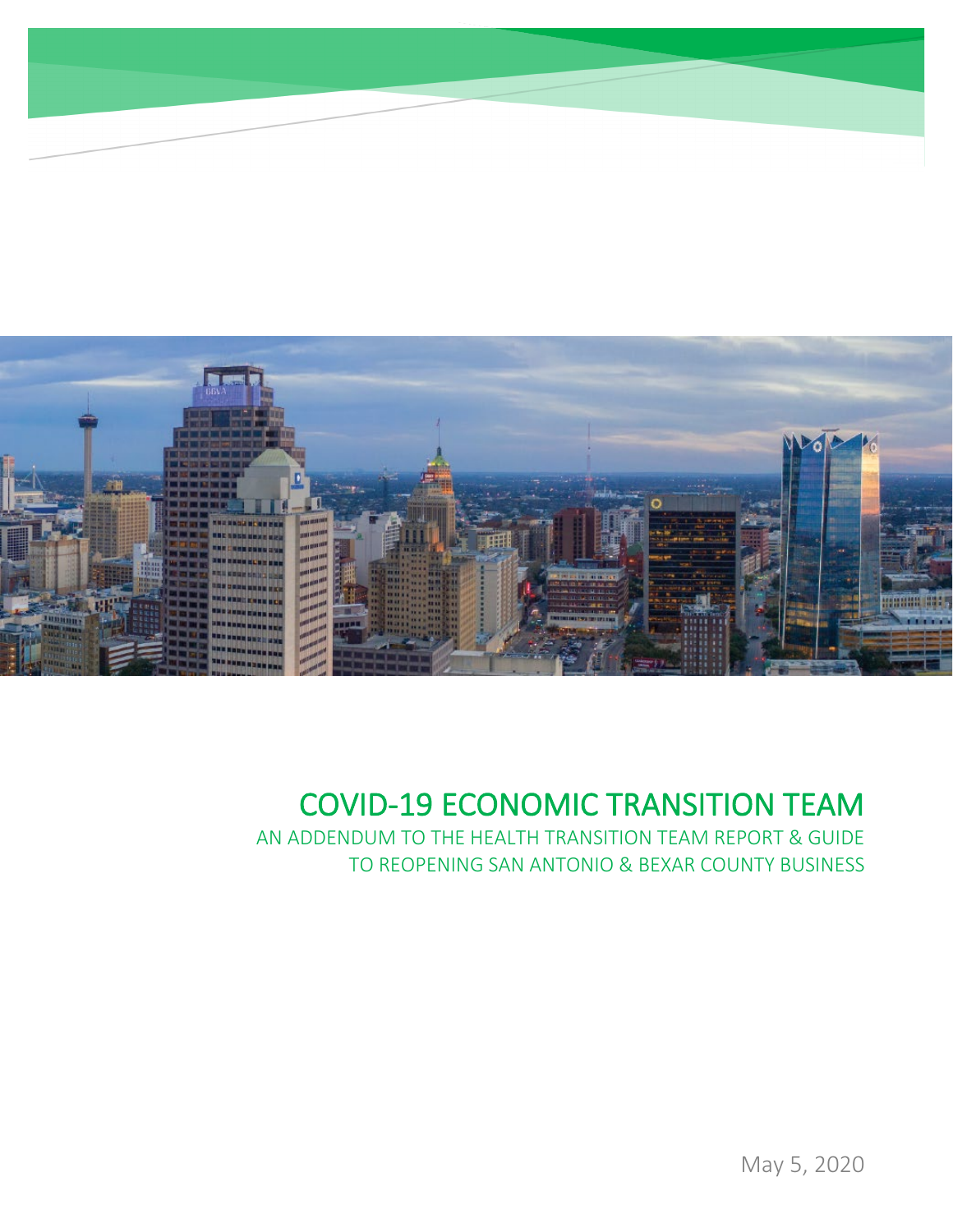# COVID-19 ECONOMIC TRANSITION TEAM

AN ADDENDUM TO THE HEALTH TRANSITION TEAM REPORT & GUIDE TO REOPENING SAN ANTONIO & BEXAR COUNTY BUSINESS

May 5, 2020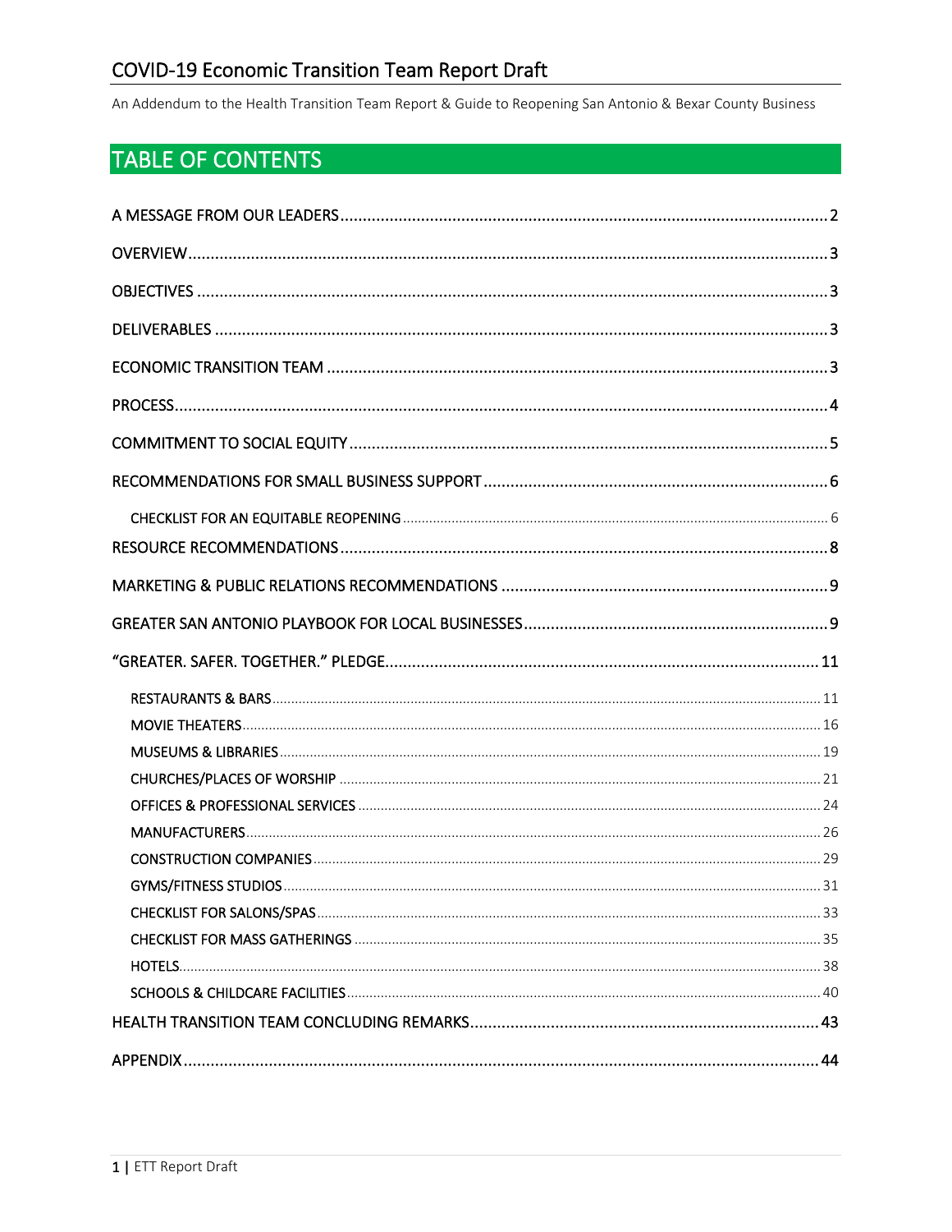# COVID-19 Economic Transition Team Report Draft

An Addendum to the Health Transition Team Report & Guide to Reopening San Antonio & Bexar County Business

## TABLE OF CONTENTS

A MESSAGE FROM OUR LEADERS .......... 2

OVERVIEW .......... 3

OBJECTIVES .......... 3

DELIVERABLES .......... 3

ECONOMIC TRANSITION TEAM .......... 3

PROCESS .......... 4

COMMITMENT TO SOCIAL EQUITY .......... 5

RECOMMENDATIONS FOR SMALL BUSINESS SUPPORT .......... 6

- CHECKLIST FOR AN EQUITABLE REOPENING .......... 6

RESOURCE RECOMMENDATIONS .......... 8

MARKETING & PUBLIC RELATIONS RECOMMENDATIONS .......... 9

GREATER SAN ANTONIO PLAYBOOK FOR LOCAL BUSINESSES .......... 9

"GREATER. SAFER. TOGETHER." PLEDGE .......... 11

- RESTAURANTS & BARS .......... 11
- MOVIE THEATERS .......... 16
- MUSEUMS & LIBRARIES .......... 19
- CHURCHES/PLACES OF WORSHIP .......... 21
- OFFICES & PROFESSIONAL SERVICES .......... 24
- MANUFACTURERS .......... 26
- CONSTRUCTION COMPANIES .......... 29
- GYMS/FITNESS STUDIOS .......... 31
- CHECKLIST FOR SALONS/SPAS .......... 33
- CHECKLIST FOR MASS GATHERINGS .......... 35
- HOTELS .......... 38
- SCHOOLS & CHILDCARE FACILITIES .......... 40

HEALTH TRANSITION TEAM CONCLUDING REMARKS .......... 43

APPENDIX .......... 44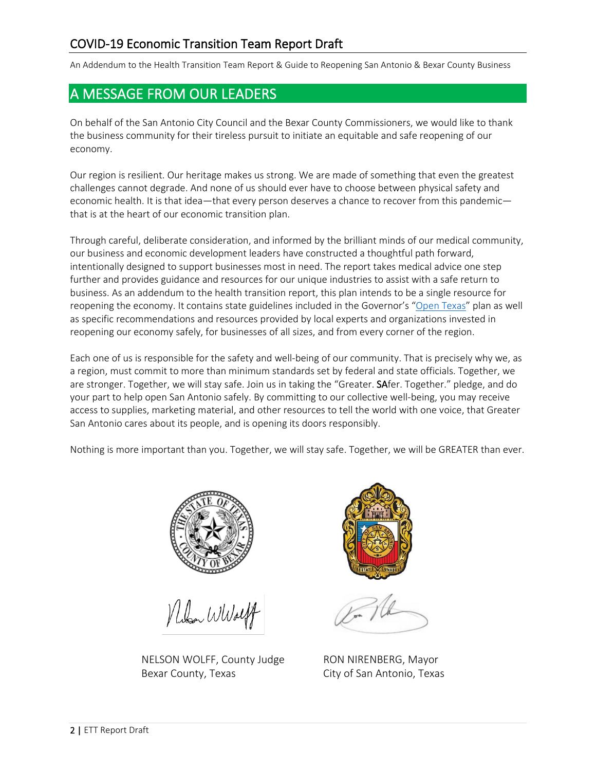## A MESSAGE FROM OUR LEADERS

On behalf of the San Antonio City Council and the Bexar County Commissioners, we would like to thank the business community for their tireless pursuit to initiate an equitable and safe reopening of our economy.

Our region is resilient. Our heritage makes us strong. We are made of something that even the greatest challenges cannot degrade. And none of us should ever have to choose between physical safety and economic health. It is that idea—that every person deserves a chance to recover from this pandemic—that is at the heart of our economic transition plan.

Through careful, deliberate consideration, and informed by the brilliant minds of our medical community, our business and economic development leaders have constructed a thoughtful path forward, intentionally designed to support businesses most in need. The report takes medical advice one step further and provides guidance and resources for our unique industries to assist with a safe return to business. As an addendum to the health transition report, this plan intends to be a single resource for reopening the economy. It contains state guidelines included in the Governor's "Open Texas" plan as well as specific recommendations and resources provided by local experts and organizations invested in reopening our economy safely, for businesses of all sizes, and from every corner of the region.

Each one of us is responsible for the safety and well-being of our community. That is precisely why we, as a region, must commit to more than minimum standards set by federal and state officials. Together, we are stronger. Together, we will stay safe. Join us in taking the "Greater. **SA**fer. Together." pledge, and do your part to help open San Antonio safely. By committing to our collective well-being, you may receive access to supplies, marketing material, and other resources to tell the world with one voice, that Greater San Antonio cares about its people, and is opening its doors responsibly.

Nothing is more important than you. Together, we will stay safe. Together, we will be GREATER than ever.

NELSON WOLFF, County Judge
Bexar County, Texas

RON NIRENBERG, Mayor
City of San Antonio, Texas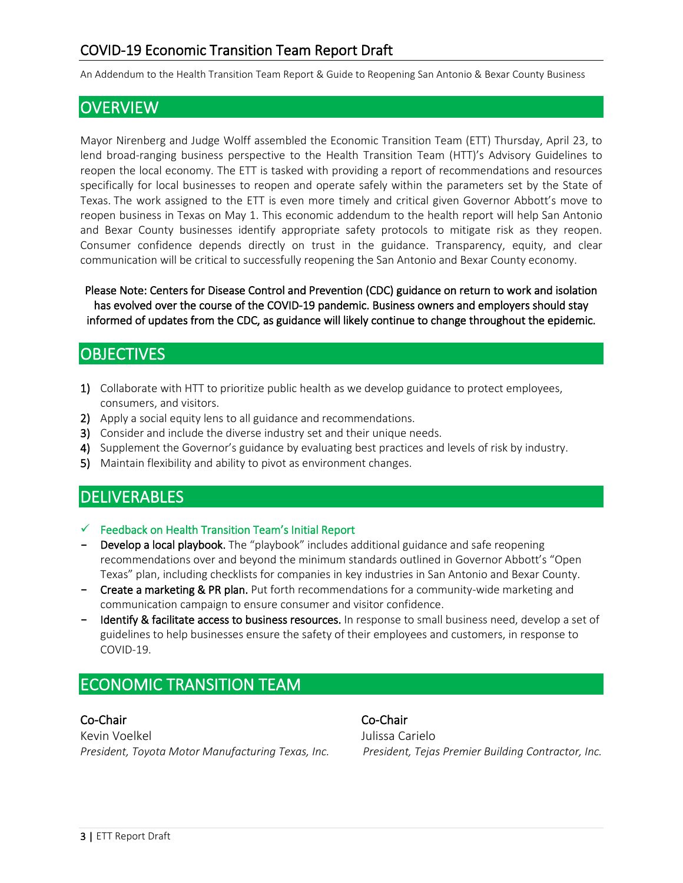## COVID-19 Economic Transition Team Report Draft

An Addendum to the Health Transition Team Report & Guide to Reopening San Antonio & Bexar County Business

## OVERVIEW

Mayor Nirenberg and Judge Wolff assembled the Economic Transition Team (ETT) Thursday, April 23, to lend broad-ranging business perspective to the Health Transition Team (HTT)'s Advisory Guidelines to reopen the local economy. The ETT is tasked with providing a report of recommendations and resources specifically for local businesses to reopen and operate safely within the parameters set by the State of Texas. The work assigned to the ETT is even more timely and critical given Governor Abbott's move to reopen business in Texas on May 1. This economic addendum to the health report will help San Antonio and Bexar County businesses identify appropriate safety protocols to mitigate risk as they reopen. Consumer confidence depends directly on trust in the guidance. Transparency, equity, and clear communication will be critical to successfully reopening the San Antonio and Bexar County economy.

Please Note: Centers for Disease Control and Prevention (CDC) guidance on return to work and isolation has evolved over the course of the COVID-19 pandemic. Business owners and employers should stay informed of updates from the CDC, as guidance will likely continue to change throughout the epidemic.

## OBJECTIVES

1) Collaborate with HTT to prioritize public health as we develop guidance to protect employees, consumers, and visitors.
2) Apply a social equity lens to all guidance and recommendations.
3) Consider and include the diverse industry set and their unique needs.
4) Supplement the Governor's guidance by evaluating best practices and levels of risk by industry.
5) Maintain flexibility and ability to pivot as environment changes.

## DELIVERABLES

- ✓ Feedback on Health Transition Team's Initial Report
- **Develop a local playbook.** The "playbook" includes additional guidance and safe reopening recommendations over and beyond the minimum standards outlined in Governor Abbott's "Open Texas" plan, including checklists for companies in key industries in San Antonio and Bexar County.
- **Create a marketing & PR plan.** Put forth recommendations for a community-wide marketing and communication campaign to ensure consumer and visitor confidence.
- **Identify & facilitate access to business resources.** In response to small business need, develop a set of guidelines to help businesses ensure the safety of their employees and customers, in response to COVID-19.

## ECONOMIC TRANSITION TEAM

**Co-Chair**
Kevin Voelkel
*President, Toyota Motor Manufacturing Texas, Inc.*

**Co-Chair**
Julissa Carielo
*President, Tejas Premier Building Contractor, Inc.*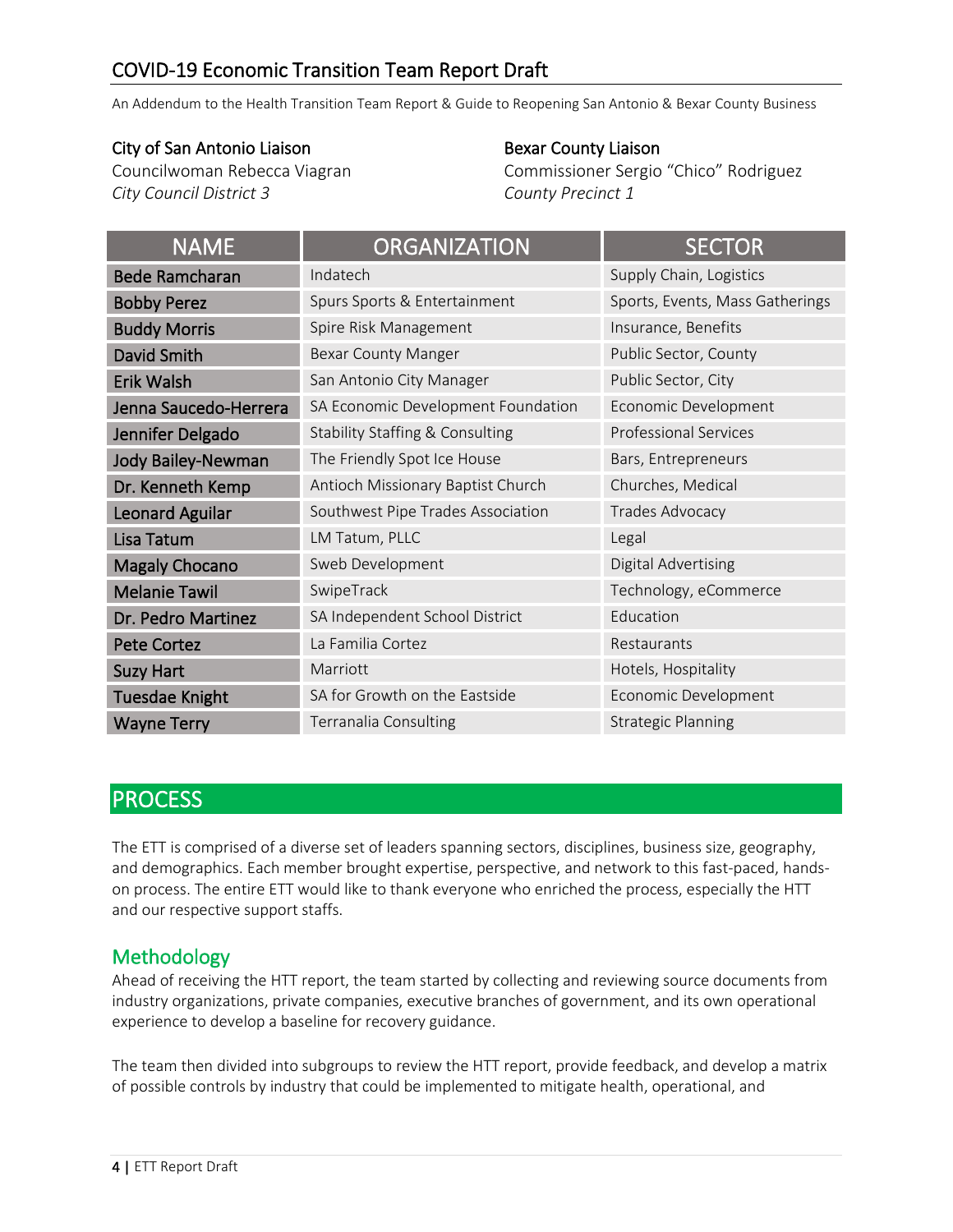# COVID-19 Economic Transition Team Report Draft

An Addendum to the Health Transition Team Report & Guide to Reopening San Antonio & Bexar County Business

**City of San Antonio Liaison**
Councilwoman Rebecca Viagran
*City Council District 3*

**Bexar County Liaison**
Commissioner Sergio "Chico" Rodriguez
*County Precinct 1*

| NAME | ORGANIZATION | SECTOR |
|---|---|---|
| Bede Ramcharan | Indatech | Supply Chain, Logistics |
| Bobby Perez | Spurs Sports & Entertainment | Sports, Events, Mass Gatherings |
| Buddy Morris | Spire Risk Management | Insurance, Benefits |
| David Smith | Bexar County Manger | Public Sector, County |
| Erik Walsh | San Antonio City Manager | Public Sector, City |
| Jenna Saucedo-Herrera | SA Economic Development Foundation | Economic Development |
| Jennifer Delgado | Stability Staffing & Consulting | Professional Services |
| Jody Bailey-Newman | The Friendly Spot Ice House | Bars, Entrepreneurs |
| Dr. Kenneth Kemp | Antioch Missionary Baptist Church | Churches, Medical |
| Leonard Aguilar | Southwest Pipe Trades Association | Trades Advocacy |
| Lisa Tatum | LM Tatum, PLLC | Legal |
| Magaly Chocano | Sweb Development | Digital Advertising |
| Melanie Tawil | SwipeTrack | Technology, eCommerce |
| Dr. Pedro Martinez | SA Independent School District | Education |
| Pete Cortez | La Familia Cortez | Restaurants |
| Suzy Hart | Marriott | Hotels, Hospitality |
| Tuesdae Knight | SA for Growth on the Eastside | Economic Development |
| Wayne Terry | Terranalia Consulting | Strategic Planning |

## PROCESS

The ETT is comprised of a diverse set of leaders spanning sectors, disciplines, business size, geography, and demographics. Each member brought expertise, perspective, and network to this fast-paced, hands-on process. The entire ETT would like to thank everyone who enriched the process, especially the HTT and our respective support staffs.

### Methodology

Ahead of receiving the HTT report, the team started by collecting and reviewing source documents from industry organizations, private companies, executive branches of government, and its own operational experience to develop a baseline for recovery guidance.

The team then divided into subgroups to review the HTT report, provide feedback, and develop a matrix of possible controls by industry that could be implemented to mitigate health, operational, and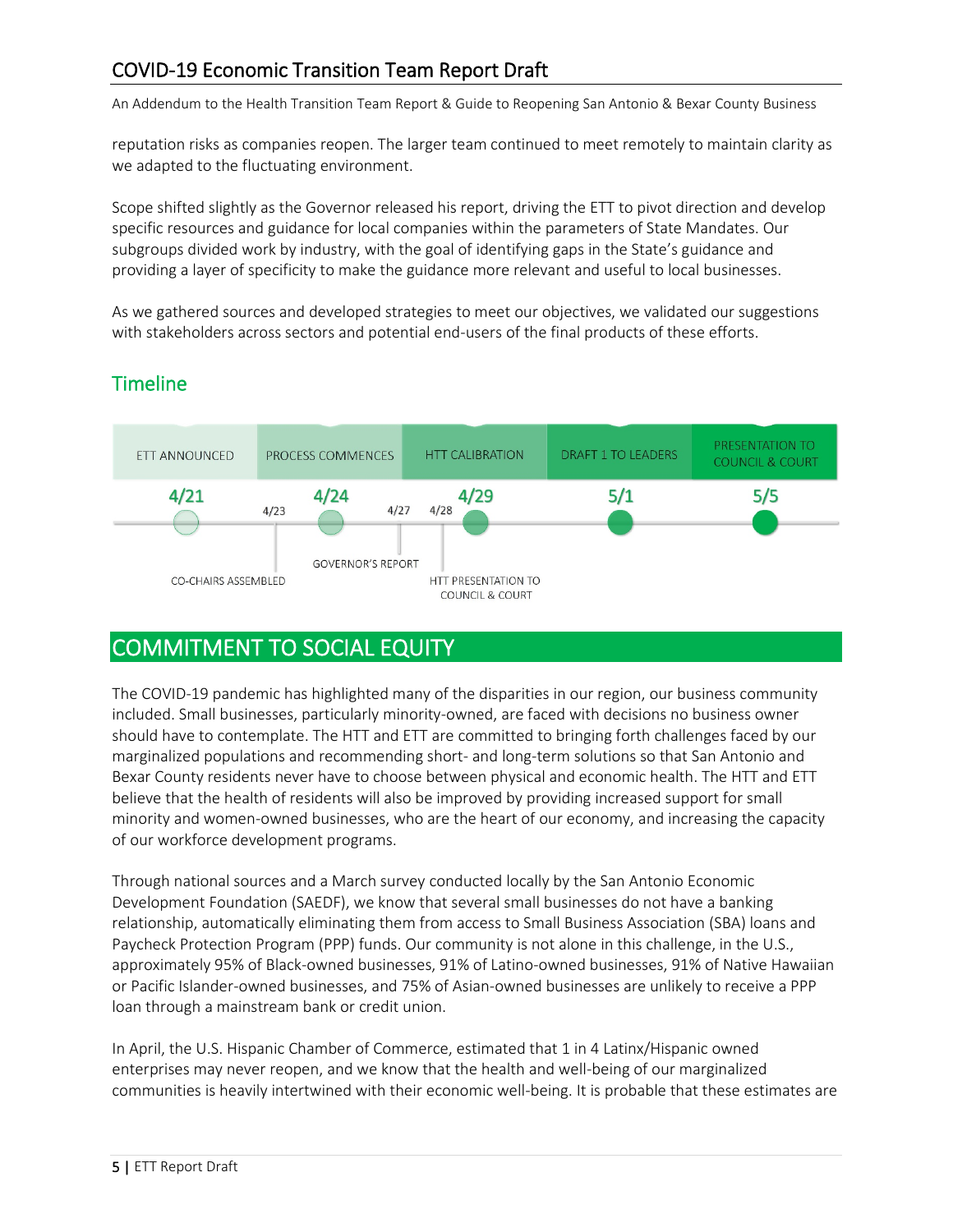reputation risks as companies reopen. The larger team continued to meet remotely to maintain clarity as we adapted to the fluctuating environment.

Scope shifted slightly as the Governor released his report, driving the ETT to pivot direction and develop specific resources and guidance for local companies within the parameters of State Mandates. Our subgroups divided work by industry, with the goal of identifying gaps in the State's guidance and providing a layer of specificity to make the guidance more relevant and useful to local businesses.

As we gathered sources and developed strategies to meet our objectives, we validated our suggestions with stakeholders across sectors and potential end-users of the final products of these efforts.

## Timeline

| ETT ANNOUNCED | PROCESS COMMENCES | HTT CALIBRATION | DRAFT 1 TO LEADERS | PRESENTATION TO COUNCIL & COURT |
|---|---|---|---|---|
| 4/21 | 4/24 | 4/29 | 5/1 | 5/5 |

- 4/23 – CO-CHAIRS ASSEMBLED
- 4/27 – GOVERNOR'S REPORT
- 4/28 – HTT PRESENTATION TO COUNCIL & COURT

## COMMITMENT TO SOCIAL EQUITY

The COVID-19 pandemic has highlighted many of the disparities in our region, our business community included. Small businesses, particularly minority-owned, are faced with decisions no business owner should have to contemplate. The HTT and ETT are committed to bringing forth challenges faced by our marginalized populations and recommending short- and long-term solutions so that San Antonio and Bexar County residents never have to choose between physical and economic health. The HTT and ETT believe that the health of residents will also be improved by providing increased support for small minority and women-owned businesses, who are the heart of our economy, and increasing the capacity of our workforce development programs.

Through national sources and a March survey conducted locally by the San Antonio Economic Development Foundation (SAEDF), we know that several small businesses do not have a banking relationship, automatically eliminating them from access to Small Business Association (SBA) loans and Paycheck Protection Program (PPP) funds. Our community is not alone in this challenge, in the U.S., approximately 95% of Black-owned businesses, 91% of Latino-owned businesses, 91% of Native Hawaiian or Pacific Islander-owned businesses, and 75% of Asian-owned businesses are unlikely to receive a PPP loan through a mainstream bank or credit union.

In April, the U.S. Hispanic Chamber of Commerce, estimated that 1 in 4 Latinx/Hispanic owned enterprises may never reopen, and we know that the health and well-being of our marginalized communities is heavily intertwined with their economic well-being. It is probable that these estimates are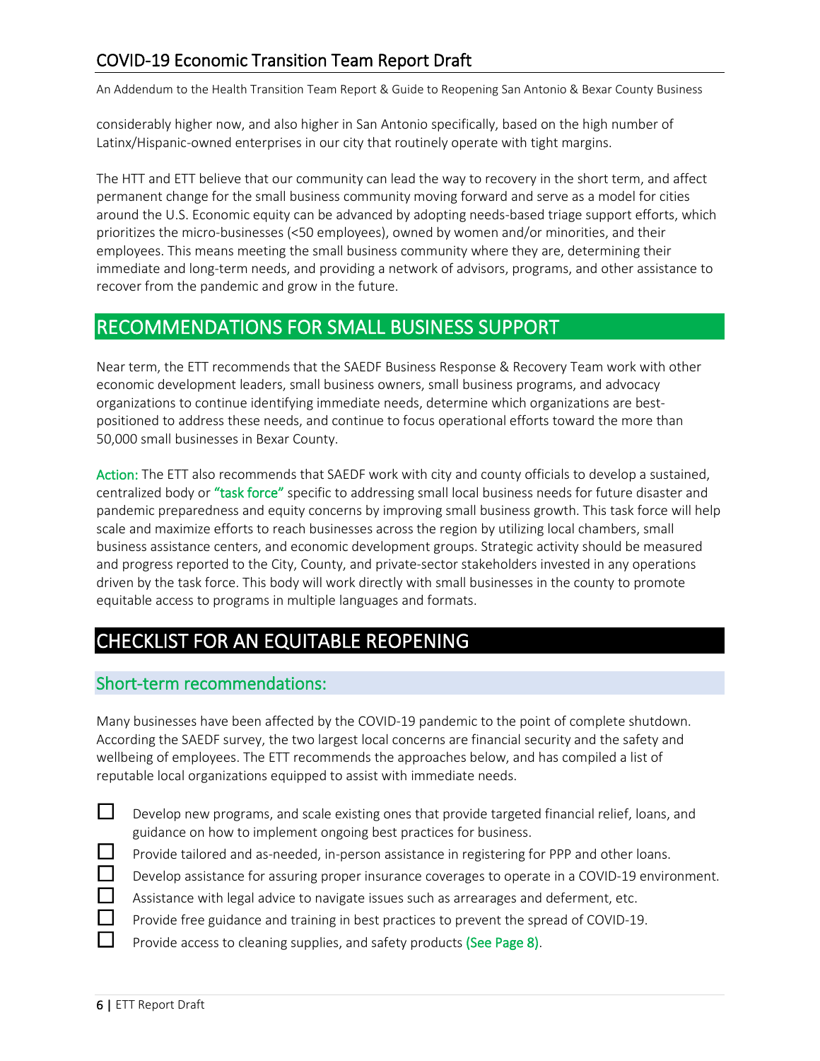considerably higher now, and also higher in San Antonio specifically, based on the high number of Latinx/Hispanic-owned enterprises in our city that routinely operate with tight margins.

The HTT and ETT believe that our community can lead the way to recovery in the short term, and affect permanent change for the small business community moving forward and serve as a model for cities around the U.S. Economic equity can be advanced by adopting needs-based triage support efforts, which prioritizes the micro-businesses (<50 employees), owned by women and/or minorities, and their employees. This means meeting the small business community where they are, determining their immediate and long-term needs, and providing a network of advisors, programs, and other assistance to recover from the pandemic and grow in the future.

## RECOMMENDATIONS FOR SMALL BUSINESS SUPPORT

Near term, the ETT recommends that the SAEDF Business Response & Recovery Team work with other economic development leaders, small business owners, small business programs, and advocacy organizations to continue identifying immediate needs, determine which organizations are best-positioned to address these needs, and continue to focus operational efforts toward the more than 50,000 small businesses in Bexar County.

**Action:** The ETT also recommends that SAEDF work with city and county officials to develop a sustained, centralized body or **"task force"** specific to addressing small local business needs for future disaster and pandemic preparedness and equity concerns by improving small business growth. This task force will help scale and maximize efforts to reach businesses across the region by utilizing local chambers, small business assistance centers, and economic development groups. Strategic activity should be measured and progress reported to the City, County, and private-sector stakeholders invested in any operations driven by the task force. This body will work directly with small businesses in the county to promote equitable access to programs in multiple languages and formats.

## CHECKLIST FOR AN EQUITABLE REOPENING

### Short-term recommendations:

Many businesses have been affected by the COVID-19 pandemic to the point of complete shutdown. According the SAEDF survey, the two largest local concerns are financial security and the safety and wellbeing of employees. The ETT recommends the approaches below, and has compiled a list of reputable local organizations equipped to assist with immediate needs.

- [ ] Develop new programs, and scale existing ones that provide targeted financial relief, loans, and guidance on how to implement ongoing best practices for business.
- [ ] Provide tailored and as-needed, in-person assistance in registering for PPP and other loans.
- [ ] Develop assistance for assuring proper insurance coverages to operate in a COVID-19 environment.
- [ ] Assistance with legal advice to navigate issues such as arrearages and deferment, etc.
- [ ] Provide free guidance and training in best practices to prevent the spread of COVID-19.
- [ ] Provide access to cleaning supplies, and safety products **(See Page 8)**.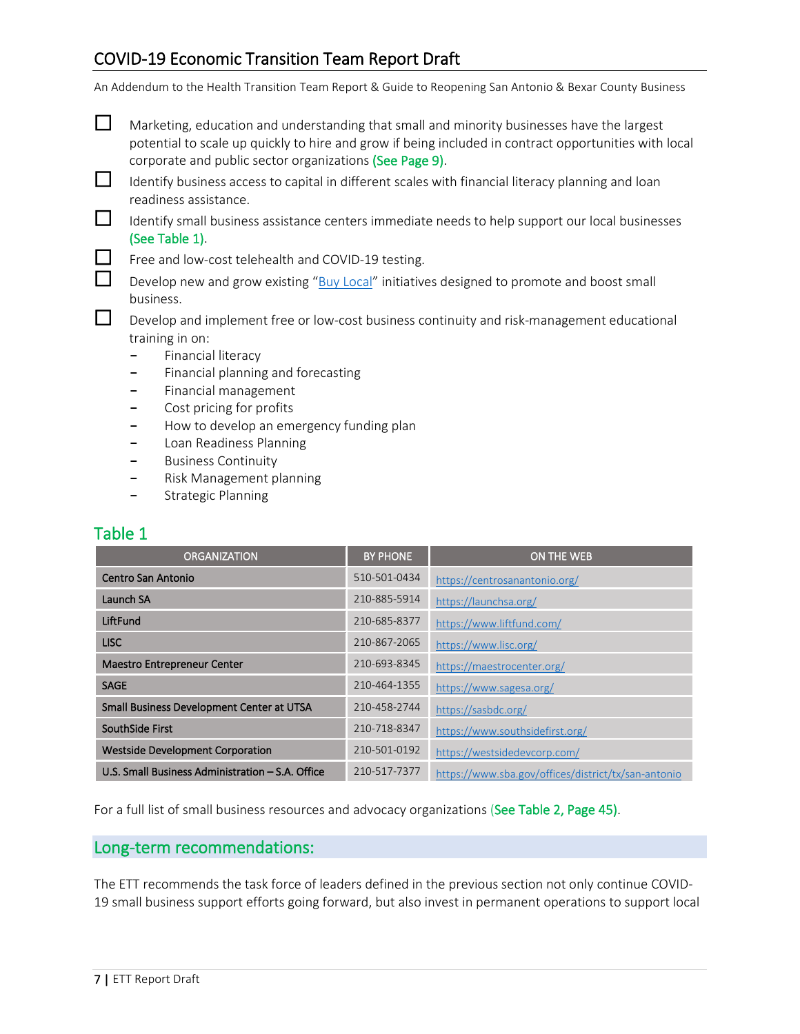- [ ] Marketing, education and understanding that small and minority businesses have the largest potential to scale up quickly to hire and grow if being included in contract opportunities with local corporate and public sector organizations (See Page 9).
- [ ] Identify business access to capital in different scales with financial literacy planning and loan readiness assistance.
- [ ] Identify small business assistance centers immediate needs to help support our local businesses (See Table 1).
- [ ] Free and low-cost telehealth and COVID-19 testing.
- [ ] Develop new and grow existing "Buy Local" initiatives designed to promote and boost small business.
- [ ] Develop and implement free or low-cost business continuity and risk-management educational training in on:
  - Financial literacy
  - Financial planning and forecasting
  - Financial management
  - Cost pricing for profits
  - How to develop an emergency funding plan
  - Loan Readiness Planning
  - Business Continuity
  - Risk Management planning
  - Strategic Planning

## Table 1

| ORGANIZATION | BY PHONE | ON THE WEB |
|---|---|---|
| Centro San Antonio | 510-501-0434 | https://centrosanantonio.org/ |
| Launch SA | 210-885-5914 | https://launchsa.org/ |
| LiftFund | 210-685-8377 | https://www.liftfund.com/ |
| LISC | 210-867-2065 | https://www.lisc.org/ |
| Maestro Entrepreneur Center | 210-693-8345 | https://maestrocenter.org/ |
| SAGE | 210-464-1355 | https://www.sagesa.org/ |
| Small Business Development Center at UTSA | 210-458-2744 | https://sasbdc.org/ |
| SouthSide First | 210-718-8347 | https://www.southsidefirst.org/ |
| Westside Development Corporation | 210-501-0192 | https://westsidedevcorp.com/ |
| U.S. Small Business Administration – S.A. Office | 210-517-7377 | https://www.sba.gov/offices/district/tx/san-antonio |

For a full list of small business resources and advocacy organizations (See Table 2, Page 45).

## Long-term recommendations:

The ETT recommends the task force of leaders defined in the previous section not only continue COVID-19 small business support efforts going forward, but also invest in permanent operations to support local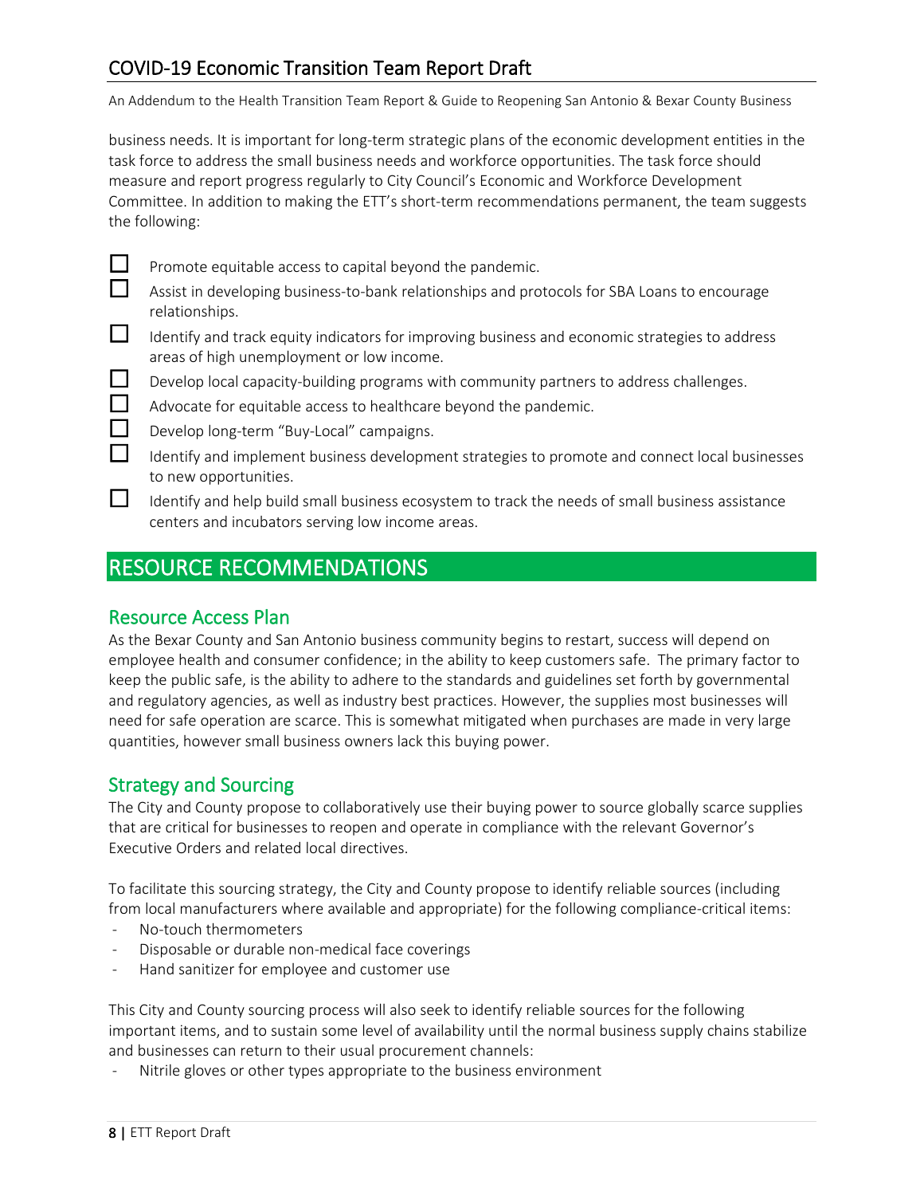business needs. It is important for long-term strategic plans of the economic development entities in the task force to address the small business needs and workforce opportunities. The task force should measure and report progress regularly to City Council's Economic and Workforce Development Committee. In addition to making the ETT's short-term recommendations permanent, the team suggests the following:

- [ ] Promote equitable access to capital beyond the pandemic.
- [ ] Assist in developing business-to-bank relationships and protocols for SBA Loans to encourage relationships.
- [ ] Identify and track equity indicators for improving business and economic strategies to address areas of high unemployment or low income.
- [ ] Develop local capacity-building programs with community partners to address challenges.
- [ ] Advocate for equitable access to healthcare beyond the pandemic.
- [ ] Develop long-term "Buy-Local" campaigns.
- [ ] Identify and implement business development strategies to promote and connect local businesses to new opportunities.
- [ ] Identify and help build small business ecosystem to track the needs of small business assistance centers and incubators serving low income areas.

# RESOURCE RECOMMENDATIONS

## Resource Access Plan

As the Bexar County and San Antonio business community begins to restart, success will depend on employee health and consumer confidence; in the ability to keep customers safe. The primary factor to keep the public safe, is the ability to adhere to the standards and guidelines set forth by governmental and regulatory agencies, as well as industry best practices. However, the supplies most businesses will need for safe operation are scarce. This is somewhat mitigated when purchases are made in very large quantities, however small business owners lack this buying power.

## Strategy and Sourcing

The City and County propose to collaboratively use their buying power to source globally scarce supplies that are critical for businesses to reopen and operate in compliance with the relevant Governor's Executive Orders and related local directives.

To facilitate this sourcing strategy, the City and County propose to identify reliable sources (including from local manufacturers where available and appropriate) for the following compliance-critical items:

- No-touch thermometers
- Disposable or durable non-medical face coverings
- Hand sanitizer for employee and customer use

This City and County sourcing process will also seek to identify reliable sources for the following important items, and to sustain some level of availability until the normal business supply chains stabilize and businesses can return to their usual procurement channels:

- Nitrile gloves or other types appropriate to the business environment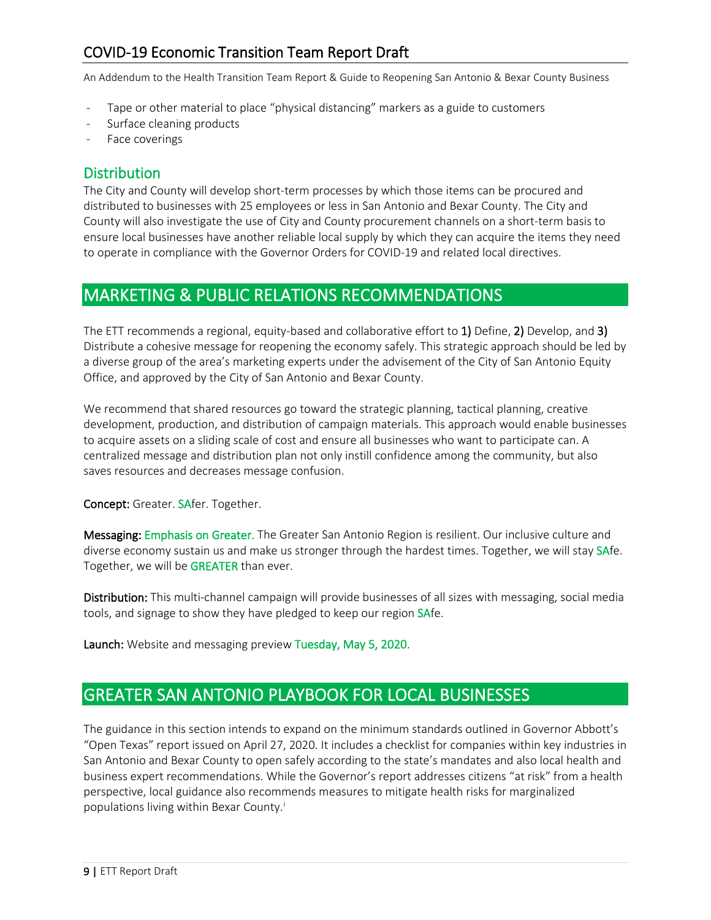- Tape or other material to place “physical distancing” markers as a guide to customers
- Surface cleaning products
- Face coverings

## Distribution

The City and County will develop short-term processes by which those items can be procured and distributed to businesses with 25 employees or less in San Antonio and Bexar County. The City and County will also investigate the use of City and County procurement channels on a short-term basis to ensure local businesses have another reliable local supply by which they can acquire the items they need to operate in compliance with the Governor Orders for COVID-19 and related local directives.

# MARKETING & PUBLIC RELATIONS RECOMMENDATIONS

The ETT recommends a regional, equity-based and collaborative effort to **1)** Define, **2)** Develop, and **3)** Distribute a cohesive message for reopening the economy safely. This strategic approach should be led by a diverse group of the area’s marketing experts under the advisement of the City of San Antonio Equity Office, and approved by the City of San Antonio and Bexar County.

We recommend that shared resources go toward the strategic planning, tactical planning, creative development, production, and distribution of campaign materials. This approach would enable businesses to acquire assets on a sliding scale of cost and ensure all businesses who want to participate can. A centralized message and distribution plan not only instill confidence among the community, but also saves resources and decreases message confusion.

**Concept:** Greater. SAfer. Together.

**Messaging:** Emphasis on Greater. The Greater San Antonio Region is resilient. Our inclusive culture and diverse economy sustain us and make us stronger through the hardest times. Together, we will stay SAfe. Together, we will be GREATER than ever.

**Distribution:** This multi-channel campaign will provide businesses of all sizes with messaging, social media tools, and signage to show they have pledged to keep our region SAfe.

**Launch:** Website and messaging preview Tuesday, May 5, 2020.

# GREATER SAN ANTONIO PLAYBOOK FOR LOCAL BUSINESSES

The guidance in this section intends to expand on the minimum standards outlined in Governor Abbott’s “Open Texas” report issued on April 27, 2020. It includes a checklist for companies within key industries in San Antonio and Bexar County to open safely according to the state’s mandates and also local health and business expert recommendations. While the Governor’s report addresses citizens “at risk” from a health perspective, local guidance also recommends measures to mitigate health risks for marginalized populations living within Bexar County.[i]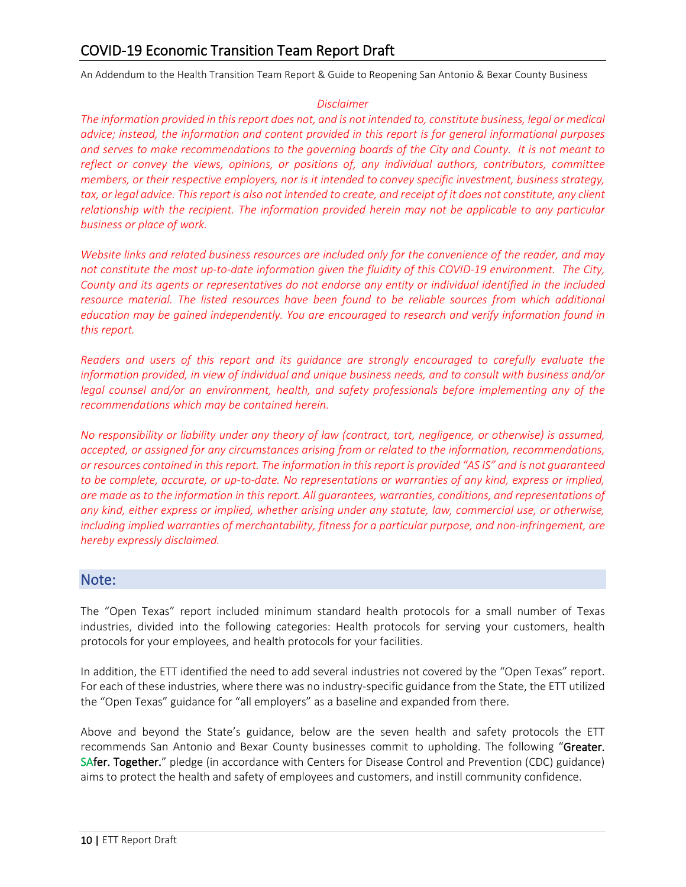# COVID-19 Economic Transition Team Report Draft

An Addendum to the Health Transition Team Report & Guide to Reopening San Antonio & Bexar County Business

*Disclaimer*

*The information provided in this report does not, and is not intended to, constitute business, legal or medical advice; instead, the information and content provided in this report is for general informational purposes and serves to make recommendations to the governing boards of the City and County. It is not meant to reflect or convey the views, opinions, or positions of, any individual authors, contributors, committee members, or their respective employers, nor is it intended to convey specific investment, business strategy, tax, or legal advice. This report is also not intended to create, and receipt of it does not constitute, any client relationship with the recipient. The information provided herein may not be applicable to any particular business or place of work.*

*Website links and related business resources are included only for the convenience of the reader, and may not constitute the most up-to-date information given the fluidity of this COVID-19 environment. The City, County and its agents or representatives do not endorse any entity or individual identified in the included resource material. The listed resources have been found to be reliable sources from which additional education may be gained independently. You are encouraged to research and verify information found in this report.*

*Readers and users of this report and its guidance are strongly encouraged to carefully evaluate the information provided, in view of individual and unique business needs, and to consult with business and/or legal counsel and/or an environment, health, and safety professionals before implementing any of the recommendations which may be contained herein.*

*No responsibility or liability under any theory of law (contract, tort, negligence, or otherwise) is assumed, accepted, or assigned for any circumstances arising from or related to the information, recommendations, or resources contained in this report. The information in this report is provided "AS IS" and is not guaranteed to be complete, accurate, or up-to-date. No representations or warranties of any kind, express or implied, are made as to the information in this report. All guarantees, warranties, conditions, and representations of any kind, either express or implied, whether arising under any statute, law, commercial use, or otherwise, including implied warranties of merchantability, fitness for a particular purpose, and non-infringement, are hereby expressly disclaimed.*

## Note:

The "Open Texas" report included minimum standard health protocols for a small number of Texas industries, divided into the following categories: Health protocols for serving your customers, health protocols for your employees, and health protocols for your facilities.

In addition, the ETT identified the need to add several industries not covered by the "Open Texas" report. For each of these industries, where there was no industry-specific guidance from the State, the ETT utilized the "Open Texas" guidance for "all employers" as a baseline and expanded from there.

Above and beyond the State's guidance, below are the seven health and safety protocols the ETT recommends San Antonio and Bexar County businesses commit to upholding. The following "**Greater. SAfer. Together.**" pledge (in accordance with Centers for Disease Control and Prevention (CDC) guidance) aims to protect the health and safety of employees and customers, and instill community confidence.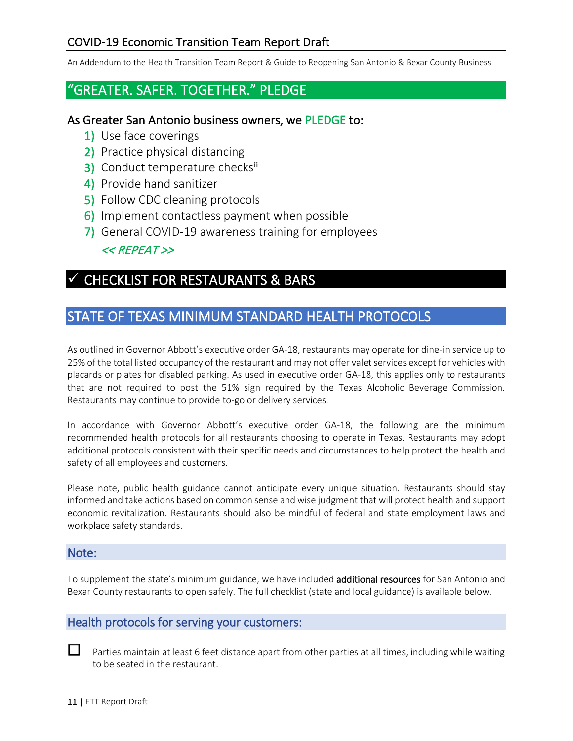## "GREATER. SAFER. TOGETHER." PLEDGE

### As Greater San Antonio business owners, we PLEDGE to:

1) Use face coverings
2) Practice physical distancing
3) Conduct temperature checks[ii]
4) Provide hand sanitizer
5) Follow CDC cleaning protocols
6) Implement contactless payment when possible
7) General COVID-19 awareness training for employees

*<< REPEAT >>*

## ✓ CHECKLIST FOR RESTAURANTS & BARS

## STATE OF TEXAS MINIMUM STANDARD HEALTH PROTOCOLS

As outlined in Governor Abbott's executive order GA-18, restaurants may operate for dine-in service up to 25% of the total listed occupancy of the restaurant and may not offer valet services except for vehicles with placards or plates for disabled parking. As used in executive order GA-18, this applies only to restaurants that are not required to post the 51% sign required by the Texas Alcoholic Beverage Commission. Restaurants may continue to provide to-go or delivery services.

In accordance with Governor Abbott's executive order GA-18, the following are the minimum recommended health protocols for all restaurants choosing to operate in Texas. Restaurants may adopt additional protocols consistent with their specific needs and circumstances to help protect the health and safety of all employees and customers.

Please note, public health guidance cannot anticipate every unique situation. Restaurants should stay informed and take actions based on common sense and wise judgment that will protect health and support economic revitalization. Restaurants should also be mindful of federal and state employment laws and workplace safety standards.

### Note:

To supplement the state's minimum guidance, we have included **additional resources** for San Antonio and Bexar County restaurants to open safely. The full checklist (state and local guidance) is available below.

### Health protocols for serving your customers:

- ☐ Parties maintain at least 6 feet distance apart from other parties at all times, including while waiting to be seated in the restaurant.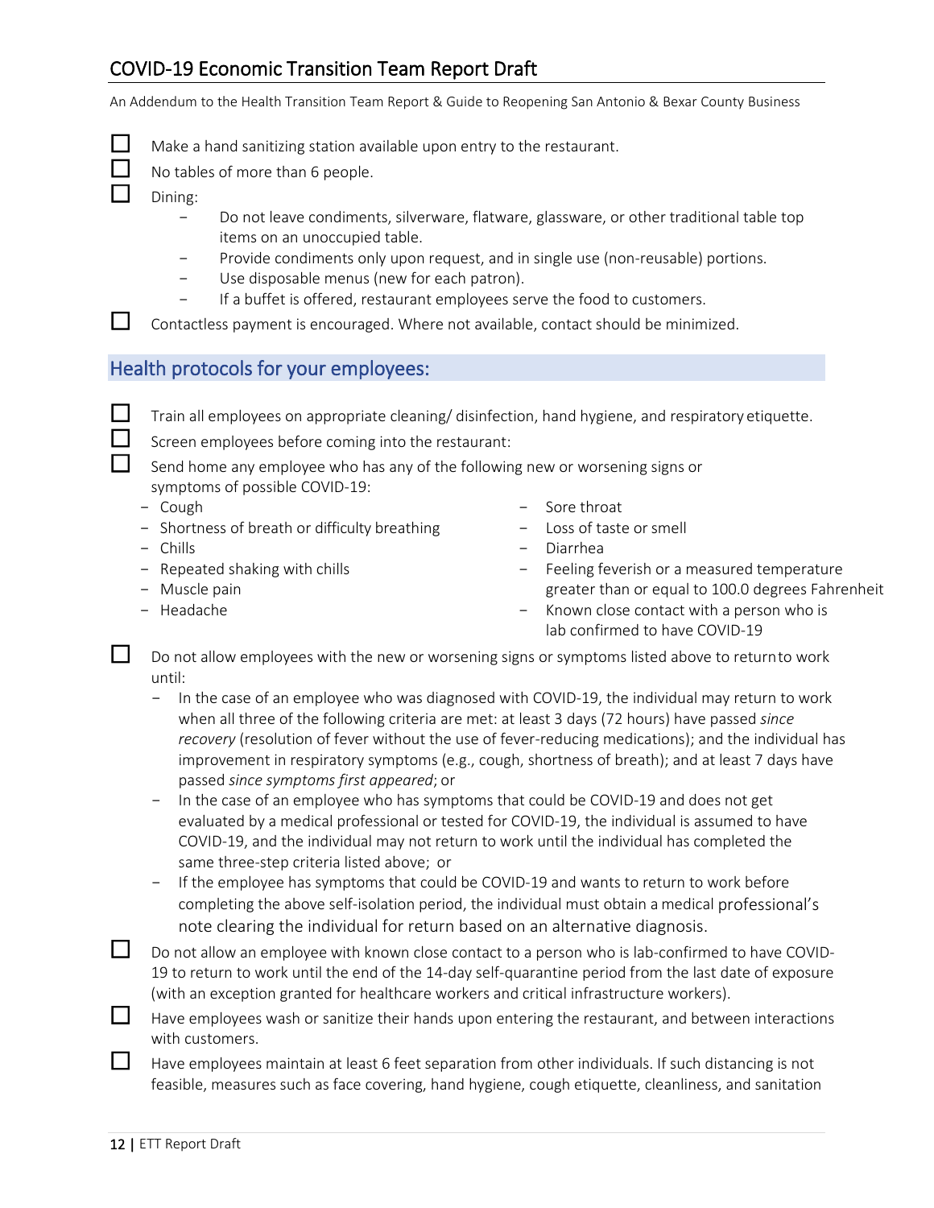- [ ] Make a hand sanitizing station available upon entry to the restaurant.
- [ ] No tables of more than 6 people.
- [ ] Dining:
  - Do not leave condiments, silverware, flatware, glassware, or other traditional table top items on an unoccupied table.
  - Provide condiments only upon request, and in single use (non-reusable) portions.
  - Use disposable menus (new for each patron).
  - If a buffet is offered, restaurant employees serve the food to customers.
- [ ] Contactless payment is encouraged. Where not available, contact should be minimized.

## Health protocols for your employees:

- [ ] Train all employees on appropriate cleaning/ disinfection, hand hygiene, and respiratory etiquette.
- [ ] Screen employees before coming into the restaurant:
- [ ] Send home any employee who has any of the following new or worsening signs or symptoms of possible COVID-19:
  - Cough
  - Shortness of breath or difficulty breathing
  - Chills
  - Repeated shaking with chills
  - Muscle pain
  - Headache
  - Sore throat
  - Loss of taste or smell
  - Diarrhea
  - Feeling feverish or a measured temperature greater than or equal to 100.0 degrees Fahrenheit
  - Known close contact with a person who is lab confirmed to have COVID-19
- [ ] Do not allow employees with the new or worsening signs or symptoms listed above to return to work until:
  - In the case of an employee who was diagnosed with COVID-19, the individual may return to work when all three of the following criteria are met: at least 3 days (72 hours) have passed *since recovery* (resolution of fever without the use of fever-reducing medications); and the individual has improvement in respiratory symptoms (e.g., cough, shortness of breath); and at least 7 days have passed *since symptoms first appeared*; or
  - In the case of an employee who has symptoms that could be COVID-19 and does not get evaluated by a medical professional or tested for COVID-19, the individual is assumed to have COVID-19, and the individual may not return to work until the individual has completed the same three-step criteria listed above; or
  - If the employee has symptoms that could be COVID-19 and wants to return to work before completing the above self-isolation period, the individual must obtain a medical professional's note clearing the individual for return based on an alternative diagnosis.
- [ ] Do not allow an employee with known close contact to a person who is lab-confirmed to have COVID-19 to return to work until the end of the 14-day self-quarantine period from the last date of exposure (with an exception granted for healthcare workers and critical infrastructure workers).
- [ ] Have employees wash or sanitize their hands upon entering the restaurant, and between interactions with customers.
- [ ] Have employees maintain at least 6 feet separation from other individuals. If such distancing is not feasible, measures such as face covering, hand hygiene, cough etiquette, cleanliness, and sanitation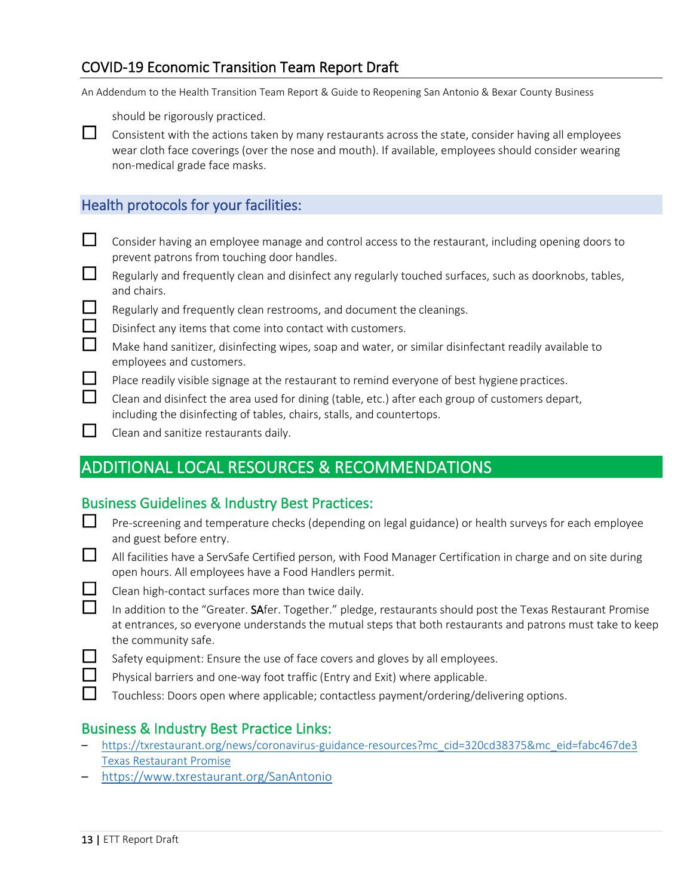should be rigorously practiced.

- ☐ Consistent with the actions taken by many restaurants across the state, consider having all employees wear cloth face coverings (over the nose and mouth). If available, employees should consider wearing non-medical grade face masks.

### Health protocols for your facilities:

- ☐ Consider having an employee manage and control access to the restaurant, including opening doors to prevent patrons from touching door handles.
- ☐ Regularly and frequently clean and disinfect any regularly touched surfaces, such as doorknobs, tables, and chairs.
- ☐ Regularly and frequently clean restrooms, and document the cleanings.
- ☐ Disinfect any items that come into contact with customers.
- ☐ Make hand sanitizer, disinfecting wipes, soap and water, or similar disinfectant readily available to employees and customers.
- ☐ Place readily visible signage at the restaurant to remind everyone of best hygiene practices.
- ☐ Clean and disinfect the area used for dining (table, etc.) after each group of customers depart, including the disinfecting of tables, chairs, stalls, and countertops.
- ☐ Clean and sanitize restaurants daily.

## ADDITIONAL LOCAL RESOURCES & RECOMMENDATIONS

### Business Guidelines & Industry Best Practices:

- ☐ Pre-screening and temperature checks (depending on legal guidance) or health surveys for each employee and guest before entry.
- ☐ All facilities have a ServSafe Certified person, with Food Manager Certification in charge and on site during open hours. All employees have a Food Handlers permit.
- ☐ Clean high-contact surfaces more than twice daily.
- ☐ In addition to the "Greater. **SA**fer. Together." pledge, restaurants should post the Texas Restaurant Promise at entrances, so everyone understands the mutual steps that both restaurants and patrons must take to keep the community safe.
- ☐ Safety equipment: Ensure the use of face covers and gloves by all employees.
- ☐ Physical barriers and one-way foot traffic (Entry and Exit) where applicable.
- ☐ Touchless: Doors open where applicable; contactless payment/ordering/delivering options.

### Business & Industry Best Practice Links:

- https://txrestaurant.org/news/coronavirus-guidance-resources?mc_cid=320cd38375&mc_eid=fabc467de3 Texas Restaurant Promise
- https://www.txrestaurant.org/SanAntonio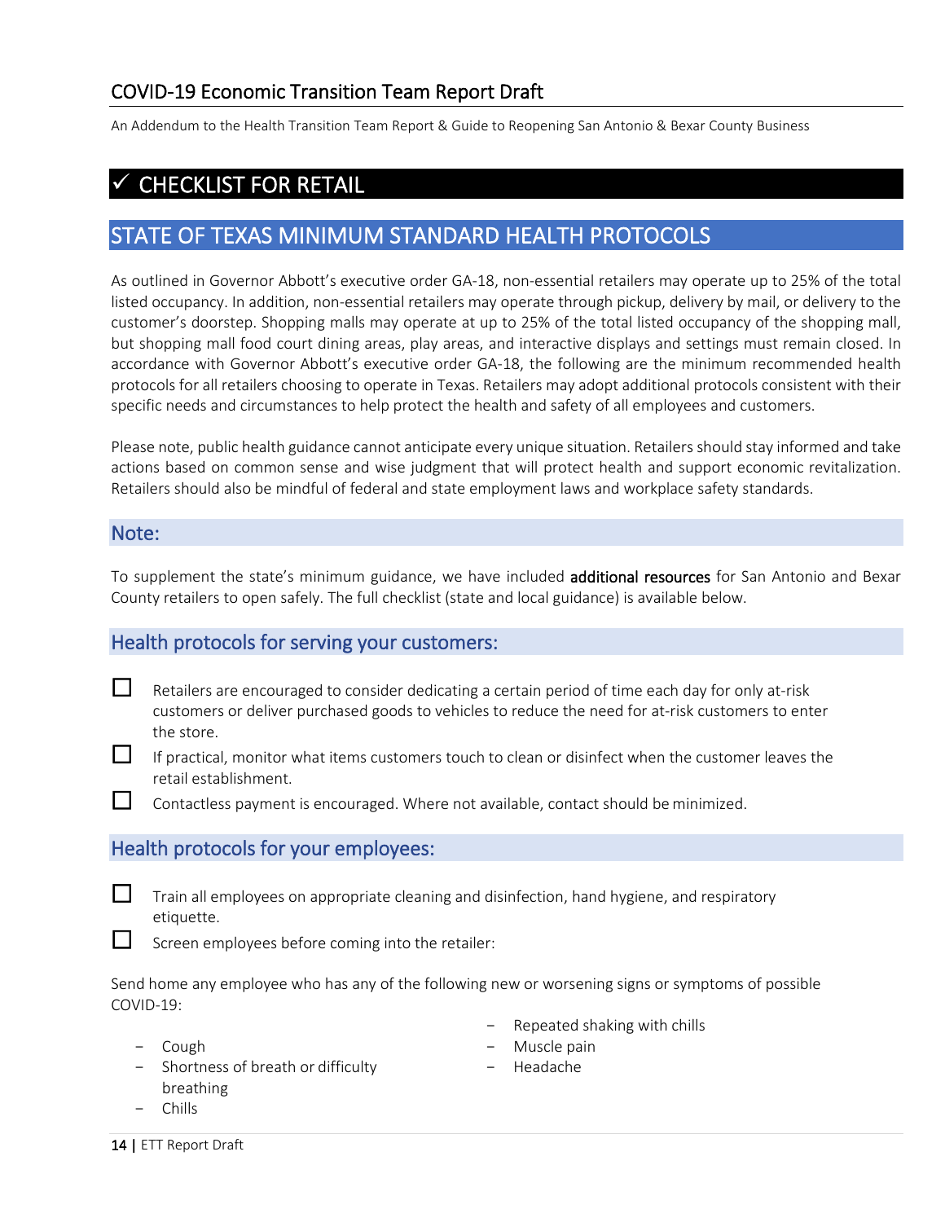# ✓ CHECKLIST FOR RETAIL

## STATE OF TEXAS MINIMUM STANDARD HEALTH PROTOCOLS

As outlined in Governor Abbott's executive order GA-18, non-essential retailers may operate up to 25% of the total listed occupancy. In addition, non-essential retailers may operate through pickup, delivery by mail, or delivery to the customer's doorstep. Shopping malls may operate at up to 25% of the total listed occupancy of the shopping mall, but shopping mall food court dining areas, play areas, and interactive displays and settings must remain closed. In accordance with Governor Abbott's executive order GA-18, the following are the minimum recommended health protocols for all retailers choosing to operate in Texas. Retailers may adopt additional protocols consistent with their specific needs and circumstances to help protect the health and safety of all employees and customers.

Please note, public health guidance cannot anticipate every unique situation. Retailers should stay informed and take actions based on common sense and wise judgment that will protect health and support economic revitalization. Retailers should also be mindful of federal and state employment laws and workplace safety standards.

### Note:

To supplement the state's minimum guidance, we have included **additional resources** for San Antonio and Bexar County retailers to open safely. The full checklist (state and local guidance) is available below.

### Health protocols for serving your customers:

- ☐ Retailers are encouraged to consider dedicating a certain period of time each day for only at-risk customers or deliver purchased goods to vehicles to reduce the need for at-risk customers to enter the store.
- ☐ If practical, monitor what items customers touch to clean or disinfect when the customer leaves the retail establishment.
- ☐ Contactless payment is encouraged. Where not available, contact should be minimized.

### Health protocols for your employees:

- ☐ Train all employees on appropriate cleaning and disinfection, hand hygiene, and respiratory etiquette.
- ☐ Screen employees before coming into the retailer:

Send home any employee who has any of the following new or worsening signs or symptoms of possible COVID-19:

- Cough
- Shortness of breath or difficulty breathing
- Chills
- Repeated shaking with chills
- Muscle pain
- Headache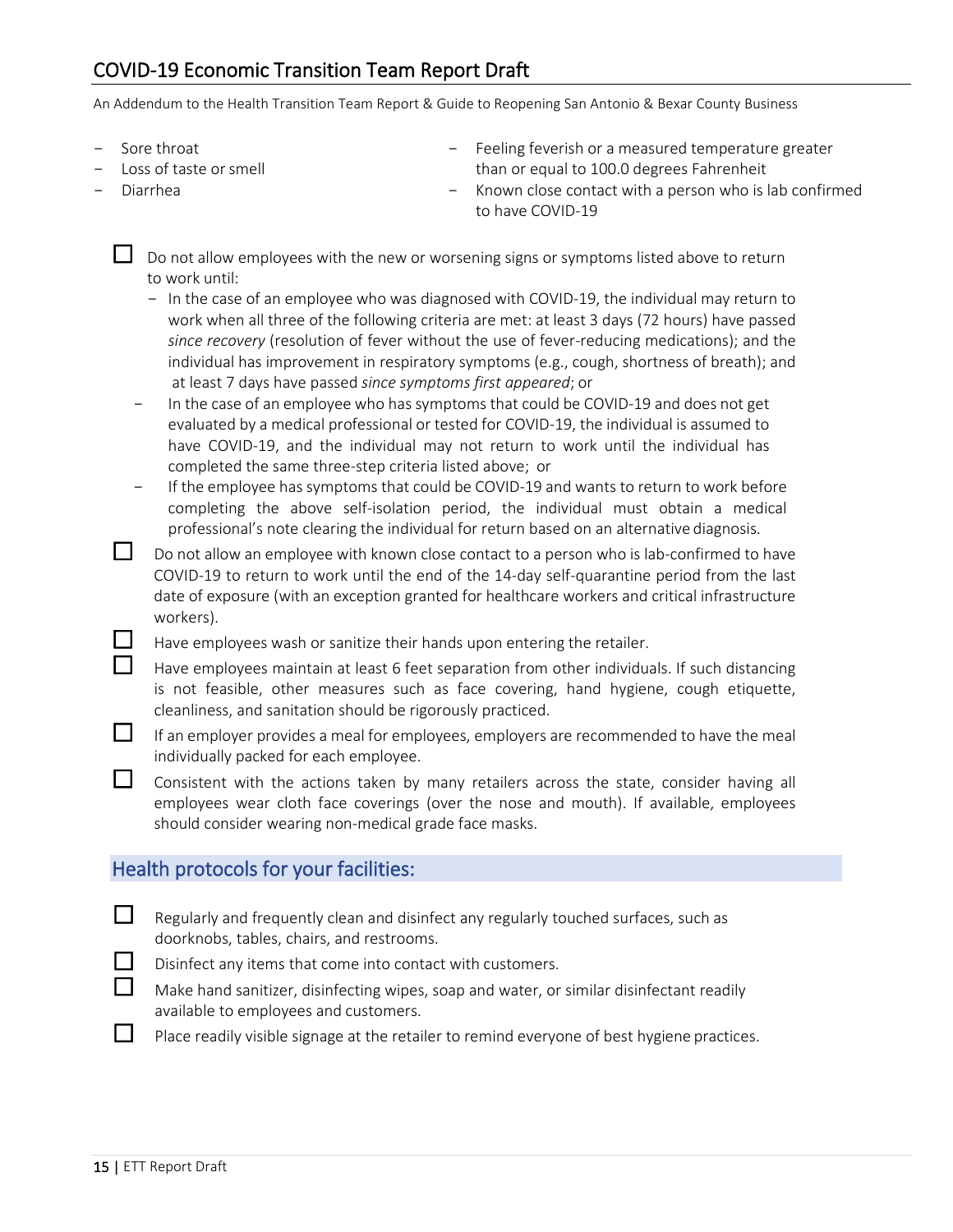- Sore throat
- Loss of taste or smell
- Diarrhea
- Feeling feverish or a measured temperature greater than or equal to 100.0 degrees Fahrenheit
- Known close contact with a person who is lab confirmed to have COVID-19

- ☐ Do not allow employees with the new or worsening signs or symptoms listed above to return to work until:
  - In the case of an employee who was diagnosed with COVID-19, the individual may return to work when all three of the following criteria are met: at least 3 days (72 hours) have passed *since recovery* (resolution of fever without the use of fever-reducing medications); and the individual has improvement in respiratory symptoms (e.g., cough, shortness of breath); and at least 7 days have passed *since symptoms first appeared*; or
  - In the case of an employee who has symptoms that could be COVID-19 and does not get evaluated by a medical professional or tested for COVID-19, the individual is assumed to have COVID-19, and the individual may not return to work until the individual has completed the same three-step criteria listed above; or
  - If the employee has symptoms that could be COVID-19 and wants to return to work before completing the above self-isolation period, the individual must obtain a medical professional's note clearing the individual for return based on an alternative diagnosis.
- ☐ Do not allow an employee with known close contact to a person who is lab-confirmed to have COVID-19 to return to work until the end of the 14-day self-quarantine period from the last date of exposure (with an exception granted for healthcare workers and critical infrastructure workers).
- ☐ Have employees wash or sanitize their hands upon entering the retailer.
- ☐ Have employees maintain at least 6 feet separation from other individuals. If such distancing is not feasible, other measures such as face covering, hand hygiene, cough etiquette, cleanliness, and sanitation should be rigorously practiced.
- ☐ If an employer provides a meal for employees, employers are recommended to have the meal individually packed for each employee.
- ☐ Consistent with the actions taken by many retailers across the state, consider having all employees wear cloth face coverings (over the nose and mouth). If available, employees should consider wearing non-medical grade face masks.

## Health protocols for your facilities:

- ☐ Regularly and frequently clean and disinfect any regularly touched surfaces, such as doorknobs, tables, chairs, and restrooms.
- ☐ Disinfect any items that come into contact with customers.
- ☐ Make hand sanitizer, disinfecting wipes, soap and water, or similar disinfectant readily available to employees and customers.
- ☐ Place readily visible signage at the retailer to remind everyone of best hygiene practices.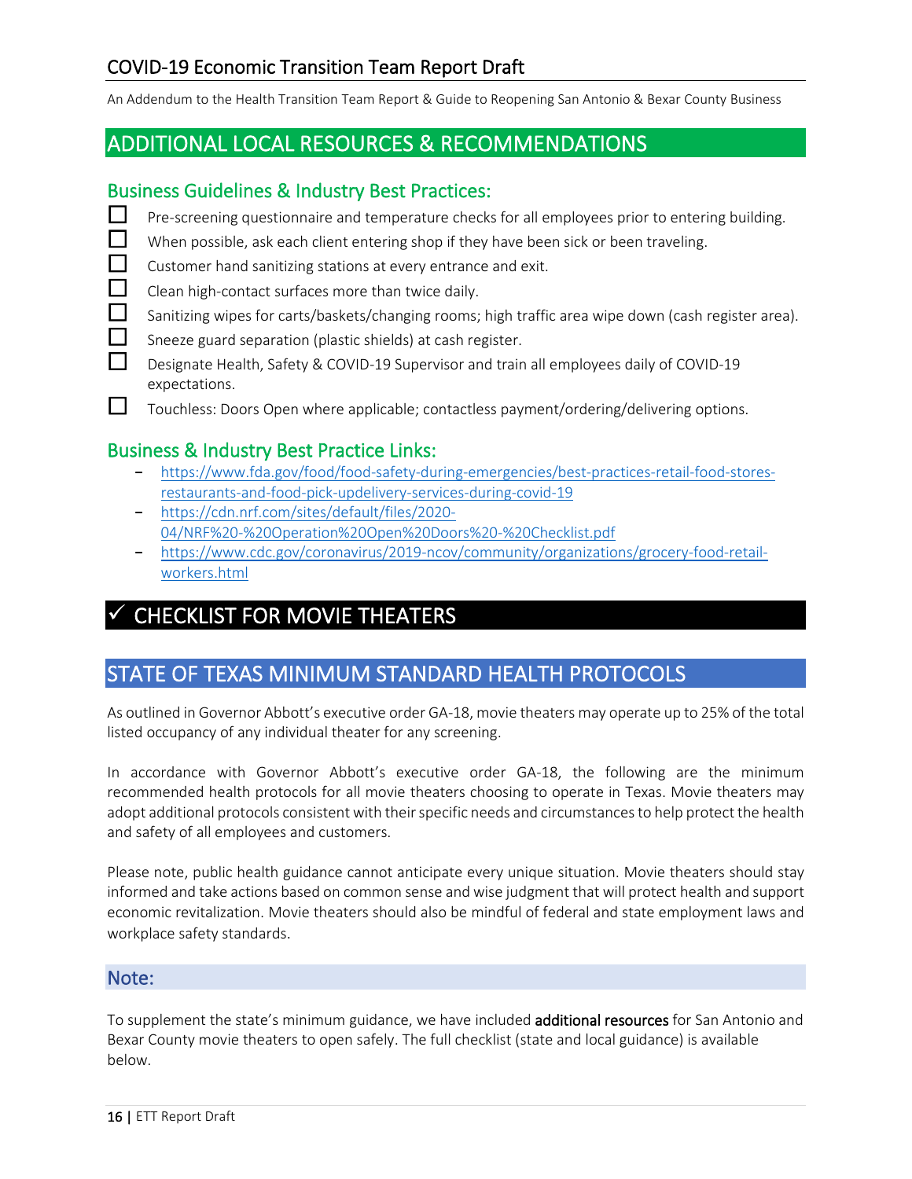## ADDITIONAL LOCAL RESOURCES & RECOMMENDATIONS

### Business Guidelines & Industry Best Practices:

- ☐ Pre-screening questionnaire and temperature checks for all employees prior to entering building.
- ☐ When possible, ask each client entering shop if they have been sick or been traveling.
- ☐ Customer hand sanitizing stations at every entrance and exit.
- ☐ Clean high-contact surfaces more than twice daily.
- ☐ Sanitizing wipes for carts/baskets/changing rooms; high traffic area wipe down (cash register area).
- ☐ Sneeze guard separation (plastic shields) at cash register.
- ☐ Designate Health, Safety & COVID-19 Supervisor and train all employees daily of COVID-19 expectations.
- ☐ Touchless: Doors Open where applicable; contactless payment/ordering/delivering options.

### Business & Industry Best Practice Links:

- https://www.fda.gov/food/food-safety-during-emergencies/best-practices-retail-food-stores-restaurants-and-food-pick-updelivery-services-during-covid-19
- https://cdn.nrf.com/sites/default/files/2020-04/NRF%20-%20Operation%20Open%20Doors%20-%20Checklist.pdf
- https://www.cdc.gov/coronavirus/2019-ncov/community/organizations/grocery-food-retail-workers.html

# ✓ CHECKLIST FOR MOVIE THEATERS

## STATE OF TEXAS MINIMUM STANDARD HEALTH PROTOCOLS

As outlined in Governor Abbott's executive order GA-18, movie theaters may operate up to 25% of the total listed occupancy of any individual theater for any screening.

In accordance with Governor Abbott's executive order GA-18, the following are the minimum recommended health protocols for all movie theaters choosing to operate in Texas. Movie theaters may adopt additional protocols consistent with their specific needs and circumstances to help protect the health and safety of all employees and customers.

Please note, public health guidance cannot anticipate every unique situation. Movie theaters should stay informed and take actions based on common sense and wise judgment that will protect health and support economic revitalization. Movie theaters should also be mindful of federal and state employment laws and workplace safety standards.

### Note:

To supplement the state's minimum guidance, we have included **additional resources** for San Antonio and Bexar County movie theaters to open safely. The full checklist (state and local guidance) is available below.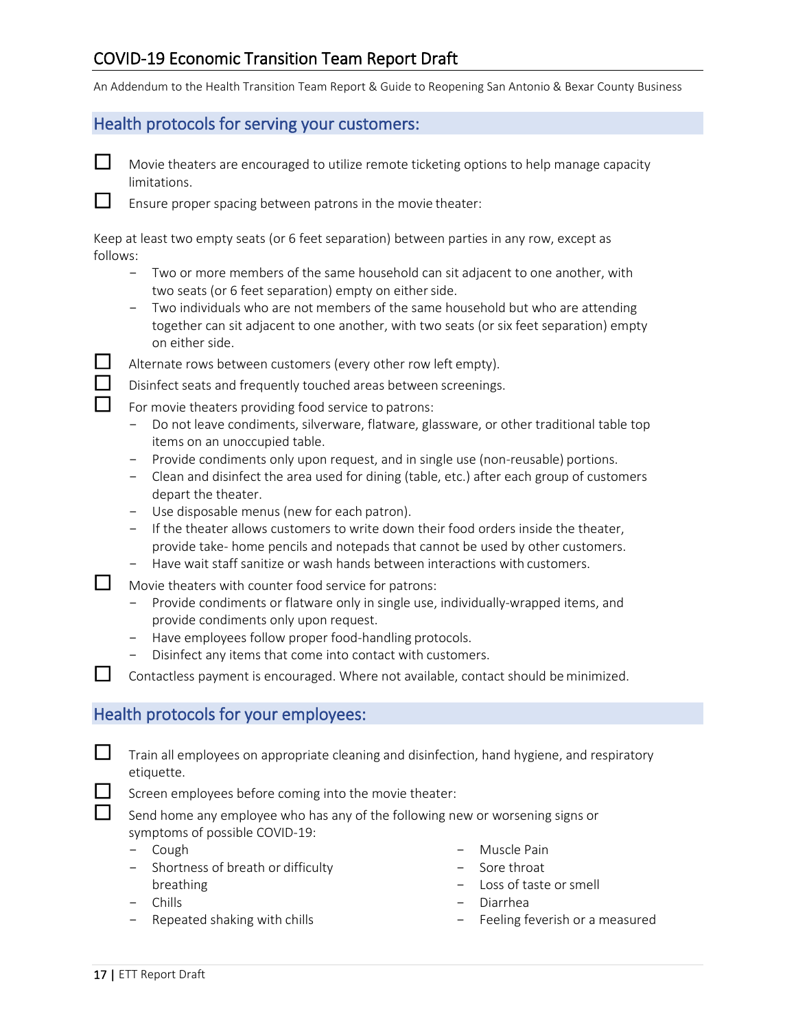## Health protocols for serving your customers:

- [ ] Movie theaters are encouraged to utilize remote ticketing options to help manage capacity limitations.
- [ ] Ensure proper spacing between patrons in the movie theater:

Keep at least two empty seats (or 6 feet separation) between parties in any row, except as follows:

- Two or more members of the same household can sit adjacent to one another, with two seats (or 6 feet separation) empty on either side.
- Two individuals who are not members of the same household but who are attending together can sit adjacent to one another, with two seats (or six feet separation) empty on either side.

- [ ] Alternate rows between customers (every other row left empty).
- [ ] Disinfect seats and frequently touched areas between screenings.
- [ ] For movie theaters providing food service to patrons:
  - Do not leave condiments, silverware, flatware, glassware, or other traditional table top items on an unoccupied table.
  - Provide condiments only upon request, and in single use (non-reusable) portions.
  - Clean and disinfect the area used for dining (table, etc.) after each group of customers depart the theater.
  - Use disposable menus (new for each patron).
  - If the theater allows customers to write down their food orders inside the theater, provide take- home pencils and notepads that cannot be used by other customers.
  - Have wait staff sanitize or wash hands between interactions with customers.
- [ ] Movie theaters with counter food service for patrons:
  - Provide condiments or flatware only in single use, individually-wrapped items, and provide condiments only upon request.
  - Have employees follow proper food-handling protocols.
  - Disinfect any items that come into contact with customers.
- [ ] Contactless payment is encouraged. Where not available, contact should be minimized.

## Health protocols for your employees:

- [ ] Train all employees on appropriate cleaning and disinfection, hand hygiene, and respiratory etiquette.
- [ ] Screen employees before coming into the movie theater:
- [ ] Send home any employee who has any of the following new or worsening signs or symptoms of possible COVID-19:
  - Cough
  - Shortness of breath or difficulty breathing
  - Chills
  - Repeated shaking with chills
  - Muscle Pain
  - Sore throat
  - Loss of taste or smell
  - Diarrhea
  - Feeling feverish or a measured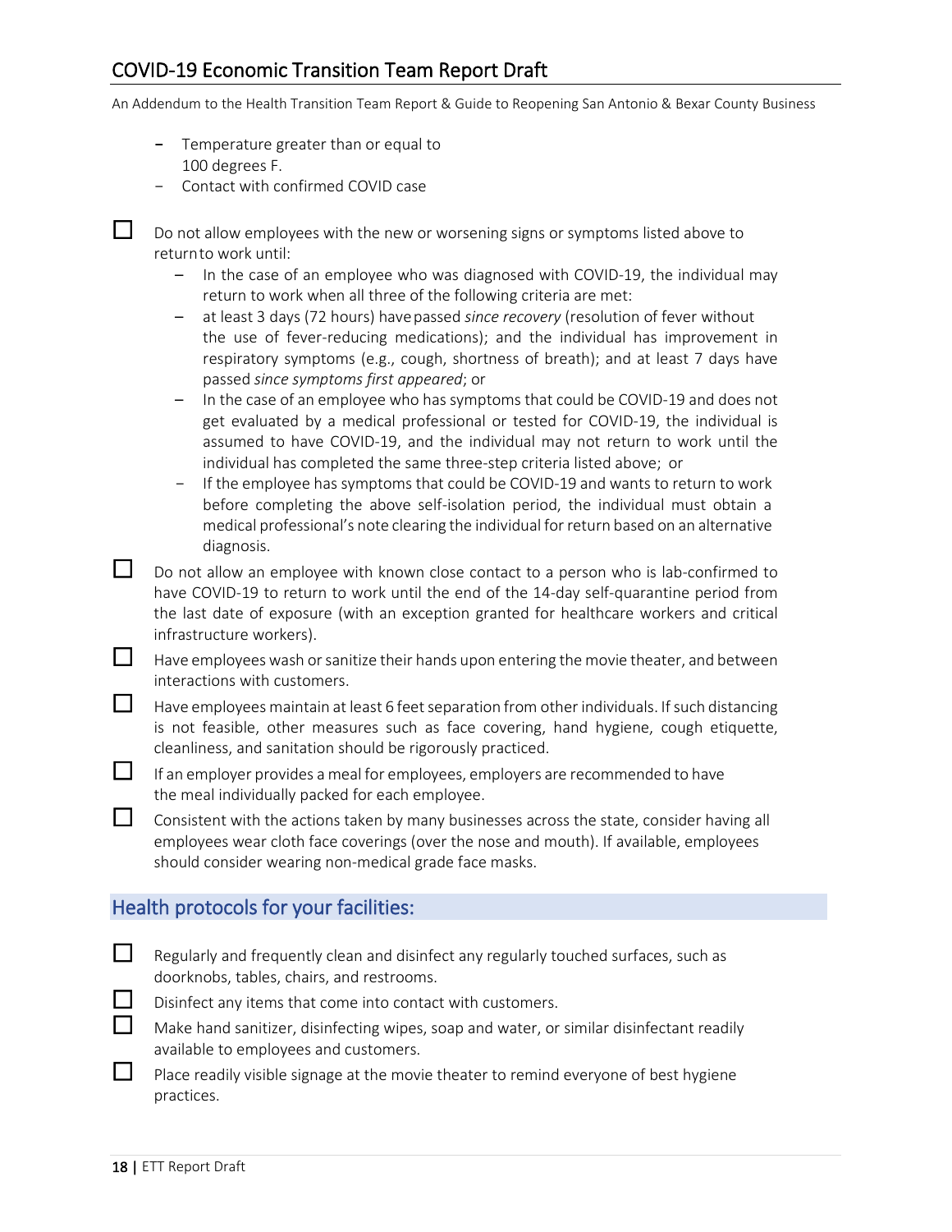- Temperature greater than or equal to 100 degrees F.
- Contact with confirmed COVID case

- ☐ Do not allow employees with the new or worsening signs or symptoms listed above to return to work until:
  - In the case of an employee who was diagnosed with COVID-19, the individual may return to work when all three of the following criteria are met:
  - at least 3 days (72 hours) have passed *since recovery* (resolution of fever without the use of fever-reducing medications); and the individual has improvement in respiratory symptoms (e.g., cough, shortness of breath); and at least 7 days have passed *since symptoms first appeared*; or
  - In the case of an employee who has symptoms that could be COVID-19 and does not get evaluated by a medical professional or tested for COVID-19, the individual is assumed to have COVID-19, and the individual may not return to work until the individual has completed the same three-step criteria listed above; or
  - If the employee has symptoms that could be COVID-19 and wants to return to work before completing the above self-isolation period, the individual must obtain a medical professional's note clearing the individual for return based on an alternative diagnosis.
- ☐ Do not allow an employee with known close contact to a person who is lab-confirmed to have COVID-19 to return to work until the end of the 14-day self-quarantine period from the last date of exposure (with an exception granted for healthcare workers and critical infrastructure workers).
- ☐ Have employees wash or sanitize their hands upon entering the movie theater, and between interactions with customers.
- ☐ Have employees maintain at least 6 feet separation from other individuals. If such distancing is not feasible, other measures such as face covering, hand hygiene, cough etiquette, cleanliness, and sanitation should be rigorously practiced.
- ☐ If an employer provides a meal for employees, employers are recommended to have the meal individually packed for each employee.
- ☐ Consistent with the actions taken by many businesses across the state, consider having all employees wear cloth face coverings (over the nose and mouth). If available, employees should consider wearing non-medical grade face masks.

## Health protocols for your facilities:

- ☐ Regularly and frequently clean and disinfect any regularly touched surfaces, such as doorknobs, tables, chairs, and restrooms.
- ☐ Disinfect any items that come into contact with customers.
- ☐ Make hand sanitizer, disinfecting wipes, soap and water, or similar disinfectant readily available to employees and customers.
- ☐ Place readily visible signage at the movie theater to remind everyone of best hygiene practices.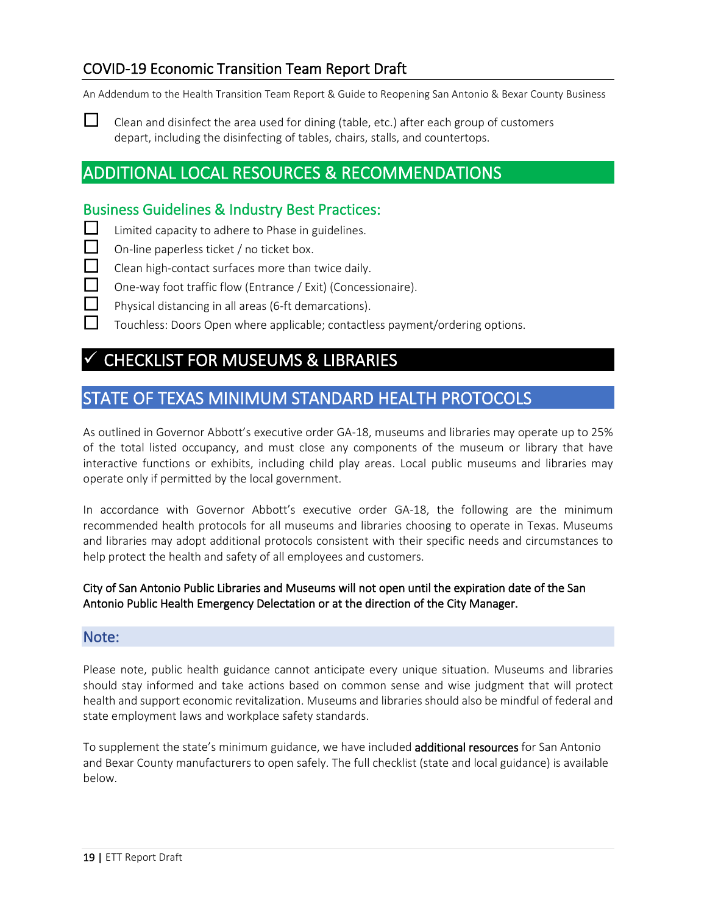- [ ] Clean and disinfect the area used for dining (table, etc.) after each group of customers depart, including the disinfecting of tables, chairs, stalls, and countertops.

## ADDITIONAL LOCAL RESOURCES & RECOMMENDATIONS

### Business Guidelines & Industry Best Practices:

- [ ] Limited capacity to adhere to Phase in guidelines.
- [ ] On-line paperless ticket / no ticket box.
- [ ] Clean high-contact surfaces more than twice daily.
- [ ] One-way foot traffic flow (Entrance / Exit) (Concessionaire).
- [ ] Physical distancing in all areas (6-ft demarcations).
- [ ] Touchless: Doors Open where applicable; contactless payment/ordering options.

# ✓ CHECKLIST FOR MUSEUMS & LIBRARIES

## STATE OF TEXAS MINIMUM STANDARD HEALTH PROTOCOLS

As outlined in Governor Abbott's executive order GA-18, museums and libraries may operate up to 25% of the total listed occupancy, and must close any components of the museum or library that have interactive functions or exhibits, including child play areas. Local public museums and libraries may operate only if permitted by the local government.

In accordance with Governor Abbott's executive order GA-18, the following are the minimum recommended health protocols for all museums and libraries choosing to operate in Texas. Museums and libraries may adopt additional protocols consistent with their specific needs and circumstances to help protect the health and safety of all employees and customers.

**City of San Antonio Public Libraries and Museums will not open until the expiration date of the San Antonio Public Health Emergency Delectation or at the direction of the City Manager.**

### Note:

Please note, public health guidance cannot anticipate every unique situation. Museums and libraries should stay informed and take actions based on common sense and wise judgment that will protect health and support economic revitalization. Museums and libraries should also be mindful of federal and state employment laws and workplace safety standards.

To supplement the state's minimum guidance, we have included **additional resources** for San Antonio and Bexar County manufacturers to open safely. The full checklist (state and local guidance) is available below.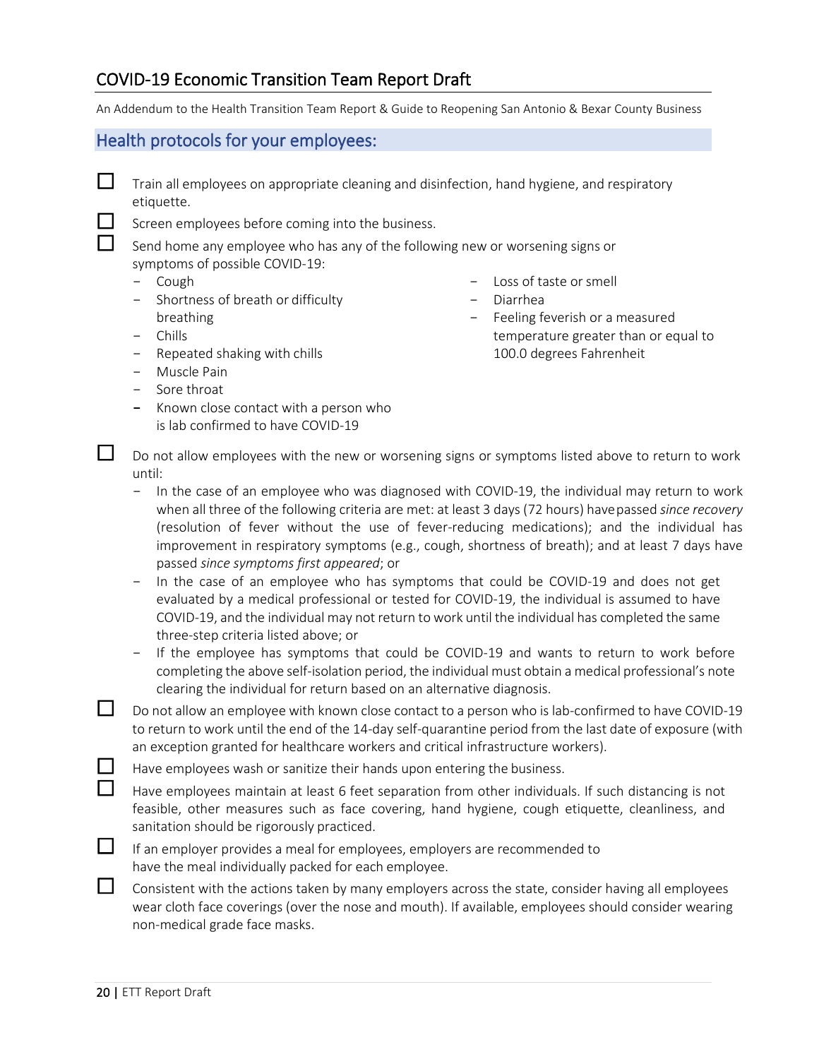## Health protocols for your employees:

- [ ] Train all employees on appropriate cleaning and disinfection, hand hygiene, and respiratory etiquette.
- [ ] Screen employees before coming into the business.
- [ ] Send home any employee who has any of the following new or worsening signs or symptoms of possible COVID-19:
  - Cough
  - Shortness of breath or difficulty breathing
  - Chills
  - Repeated shaking with chills
  - Muscle Pain
  - Sore throat
  - Known close contact with a person who is lab confirmed to have COVID-19
  - Loss of taste or smell
  - Diarrhea
  - Feeling feverish or a measured temperature greater than or equal to 100.0 degrees Fahrenheit
- [ ] Do not allow employees with the new or worsening signs or symptoms listed above to return to work until:
  - In the case of an employee who was diagnosed with COVID-19, the individual may return to work when all three of the following criteria are met: at least 3 days (72 hours) have passed *since recovery* (resolution of fever without the use of fever-reducing medications); and the individual has improvement in respiratory symptoms (e.g., cough, shortness of breath); and at least 7 days have passed *since symptoms first appeared*; or
  - In the case of an employee who has symptoms that could be COVID-19 and does not get evaluated by a medical professional or tested for COVID-19, the individual is assumed to have COVID-19, and the individual may not return to work until the individual has completed the same three-step criteria listed above; or
  - If the employee has symptoms that could be COVID-19 and wants to return to work before completing the above self-isolation period, the individual must obtain a medical professional's note clearing the individual for return based on an alternative diagnosis.
- [ ] Do not allow an employee with known close contact to a person who is lab-confirmed to have COVID-19 to return to work until the end of the 14-day self-quarantine period from the last date of exposure (with an exception granted for healthcare workers and critical infrastructure workers).
- [ ] Have employees wash or sanitize their hands upon entering the business.
- [ ] Have employees maintain at least 6 feet separation from other individuals. If such distancing is not feasible, other measures such as face covering, hand hygiene, cough etiquette, cleanliness, and sanitation should be rigorously practiced.
- [ ] If an employer provides a meal for employees, employers are recommended to have the meal individually packed for each employee.
- [ ] Consistent with the actions taken by many employers across the state, consider having all employees wear cloth face coverings (over the nose and mouth). If available, employees should consider wearing non-medical grade face masks.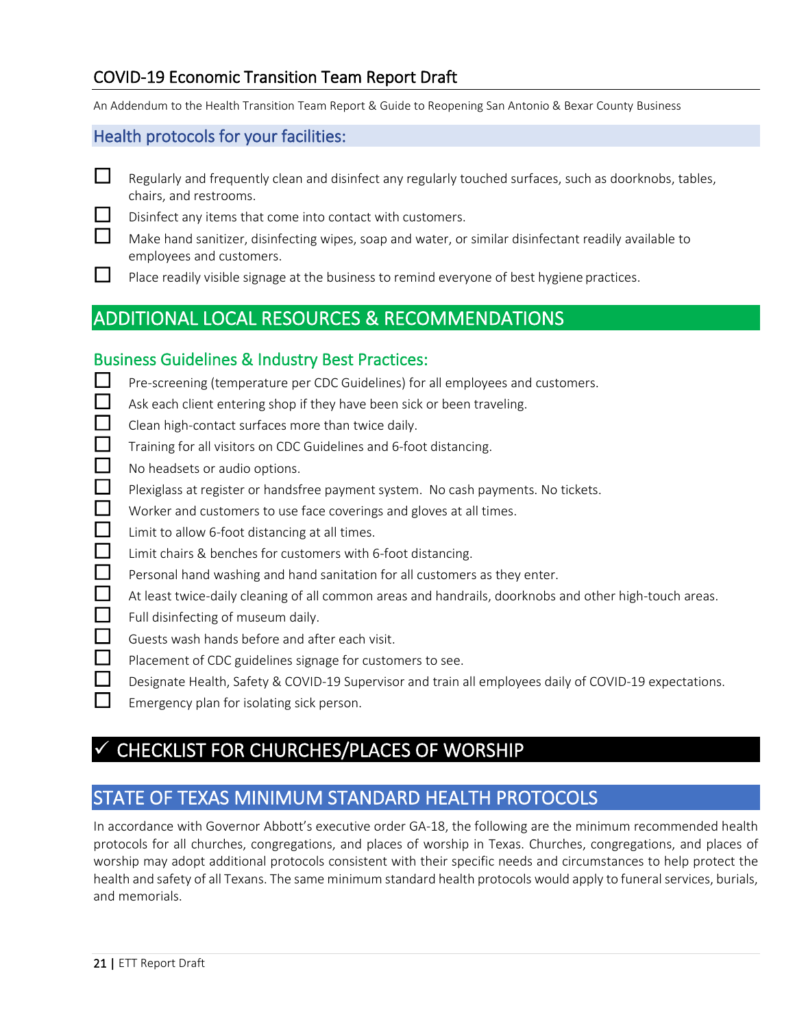## Health protocols for your facilities:

- ☐ Regularly and frequently clean and disinfect any regularly touched surfaces, such as doorknobs, tables, chairs, and restrooms.
- ☐ Disinfect any items that come into contact with customers.
- ☐ Make hand sanitizer, disinfecting wipes, soap and water, or similar disinfectant readily available to employees and customers.
- ☐ Place readily visible signage at the business to remind everyone of best hygiene practices.

# ADDITIONAL LOCAL RESOURCES & RECOMMENDATIONS

## Business Guidelines & Industry Best Practices:

- ☐ Pre-screening (temperature per CDC Guidelines) for all employees and customers.
- ☐ Ask each client entering shop if they have been sick or been traveling.
- ☐ Clean high-contact surfaces more than twice daily.
- ☐ Training for all visitors on CDC Guidelines and 6-foot distancing.
- ☐ No headsets or audio options.
- ☐ Plexiglass at register or handsfree payment system. No cash payments. No tickets.
- ☐ Worker and customers to use face coverings and gloves at all times.
- ☐ Limit to allow 6-foot distancing at all times.
- ☐ Limit chairs & benches for customers with 6-foot distancing.
- ☐ Personal hand washing and hand sanitation for all customers as they enter.
- ☐ At least twice-daily cleaning of all common areas and handrails, doorknobs and other high-touch areas.
- ☐ Full disinfecting of museum daily.
- ☐ Guests wash hands before and after each visit.
- ☐ Placement of CDC guidelines signage for customers to see.
- ☐ Designate Health, Safety & COVID-19 Supervisor and train all employees daily of COVID-19 expectations.
- ☐ Emergency plan for isolating sick person.

# ✓ CHECKLIST FOR CHURCHES/PLACES OF WORSHIP

# STATE OF TEXAS MINIMUM STANDARD HEALTH PROTOCOLS

In accordance with Governor Abbott's executive order GA-18, the following are the minimum recommended health protocols for all churches, congregations, and places of worship in Texas. Churches, congregations, and places of worship may adopt additional protocols consistent with their specific needs and circumstances to help protect the health and safety of all Texans. The same minimum standard health protocols would apply to funeral services, burials, and memorials.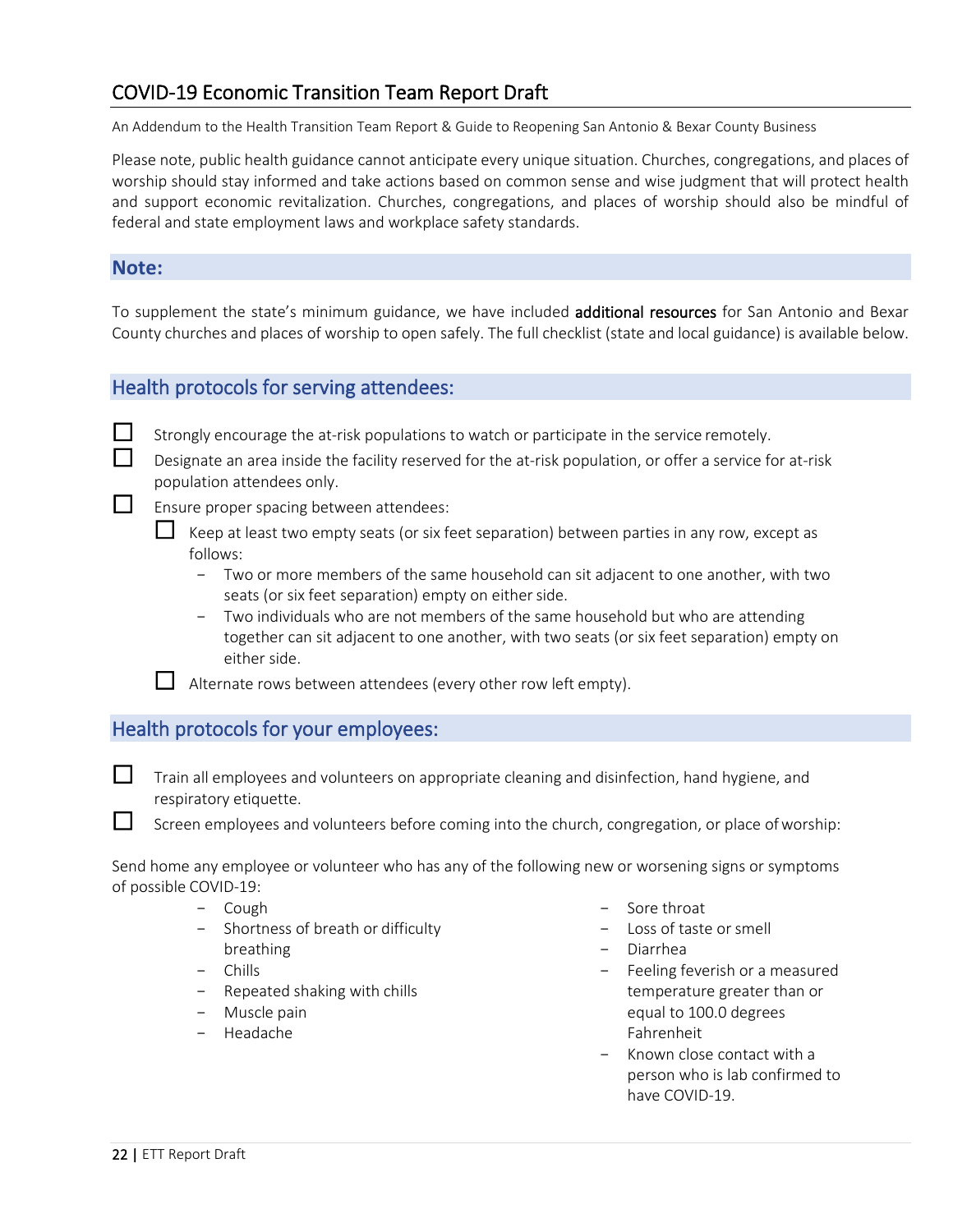## COVID-19 Economic Transition Team Report Draft

An Addendum to the Health Transition Team Report & Guide to Reopening San Antonio & Bexar County Business

Please note, public health guidance cannot anticipate every unique situation. Churches, congregations, and places of worship should stay informed and take actions based on common sense and wise judgment that will protect health and support economic revitalization. Churches, congregations, and places of worship should also be mindful of federal and state employment laws and workplace safety standards.

### Note:

To supplement the state's minimum guidance, we have included **additional resources** for San Antonio and Bexar County churches and places of worship to open safely. The full checklist (state and local guidance) is available below.

### Health protocols for serving attendees:

- [ ] Strongly encourage the at-risk populations to watch or participate in the service remotely.
- [ ] Designate an area inside the facility reserved for the at-risk population, or offer a service for at-risk population attendees only.
- [ ] Ensure proper spacing between attendees:
  - [ ] Keep at least two empty seats (or six feet separation) between parties in any row, except as follows:
    - Two or more members of the same household can sit adjacent to one another, with two seats (or six feet separation) empty on either side.
    - Two individuals who are not members of the same household but who are attending together can sit adjacent to one another, with two seats (or six feet separation) empty on either side.
  - [ ] Alternate rows between attendees (every other row left empty).

### Health protocols for your employees:

- [ ] Train all employees and volunteers on appropriate cleaning and disinfection, hand hygiene, and respiratory etiquette.
- [ ] Screen employees and volunteers before coming into the church, congregation, or place of worship:

Send home any employee or volunteer who has any of the following new or worsening signs or symptoms of possible COVID-19:

- Cough
- Shortness of breath or difficulty breathing
- Chills
- Repeated shaking with chills
- Muscle pain
- Headache
- Sore throat
- Loss of taste or smell
- Diarrhea
- Feeling feverish or a measured temperature greater than or equal to 100.0 degrees Fahrenheit
- Known close contact with a person who is lab confirmed to have COVID-19.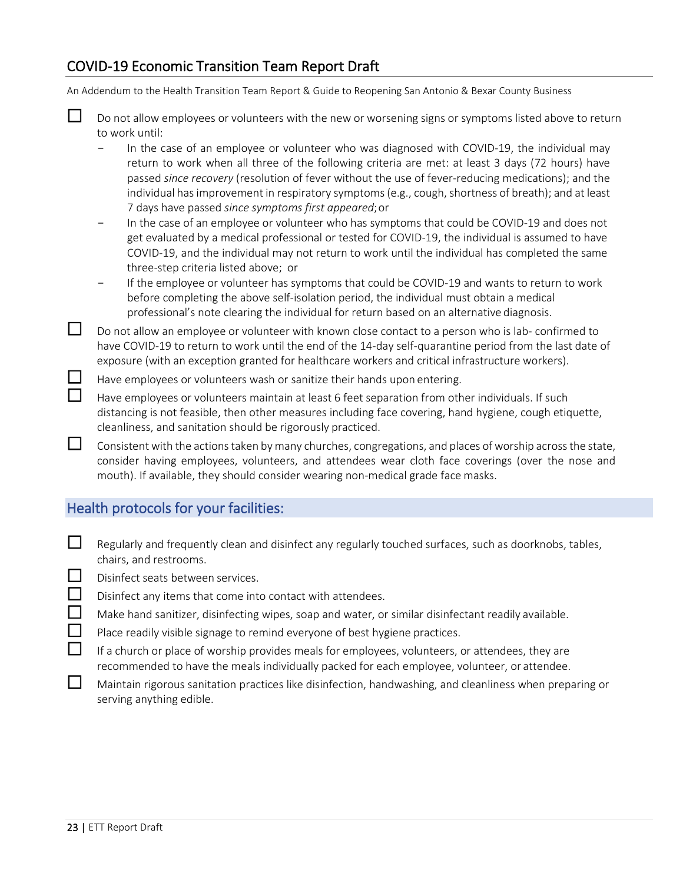- [ ] Do not allow employees or volunteers with the new or worsening signs or symptoms listed above to return to work until:
    - In the case of an employee or volunteer who was diagnosed with COVID-19, the individual may return to work when all three of the following criteria are met: at least 3 days (72 hours) have passed *since recovery* (resolution of fever without the use of fever-reducing medications); and the individual has improvement in respiratory symptoms (e.g., cough, shortness of breath); and at least 7 days have passed *since symptoms first appeared*; or
    - In the case of an employee or volunteer who has symptoms that could be COVID-19 and does not get evaluated by a medical professional or tested for COVID-19, the individual is assumed to have COVID-19, and the individual may not return to work until the individual has completed the same three-step criteria listed above; or
    - If the employee or volunteer has symptoms that could be COVID-19 and wants to return to work before completing the above self-isolation period, the individual must obtain a medical professional's note clearing the individual for return based on an alternative diagnosis.
- [ ] Do not allow an employee or volunteer with known close contact to a person who is lab- confirmed to have COVID-19 to return to work until the end of the 14-day self-quarantine period from the last date of exposure (with an exception granted for healthcare workers and critical infrastructure workers).
- [ ] Have employees or volunteers wash or sanitize their hands upon entering.
- [ ] Have employees or volunteers maintain at least 6 feet separation from other individuals. If such distancing is not feasible, then other measures including face covering, hand hygiene, cough etiquette, cleanliness, and sanitation should be rigorously practiced.
- [ ] Consistent with the actions taken by many churches, congregations, and places of worship across the state, consider having employees, volunteers, and attendees wear cloth face coverings (over the nose and mouth). If available, they should consider wearing non-medical grade face masks.

## Health protocols for your facilities:

- [ ] Regularly and frequently clean and disinfect any regularly touched surfaces, such as doorknobs, tables, chairs, and restrooms.
- [ ] Disinfect seats between services.
- [ ] Disinfect any items that come into contact with attendees.
- [ ] Make hand sanitizer, disinfecting wipes, soap and water, or similar disinfectant readily available.
- [ ] Place readily visible signage to remind everyone of best hygiene practices.
- [ ] If a church or place of worship provides meals for employees, volunteers, or attendees, they are recommended to have the meals individually packed for each employee, volunteer, or attendee.
- [ ] Maintain rigorous sanitation practices like disinfection, handwashing, and cleanliness when preparing or serving anything edible.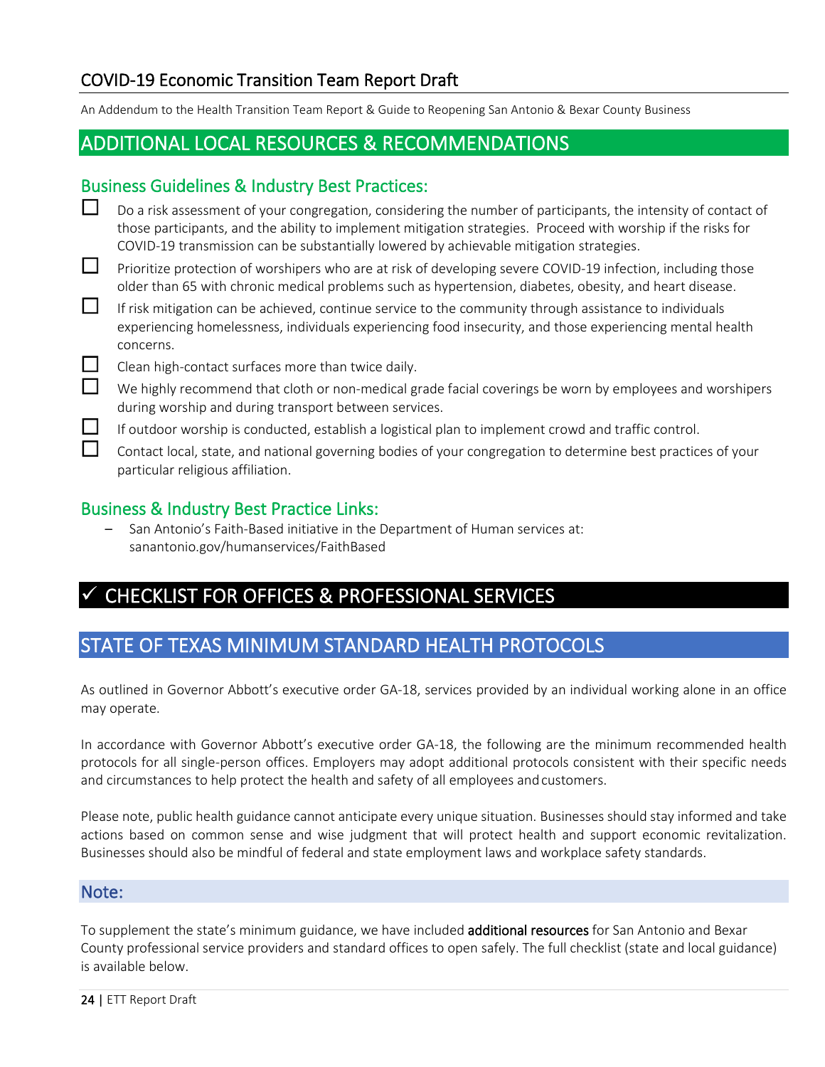## ADDITIONAL LOCAL RESOURCES & RECOMMENDATIONS

### Business Guidelines & Industry Best Practices:

- ☐ Do a risk assessment of your congregation, considering the number of participants, the intensity of contact of those participants, and the ability to implement mitigation strategies. Proceed with worship if the risks for COVID-19 transmission can be substantially lowered by achievable mitigation strategies.
- ☐ Prioritize protection of worshipers who are at risk of developing severe COVID-19 infection, including those older than 65 with chronic medical problems such as hypertension, diabetes, obesity, and heart disease.
- ☐ If risk mitigation can be achieved, continue service to the community through assistance to individuals experiencing homelessness, individuals experiencing food insecurity, and those experiencing mental health concerns.
- ☐ Clean high-contact surfaces more than twice daily.
- ☐ We highly recommend that cloth or non-medical grade facial coverings be worn by employees and worshipers during worship and during transport between services.
- ☐ If outdoor worship is conducted, establish a logistical plan to implement crowd and traffic control.
- ☐ Contact local, state, and national governing bodies of your congregation to determine best practices of your particular religious affiliation.

### Business & Industry Best Practice Links:

- San Antonio's Faith-Based initiative in the Department of Human services at: sanantonio.gov/humanservices/FaithBased

# ✓ CHECKLIST FOR OFFICES & PROFESSIONAL SERVICES

## STATE OF TEXAS MINIMUM STANDARD HEALTH PROTOCOLS

As outlined in Governor Abbott's executive order GA-18, services provided by an individual working alone in an office may operate.

In accordance with Governor Abbott's executive order GA-18, the following are the minimum recommended health protocols for all single-person offices. Employers may adopt additional protocols consistent with their specific needs and circumstances to help protect the health and safety of all employees and customers.

Please note, public health guidance cannot anticipate every unique situation. Businesses should stay informed and take actions based on common sense and wise judgment that will protect health and support economic revitalization. Businesses should also be mindful of federal and state employment laws and workplace safety standards.

### Note:

To supplement the state's minimum guidance, we have included **additional resources** for San Antonio and Bexar County professional service providers and standard offices to open safely. The full checklist (state and local guidance) is available below.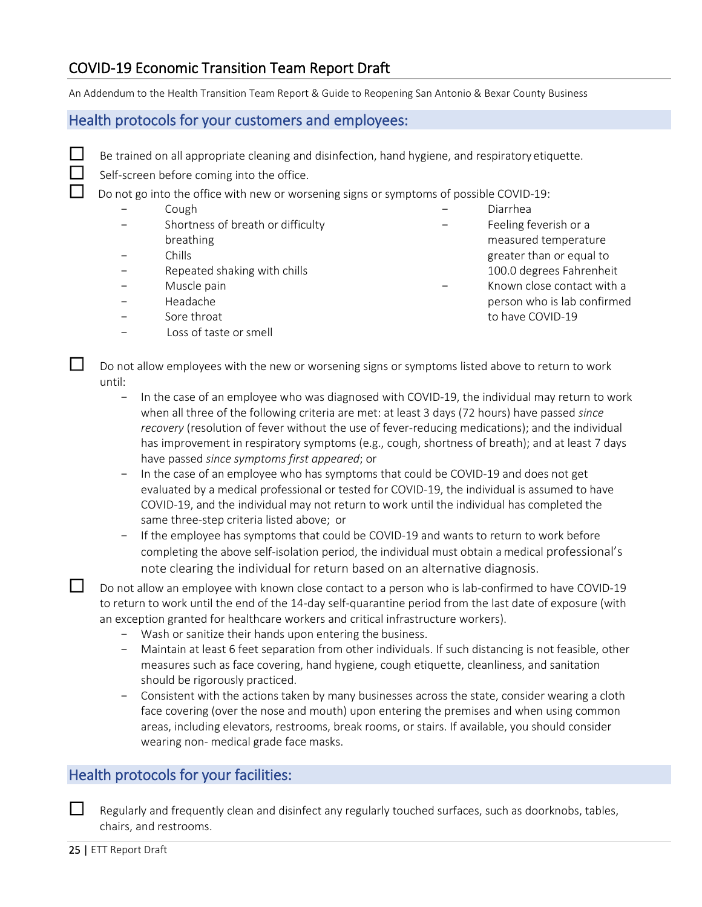## COVID-19 Economic Transition Team Report Draft

An Addendum to the Health Transition Team Report & Guide to Reopening San Antonio & Bexar County Business

### Health protocols for your customers and employees:

- ☐ Be trained on all appropriate cleaning and disinfection, hand hygiene, and respiratory etiquette.
- ☐ Self-screen before coming into the office.
- ☐ Do not go into the office with new or worsening signs or symptoms of possible COVID-19:
  - Cough
  - Shortness of breath or difficulty breathing
  - Chills
  - Repeated shaking with chills
  - Muscle pain
  - Headache
  - Sore throat
  - Loss of taste or smell
  - Diarrhea
  - Feeling feverish or a measured temperature greater than or equal to 100.0 degrees Fahrenheit
  - Known close contact with a person who is lab confirmed to have COVID-19
- ☐ Do not allow employees with the new or worsening signs or symptoms listed above to return to work until:
  - In the case of an employee who was diagnosed with COVID-19, the individual may return to work when all three of the following criteria are met: at least 3 days (72 hours) have passed *since recovery* (resolution of fever without the use of fever-reducing medications); and the individual has improvement in respiratory symptoms (e.g., cough, shortness of breath); and at least 7 days have passed *since symptoms first appeared*; or
  - In the case of an employee who has symptoms that could be COVID-19 and does not get evaluated by a medical professional or tested for COVID-19, the individual is assumed to have COVID-19, and the individual may not return to work until the individual has completed the same three-step criteria listed above; or
  - If the employee has symptoms that could be COVID-19 and wants to return to work before completing the above self-isolation period, the individual must obtain a medical professional's note clearing the individual for return based on an alternative diagnosis.
- ☐ Do not allow an employee with known close contact to a person who is lab-confirmed to have COVID-19 to return to work until the end of the 14-day self-quarantine period from the last date of exposure (with an exception granted for healthcare workers and critical infrastructure workers).
  - Wash or sanitize their hands upon entering the business.
  - Maintain at least 6 feet separation from other individuals. If such distancing is not feasible, other measures such as face covering, hand hygiene, cough etiquette, cleanliness, and sanitation should be rigorously practiced.
  - Consistent with the actions taken by many businesses across the state, consider wearing a cloth face covering (over the nose and mouth) upon entering the premises and when using common areas, including elevators, restrooms, break rooms, or stairs. If available, you should consider wearing non- medical grade face masks.

### Health protocols for your facilities:

- ☐ Regularly and frequently clean and disinfect any regularly touched surfaces, such as doorknobs, tables, chairs, and restrooms.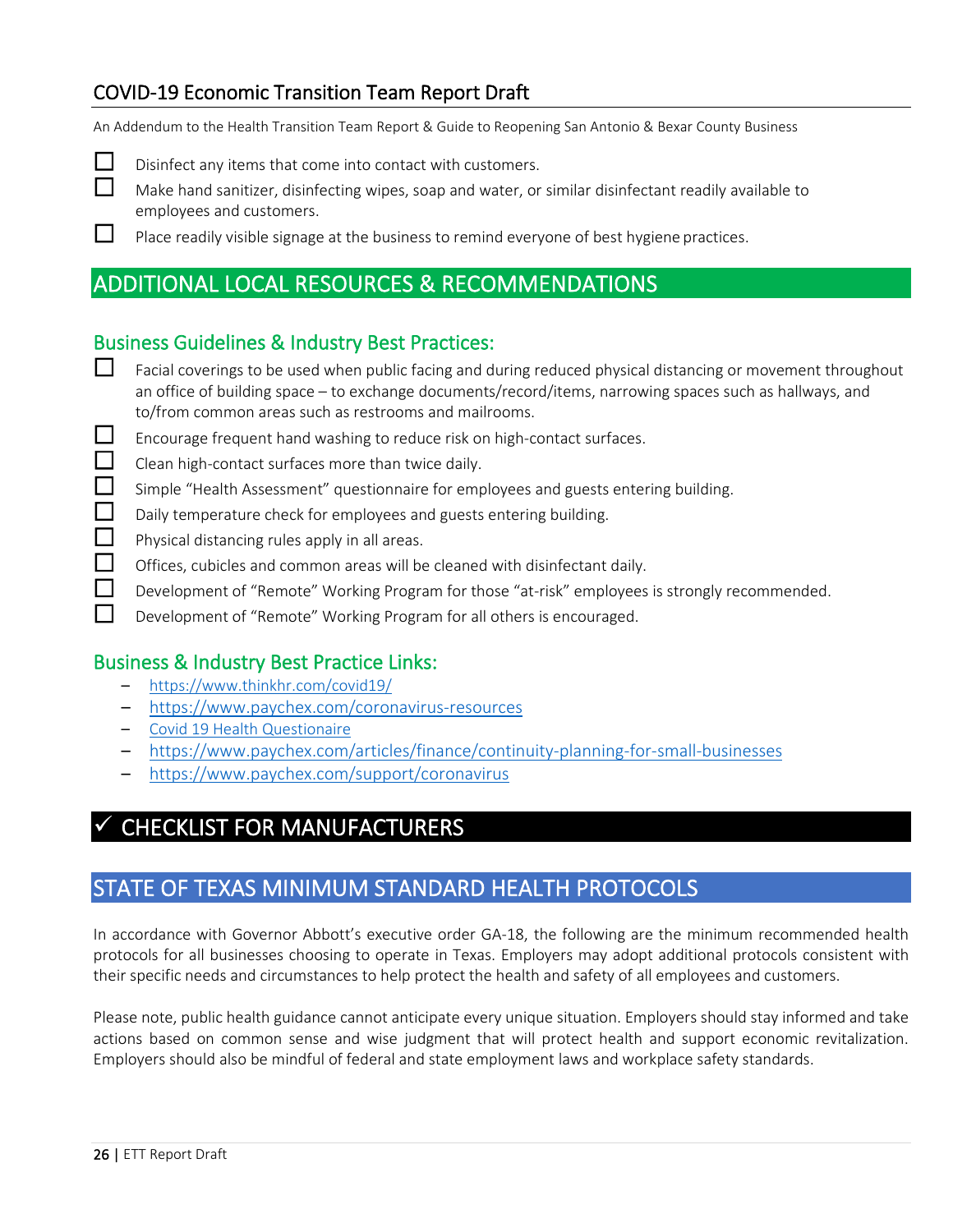- [ ] Disinfect any items that come into contact with customers.
- [ ] Make hand sanitizer, disinfecting wipes, soap and water, or similar disinfectant readily available to employees and customers.
- [ ] Place readily visible signage at the business to remind everyone of best hygiene practices.

## ADDITIONAL LOCAL RESOURCES & RECOMMENDATIONS

### Business Guidelines & Industry Best Practices:

- [ ] Facial coverings to be used when public facing and during reduced physical distancing or movement throughout an office of building space – to exchange documents/record/items, narrowing spaces such as hallways, and to/from common areas such as restrooms and mailrooms.
- [ ] Encourage frequent hand washing to reduce risk on high-contact surfaces.
- [ ] Clean high-contact surfaces more than twice daily.
- [ ] Simple "Health Assessment" questionnaire for employees and guests entering building.
- [ ] Daily temperature check for employees and guests entering building.
- [ ] Physical distancing rules apply in all areas.
- [ ] Offices, cubicles and common areas will be cleaned with disinfectant daily.
- [ ] Development of "Remote" Working Program for those "at-risk" employees is strongly recommended.
- [ ] Development of "Remote" Working Program for all others is encouraged.

### Business & Industry Best Practice Links:

- https://www.thinkhr.com/covid19/
- https://www.paychex.com/coronavirus-resources
- Covid 19 Health Questionaire
- https://www.paychex.com/articles/finance/continuity-planning-for-small-businesses
- https://www.paychex.com/support/coronavirus

## ✓ CHECKLIST FOR MANUFACTURERS

## STATE OF TEXAS MINIMUM STANDARD HEALTH PROTOCOLS

In accordance with Governor Abbott's executive order GA-18, the following are the minimum recommended health protocols for all businesses choosing to operate in Texas. Employers may adopt additional protocols consistent with their specific needs and circumstances to help protect the health and safety of all employees and customers.

Please note, public health guidance cannot anticipate every unique situation. Employers should stay informed and take actions based on common sense and wise judgment that will protect health and support economic revitalization. Employers should also be mindful of federal and state employment laws and workplace safety standards.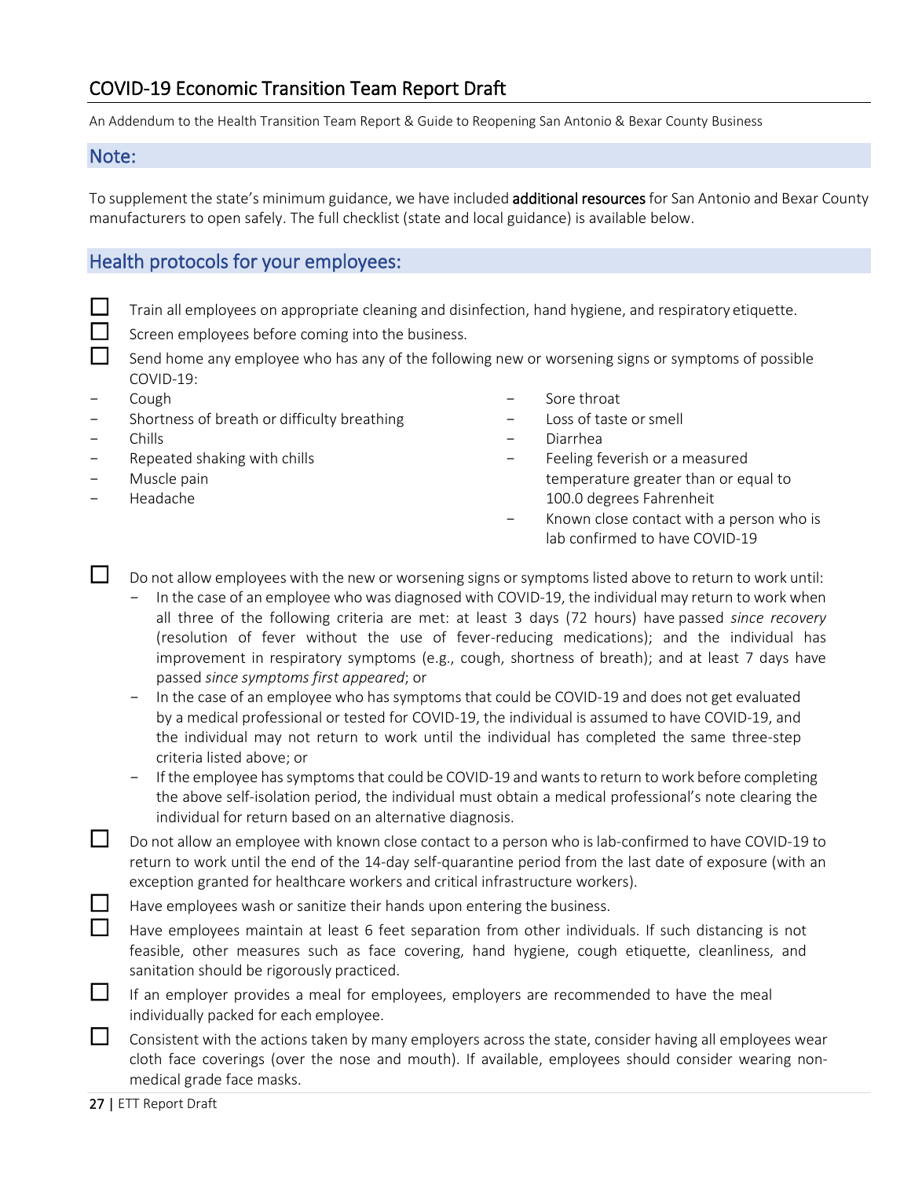## COVID-19 Economic Transition Team Report Draft

An Addendum to the Health Transition Team Report & Guide to Reopening San Antonio & Bexar County Business

### Note:

To supplement the state's minimum guidance, we have included **additional resources** for San Antonio and Bexar County manufacturers to open safely. The full checklist (state and local guidance) is available below.

### Health protocols for your employees:

- ☐ Train all employees on appropriate cleaning and disinfection, hand hygiene, and respiratory etiquette.
- ☐ Screen employees before coming into the business.
- ☐ Send home any employee who has any of the following new or worsening signs or symptoms of possible COVID-19:
  - Cough
  - Shortness of breath or difficulty breathing
  - Chills
  - Repeated shaking with chills
  - Muscle pain
  - Headache
  - Sore throat
  - Loss of taste or smell
  - Diarrhea
  - Feeling feverish or a measured temperature greater than or equal to 100.0 degrees Fahrenheit
  - Known close contact with a person who is lab confirmed to have COVID-19
- ☐ Do not allow employees with the new or worsening signs or symptoms listed above to return to work until:
  - In the case of an employee who was diagnosed with COVID-19, the individual may return to work when all three of the following criteria are met: at least 3 days (72 hours) have passed *since recovery* (resolution of fever without the use of fever-reducing medications); and the individual has improvement in respiratory symptoms (e.g., cough, shortness of breath); and at least 7 days have passed *since symptoms first appeared*; or
  - In the case of an employee who has symptoms that could be COVID-19 and does not get evaluated by a medical professional or tested for COVID-19, the individual is assumed to have COVID-19, and the individual may not return to work until the individual has completed the same three-step criteria listed above; or
  - If the employee has symptoms that could be COVID-19 and wants to return to work before completing the above self-isolation period, the individual must obtain a medical professional's note clearing the individual for return based on an alternative diagnosis.
- ☐ Do not allow an employee with known close contact to a person who is lab-confirmed to have COVID-19 to return to work until the end of the 14-day self-quarantine period from the last date of exposure (with an exception granted for healthcare workers and critical infrastructure workers).
- ☐ Have employees wash or sanitize their hands upon entering the business.
- ☐ Have employees maintain at least 6 feet separation from other individuals. If such distancing is not feasible, other measures such as face covering, hand hygiene, cough etiquette, cleanliness, and sanitation should be rigorously practiced.
- ☐ If an employer provides a meal for employees, employers are recommended to have the meal individually packed for each employee.
- ☐ Consistent with the actions taken by many employers across the state, consider having all employees wear cloth face coverings (over the nose and mouth). If available, employees should consider wearing non-medical grade face masks.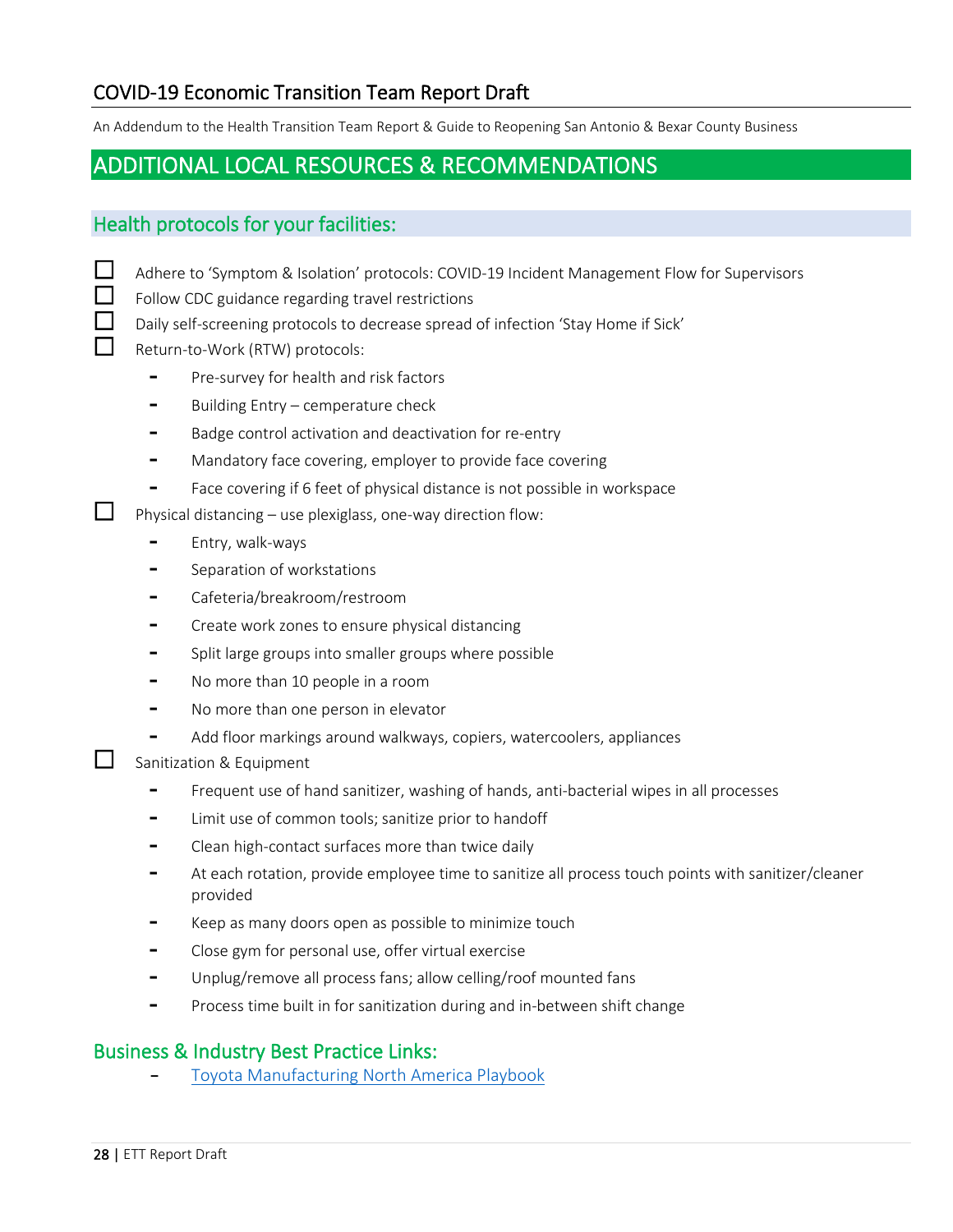## ADDITIONAL LOCAL RESOURCES & RECOMMENDATIONS

### Health protocols for your facilities:

- ☐ Adhere to 'Symptom & Isolation' protocols: COVID-19 Incident Management Flow for Supervisors
- ☐ Follow CDC guidance regarding travel restrictions
- ☐ Daily self-screening protocols to decrease spread of infection 'Stay Home if Sick'
- ☐ Return-to-Work (RTW) protocols:
  - Pre-survey for health and risk factors
  - Building Entry – cemperature check
  - Badge control activation and deactivation for re-entry
  - Mandatory face covering, employer to provide face covering
  - Face covering if 6 feet of physical distance is not possible in workspace
- ☐ Physical distancing – use plexiglass, one-way direction flow:
  - Entry, walk-ways
  - Separation of workstations
  - Cafeteria/breakroom/restroom
  - Create work zones to ensure physical distancing
  - Split large groups into smaller groups where possible
  - No more than 10 people in a room
  - No more than one person in elevator
  - Add floor markings around walkways, copiers, watercoolers, appliances
- ☐ Sanitization & Equipment
  - Frequent use of hand sanitizer, washing of hands, anti-bacterial wipes in all processes
  - Limit use of common tools; sanitize prior to handoff
  - Clean high-contact surfaces more than twice daily
  - At each rotation, provide employee time to sanitize all process touch points with sanitizer/cleaner provided
  - Keep as many doors open as possible to minimize touch
  - Close gym for personal use, offer virtual exercise
  - Unplug/remove all process fans; allow celling/roof mounted fans
  - Process time built in for sanitization during and in-between shift change

### Business & Industry Best Practice Links:

- Toyota Manufacturing North America Playbook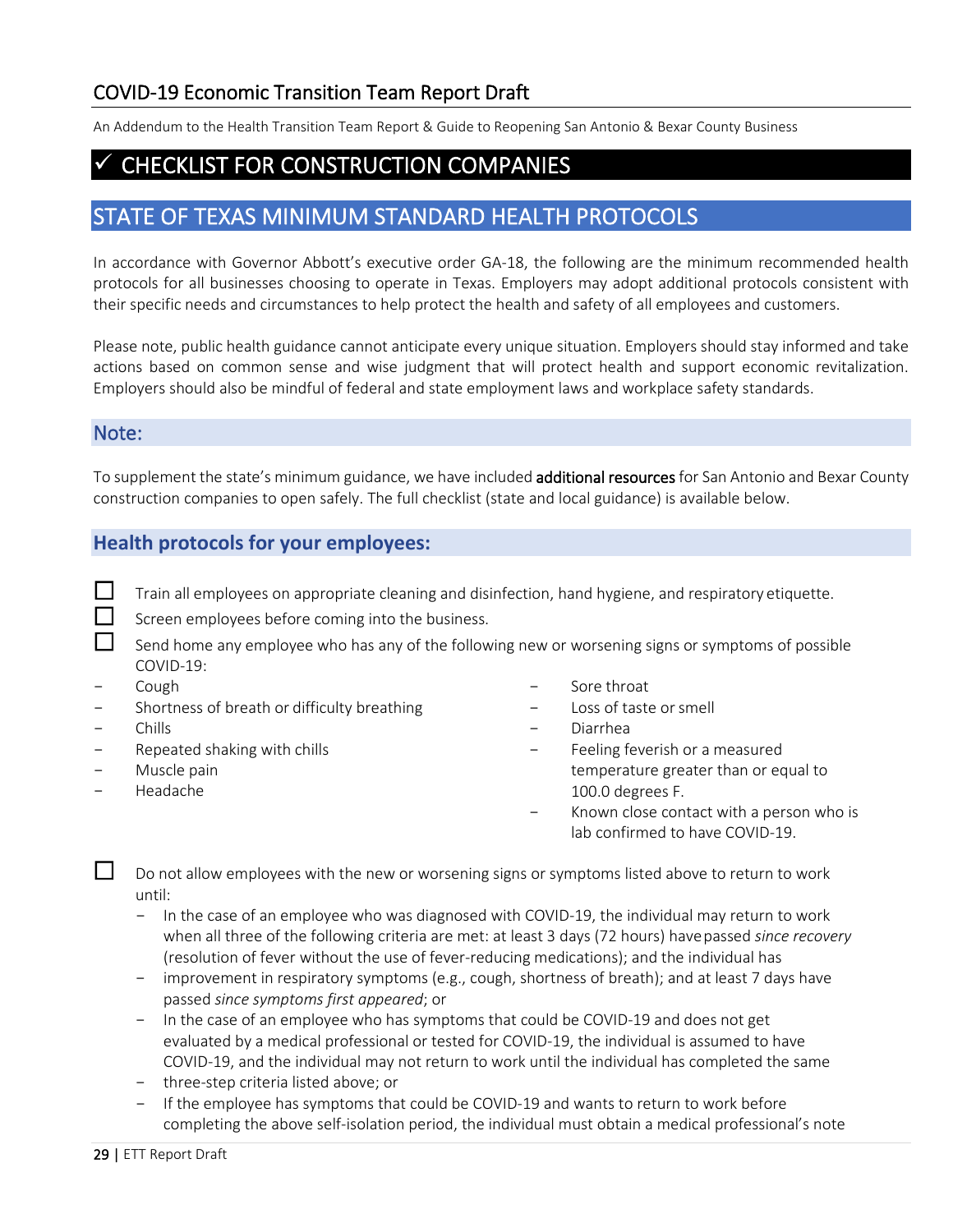## COVID-19 Economic Transition Team Report Draft

An Addendum to the Health Transition Team Report & Guide to Reopening San Antonio & Bexar County Business

# ✓ CHECKLIST FOR CONSTRUCTION COMPANIES

## STATE OF TEXAS MINIMUM STANDARD HEALTH PROTOCOLS

In accordance with Governor Abbott's executive order GA-18, the following are the minimum recommended health protocols for all businesses choosing to operate in Texas. Employers may adopt additional protocols consistent with their specific needs and circumstances to help protect the health and safety of all employees and customers.

Please note, public health guidance cannot anticipate every unique situation. Employers should stay informed and take actions based on common sense and wise judgment that will protect health and support economic revitalization. Employers should also be mindful of federal and state employment laws and workplace safety standards.

### Note:

To supplement the state's minimum guidance, we have included **additional resources** for San Antonio and Bexar County construction companies to open safely. The full checklist (state and local guidance) is available below.

### Health protocols for your employees:

- ☐ Train all employees on appropriate cleaning and disinfection, hand hygiene, and respiratory etiquette.
- ☐ Screen employees before coming into the business.
- ☐ Send home any employee who has any of the following new or worsening signs or symptoms of possible COVID-19:
  - Cough
  - Shortness of breath or difficulty breathing
  - Chills
  - Repeated shaking with chills
  - Muscle pain
  - Headache
  - Sore throat
  - Loss of taste or smell
  - Diarrhea
  - Feeling feverish or a measured temperature greater than or equal to 100.0 degrees F.
  - Known close contact with a person who is lab confirmed to have COVID-19.
- ☐ Do not allow employees with the new or worsening signs or symptoms listed above to return to work until:
  - In the case of an employee who was diagnosed with COVID-19, the individual may return to work when all three of the following criteria are met: at least 3 days (72 hours) have passed *since recovery* (resolution of fever without the use of fever-reducing medications); and the individual has
  - improvement in respiratory symptoms (e.g., cough, shortness of breath); and at least 7 days have passed *since symptoms first appeared*; or
  - In the case of an employee who has symptoms that could be COVID-19 and does not get evaluated by a medical professional or tested for COVID-19, the individual is assumed to have COVID-19, and the individual may not return to work until the individual has completed the same
  - three-step criteria listed above; or
  - If the employee has symptoms that could be COVID-19 and wants to return to work before completing the above self-isolation period, the individual must obtain a medical professional's note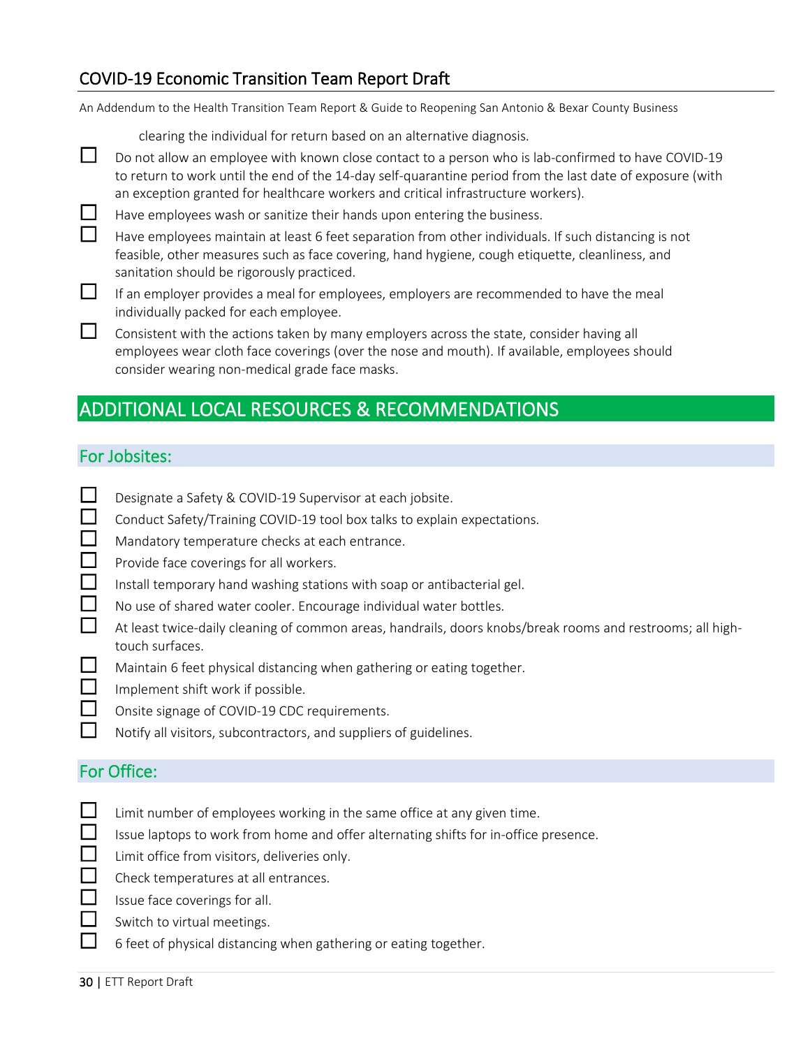clearing the individual for return based on an alternative diagnosis.

- ☐ Do not allow an employee with known close contact to a person who is lab-confirmed to have COVID-19 to return to work until the end of the 14-day self-quarantine period from the last date of exposure (with an exception granted for healthcare workers and critical infrastructure workers).
- ☐ Have employees wash or sanitize their hands upon entering the business.
- ☐ Have employees maintain at least 6 feet separation from other individuals. If such distancing is not feasible, other measures such as face covering, hand hygiene, cough etiquette, cleanliness, and sanitation should be rigorously practiced.
- ☐ If an employer provides a meal for employees, employers are recommended to have the meal individually packed for each employee.
- ☐ Consistent with the actions taken by many employers across the state, consider having all employees wear cloth face coverings (over the nose and mouth). If available, employees should consider wearing non-medical grade face masks.

## ADDITIONAL LOCAL RESOURCES & RECOMMENDATIONS

### For Jobsites:

- ☐ Designate a Safety & COVID-19 Supervisor at each jobsite.
- ☐ Conduct Safety/Training COVID-19 tool box talks to explain expectations.
- ☐ Mandatory temperature checks at each entrance.
- ☐ Provide face coverings for all workers.
- ☐ Install temporary hand washing stations with soap or antibacterial gel.
- ☐ No use of shared water cooler. Encourage individual water bottles.
- ☐ At least twice-daily cleaning of common areas, handrails, doors knobs/break rooms and restrooms; all high-touch surfaces.
- ☐ Maintain 6 feet physical distancing when gathering or eating together.
- ☐ Implement shift work if possible.
- ☐ Onsite signage of COVID-19 CDC requirements.
- ☐ Notify all visitors, subcontractors, and suppliers of guidelines.

### For Office:

- ☐ Limit number of employees working in the same office at any given time.
- ☐ Issue laptops to work from home and offer alternating shifts for in-office presence.
- ☐ Limit office from visitors, deliveries only.
- ☐ Check temperatures at all entrances.
- ☐ Issue face coverings for all.
- ☐ Switch to virtual meetings.
- ☐ 6 feet of physical distancing when gathering or eating together.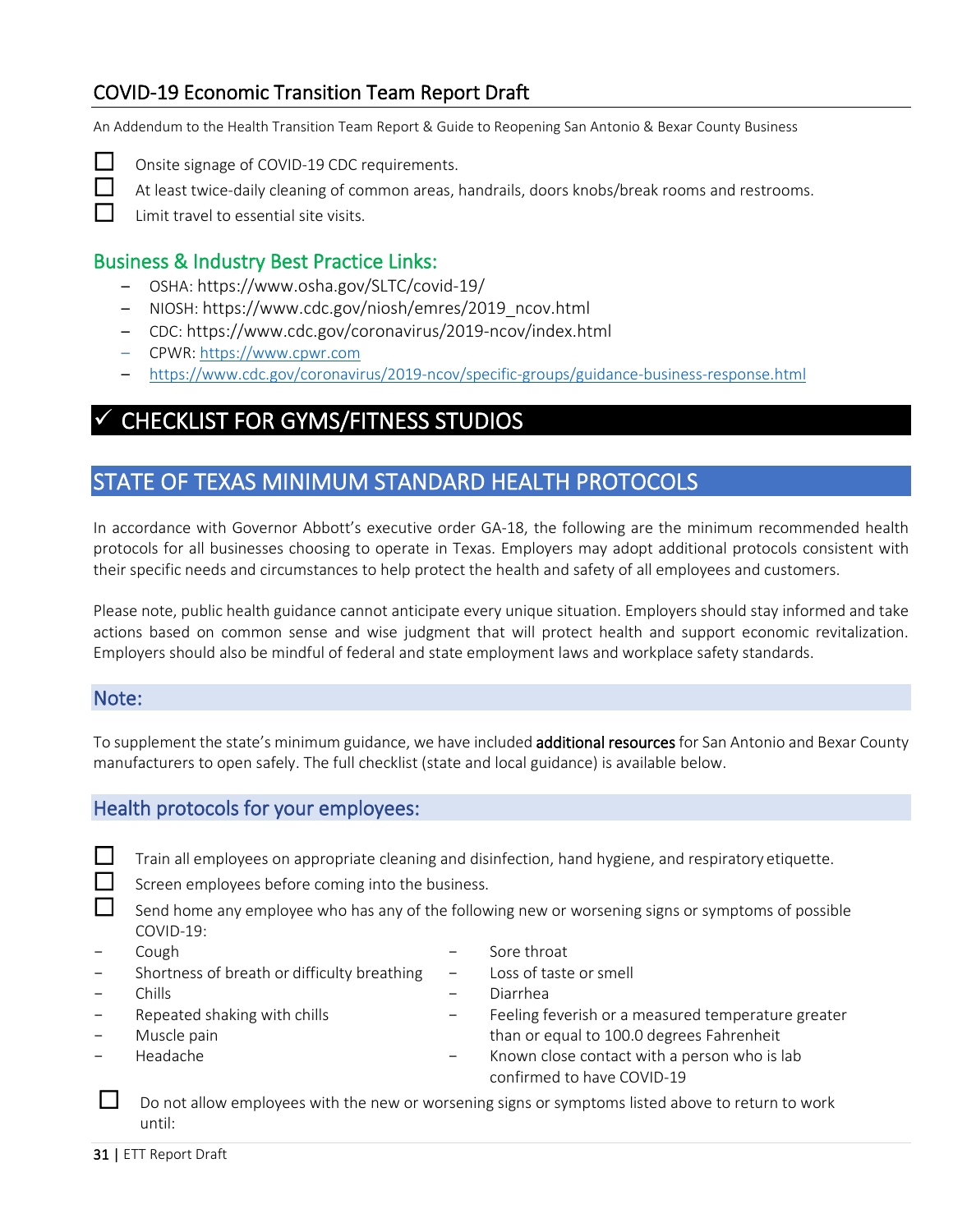- [ ] Onsite signage of COVID-19 CDC requirements.
- [ ] At least twice-daily cleaning of common areas, handrails, doors knobs/break rooms and restrooms.
- [ ] Limit travel to essential site visits.

### Business & Industry Best Practice Links:

- OSHA: https://www.osha.gov/SLTC/covid-19/
- NIOSH: https://www.cdc.gov/niosh/emres/2019_ncov.html
- CDC: https://www.cdc.gov/coronavirus/2019-ncov/index.html
- CPWR: https://www.cpwr.com
- https://www.cdc.gov/coronavirus/2019-ncov/specific-groups/guidance-business-response.html

# ✓ CHECKLIST FOR GYMS/FITNESS STUDIOS

## STATE OF TEXAS MINIMUM STANDARD HEALTH PROTOCOLS

In accordance with Governor Abbott's executive order GA-18, the following are the minimum recommended health protocols for all businesses choosing to operate in Texas. Employers may adopt additional protocols consistent with their specific needs and circumstances to help protect the health and safety of all employees and customers.

Please note, public health guidance cannot anticipate every unique situation. Employers should stay informed and take actions based on common sense and wise judgment that will protect health and support economic revitalization. Employers should also be mindful of federal and state employment laws and workplace safety standards.

### Note:

To supplement the state's minimum guidance, we have included **additional resources** for San Antonio and Bexar County manufacturers to open safely. The full checklist (state and local guidance) is available below.

### Health protocols for your employees:

- [ ] Train all employees on appropriate cleaning and disinfection, hand hygiene, and respiratory etiquette.
- [ ] Screen employees before coming into the business.
- [ ] Send home any employee who has any of the following new or worsening signs or symptoms of possible COVID-19:
  - Cough
  - Shortness of breath or difficulty breathing
  - Chills
  - Repeated shaking with chills
  - Muscle pain
  - Headache
  - Sore throat
  - Loss of taste or smell
  - Diarrhea
  - Feeling feverish or a measured temperature greater than or equal to 100.0 degrees Fahrenheit
  - Known close contact with a person who is lab confirmed to have COVID-19
- [ ] Do not allow employees with the new or worsening signs or symptoms listed above to return to work until: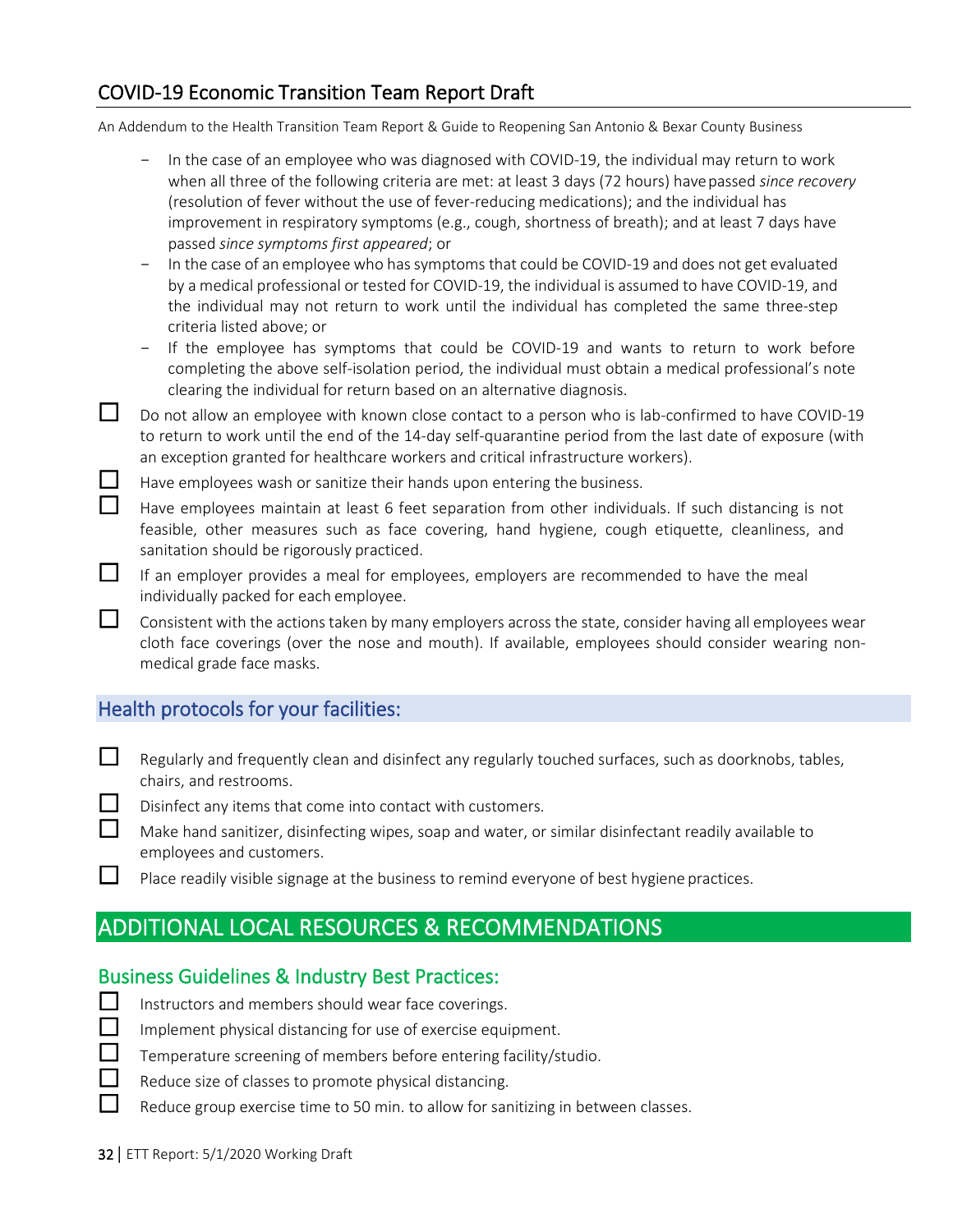- In the case of an employee who was diagnosed with COVID-19, the individual may return to work when all three of the following criteria are met: at least 3 days (72 hours) have passed *since recovery* (resolution of fever without the use of fever-reducing medications); and the individual has improvement in respiratory symptoms (e.g., cough, shortness of breath); and at least 7 days have passed *since symptoms first appeared*; or
- In the case of an employee who has symptoms that could be COVID-19 and does not get evaluated by a medical professional or tested for COVID-19, the individual is assumed to have COVID-19, and the individual may not return to work until the individual has completed the same three-step criteria listed above; or
- If the employee has symptoms that could be COVID-19 and wants to return to work before completing the above self-isolation period, the individual must obtain a medical professional's note clearing the individual for return based on an alternative diagnosis.

- [ ] Do not allow an employee with known close contact to a person who is lab-confirmed to have COVID-19 to return to work until the end of the 14-day self-quarantine period from the last date of exposure (with an exception granted for healthcare workers and critical infrastructure workers).
- [ ] Have employees wash or sanitize their hands upon entering the business.
- [ ] Have employees maintain at least 6 feet separation from other individuals. If such distancing is not feasible, other measures such as face covering, hand hygiene, cough etiquette, cleanliness, and sanitation should be rigorously practiced.
- [ ] If an employer provides a meal for employees, employers are recommended to have the meal individually packed for each employee.
- [ ] Consistent with the actions taken by many employers across the state, consider having all employees wear cloth face coverings (over the nose and mouth). If available, employees should consider wearing non-medical grade face masks.

## Health protocols for your facilities:

- [ ] Regularly and frequently clean and disinfect any regularly touched surfaces, such as doorknobs, tables, chairs, and restrooms.
- [ ] Disinfect any items that come into contact with customers.
- [ ] Make hand sanitizer, disinfecting wipes, soap and water, or similar disinfectant readily available to employees and customers.
- [ ] Place readily visible signage at the business to remind everyone of best hygiene practices.

# ADDITIONAL LOCAL RESOURCES & RECOMMENDATIONS

## Business Guidelines & Industry Best Practices:

- [ ] Instructors and members should wear face coverings.
- [ ] Implement physical distancing for use of exercise equipment.
- [ ] Temperature screening of members before entering facility/studio.
- [ ] Reduce size of classes to promote physical distancing.
- [ ] Reduce group exercise time to 50 min. to allow for sanitizing in between classes.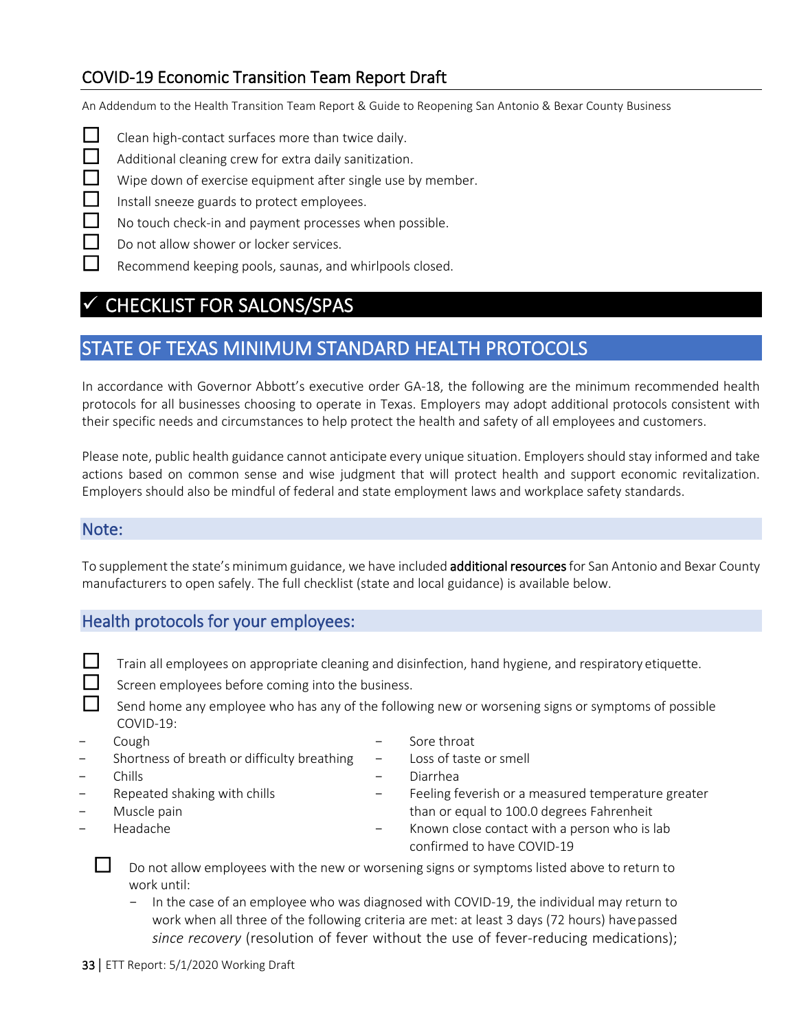- ☐ Clean high-contact surfaces more than twice daily.
- ☐ Additional cleaning crew for extra daily sanitization.
- ☐ Wipe down of exercise equipment after single use by member.
- ☐ Install sneeze guards to protect employees.
- ☐ No touch check-in and payment processes when possible.
- ☐ Do not allow shower or locker services.
- ☐ Recommend keeping pools, saunas, and whirlpools closed.

# ✓ CHECKLIST FOR SALONS/SPAS

## STATE OF TEXAS MINIMUM STANDARD HEALTH PROTOCOLS

In accordance with Governor Abbott's executive order GA-18, the following are the minimum recommended health protocols for all businesses choosing to operate in Texas. Employers may adopt additional protocols consistent with their specific needs and circumstances to help protect the health and safety of all employees and customers.

Please note, public health guidance cannot anticipate every unique situation. Employers should stay informed and take actions based on common sense and wise judgment that will protect health and support economic revitalization. Employers should also be mindful of federal and state employment laws and workplace safety standards.

### Note:

To supplement the state's minimum guidance, we have included **additional resources** for San Antonio and Bexar County manufacturers to open safely. The full checklist (state and local guidance) is available below.

### Health protocols for your employees:

- ☐ Train all employees on appropriate cleaning and disinfection, hand hygiene, and respiratory etiquette.
- ☐ Screen employees before coming into the business.
- ☐ Send home any employee who has any of the following new or worsening signs or symptoms of possible COVID-19:
  - Cough
  - Shortness of breath or difficulty breathing
  - Chills
  - Repeated shaking with chills
  - Muscle pain
  - Headache
  - Sore throat
  - Loss of taste or smell
  - Diarrhea
  - Feeling feverish or a measured temperature greater than or equal to 100.0 degrees Fahrenheit
  - Known close contact with a person who is lab confirmed to have COVID-19
- ☐ Do not allow employees with the new or worsening signs or symptoms listed above to return to work until:
  - In the case of an employee who was diagnosed with COVID-19, the individual may return to work when all three of the following criteria are met: at least 3 days (72 hours) have passed *since recovery* (resolution of fever without the use of fever-reducing medications);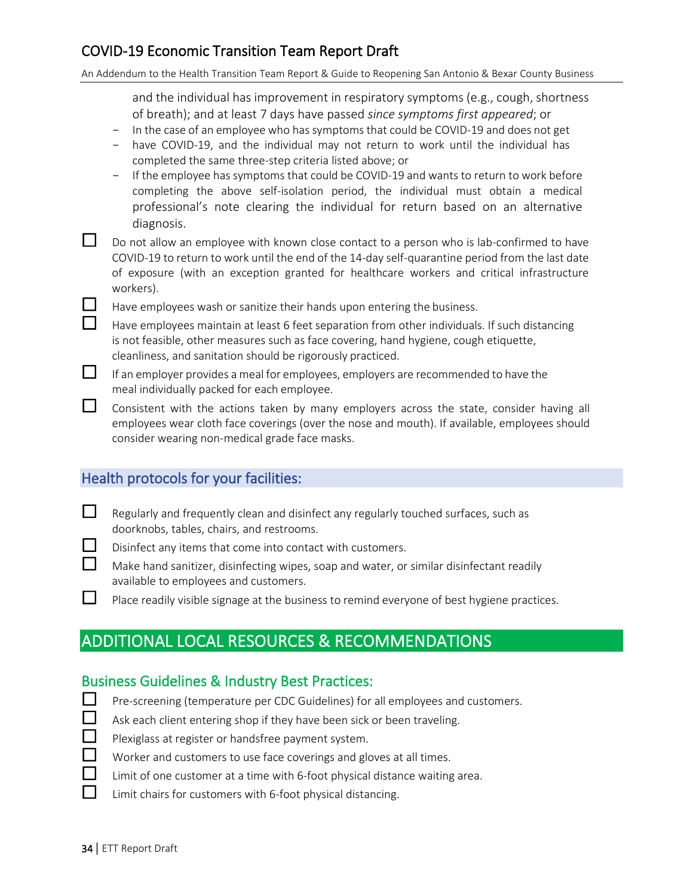and the individual has improvement in respiratory symptoms (e.g., cough, shortness of breath); and at least 7 days have passed *since symptoms first appeared*; or

- In the case of an employee who has symptoms that could be COVID-19 and does not get
- have COVID-19, and the individual may not return to work until the individual has completed the same three-step criteria listed above; or
- If the employee has symptoms that could be COVID-19 and wants to return to work before completing the above self-isolation period, the individual must obtain a medical professional's note clearing the individual for return based on an alternative diagnosis.

- ☐ Do not allow an employee with known close contact to a person who is lab-confirmed to have COVID-19 to return to work until the end of the 14-day self-quarantine period from the last date of exposure (with an exception granted for healthcare workers and critical infrastructure workers).
- ☐ Have employees wash or sanitize their hands upon entering the business.
- ☐ Have employees maintain at least 6 feet separation from other individuals. If such distancing is not feasible, other measures such as face covering, hand hygiene, cough etiquette, cleanliness, and sanitation should be rigorously practiced.
- ☐ If an employer provides a meal for employees, employers are recommended to have the meal individually packed for each employee.
- ☐ Consistent with the actions taken by many employers across the state, consider having all employees wear cloth face coverings (over the nose and mouth). If available, employees should consider wearing non-medical grade face masks.

### Health protocols for your facilities:

- ☐ Regularly and frequently clean and disinfect any regularly touched surfaces, such as doorknobs, tables, chairs, and restrooms.
- ☐ Disinfect any items that come into contact with customers.
- ☐ Make hand sanitizer, disinfecting wipes, soap and water, or similar disinfectant readily available to employees and customers.
- ☐ Place readily visible signage at the business to remind everyone of best hygiene practices.

## ADDITIONAL LOCAL RESOURCES & RECOMMENDATIONS

### Business Guidelines & Industry Best Practices:

- ☐ Pre-screening (temperature per CDC Guidelines) for all employees and customers.
- ☐ Ask each client entering shop if they have been sick or been traveling.
- ☐ Plexiglass at register or handsfree payment system.
- ☐ Worker and customers to use face coverings and gloves at all times.
- ☐ Limit of one customer at a time with 6-foot physical distance waiting area.
- ☐ Limit chairs for customers with 6-foot physical distancing.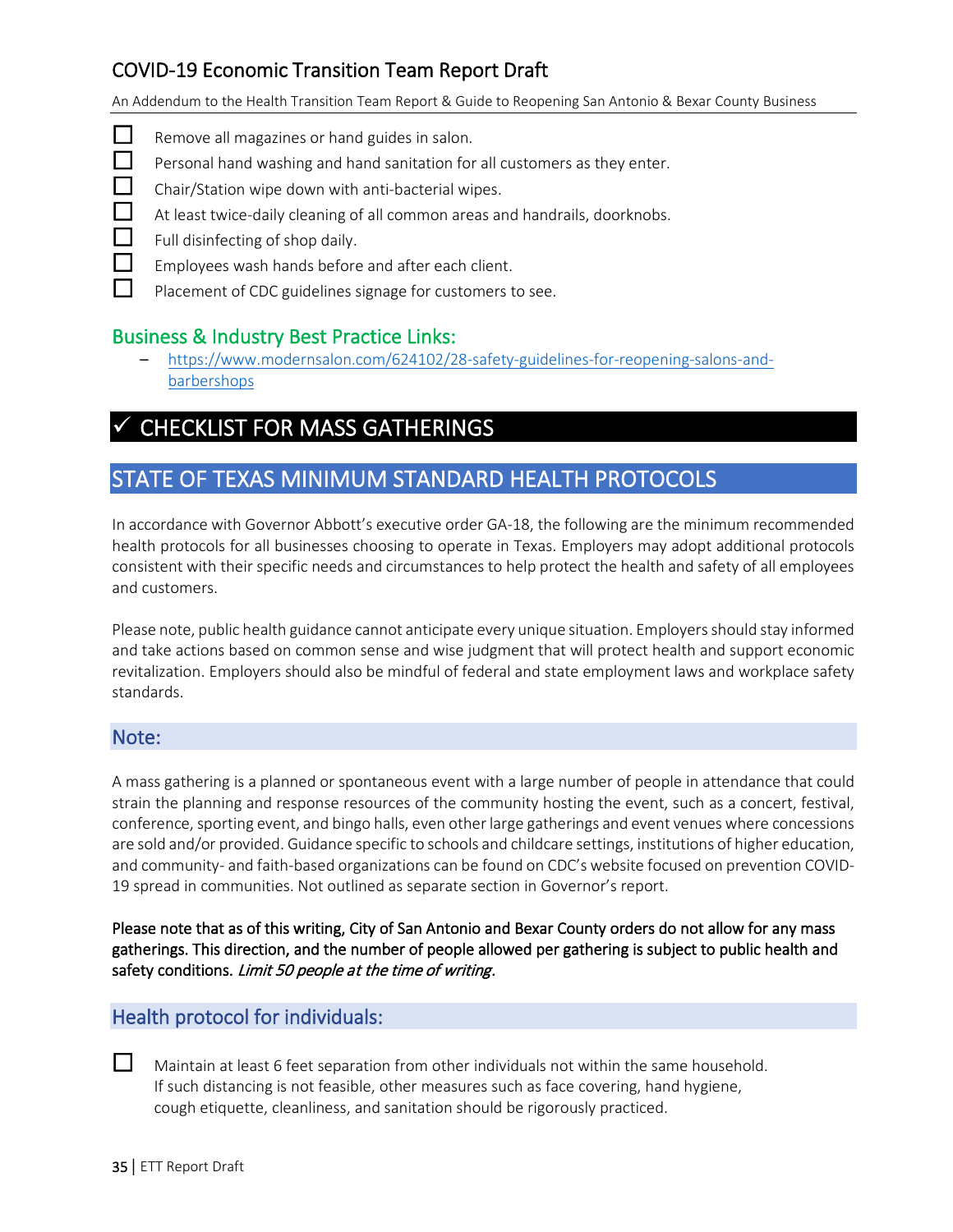- ☐ Remove all magazines or hand guides in salon.
- ☐ Personal hand washing and hand sanitation for all customers as they enter.
- ☐ Chair/Station wipe down with anti-bacterial wipes.
- ☐ At least twice-daily cleaning of all common areas and handrails, doorknobs.
- ☐ Full disinfecting of shop daily.
- ☐ Employees wash hands before and after each client.
- ☐ Placement of CDC guidelines signage for customers to see.

### Business & Industry Best Practice Links:

- https://www.modernsalon.com/624102/28-safety-guidelines-for-reopening-salons-and-barbershops

# ✓ CHECKLIST FOR MASS GATHERINGS

## STATE OF TEXAS MINIMUM STANDARD HEALTH PROTOCOLS

In accordance with Governor Abbott's executive order GA-18, the following are the minimum recommended health protocols for all businesses choosing to operate in Texas. Employers may adopt additional protocols consistent with their specific needs and circumstances to help protect the health and safety of all employees and customers.

Please note, public health guidance cannot anticipate every unique situation. Employers should stay informed and take actions based on common sense and wise judgment that will protect health and support economic revitalization. Employers should also be mindful of federal and state employment laws and workplace safety standards.

### Note:

A mass gathering is a planned or spontaneous event with a large number of people in attendance that could strain the planning and response resources of the community hosting the event, such as a concert, festival, conference, sporting event, and bingo halls, even other large gatherings and event venues where concessions are sold and/or provided. Guidance specific to schools and childcare settings, institutions of higher education, and community- and faith-based organizations can be found on CDC's website focused on prevention COVID-19 spread in communities. Not outlined as separate section in Governor's report.

**Please note that as of this writing, City of San Antonio and Bexar County orders do not allow for any mass gatherings. This direction, and the number of people allowed per gathering is subject to public health and safety conditions. *Limit 50 people at the time of writing*.**

### Health protocol for individuals:

- ☐ Maintain at least 6 feet separation from other individuals not within the same household. If such distancing is not feasible, other measures such as face covering, hand hygiene, cough etiquette, cleanliness, and sanitation should be rigorously practiced.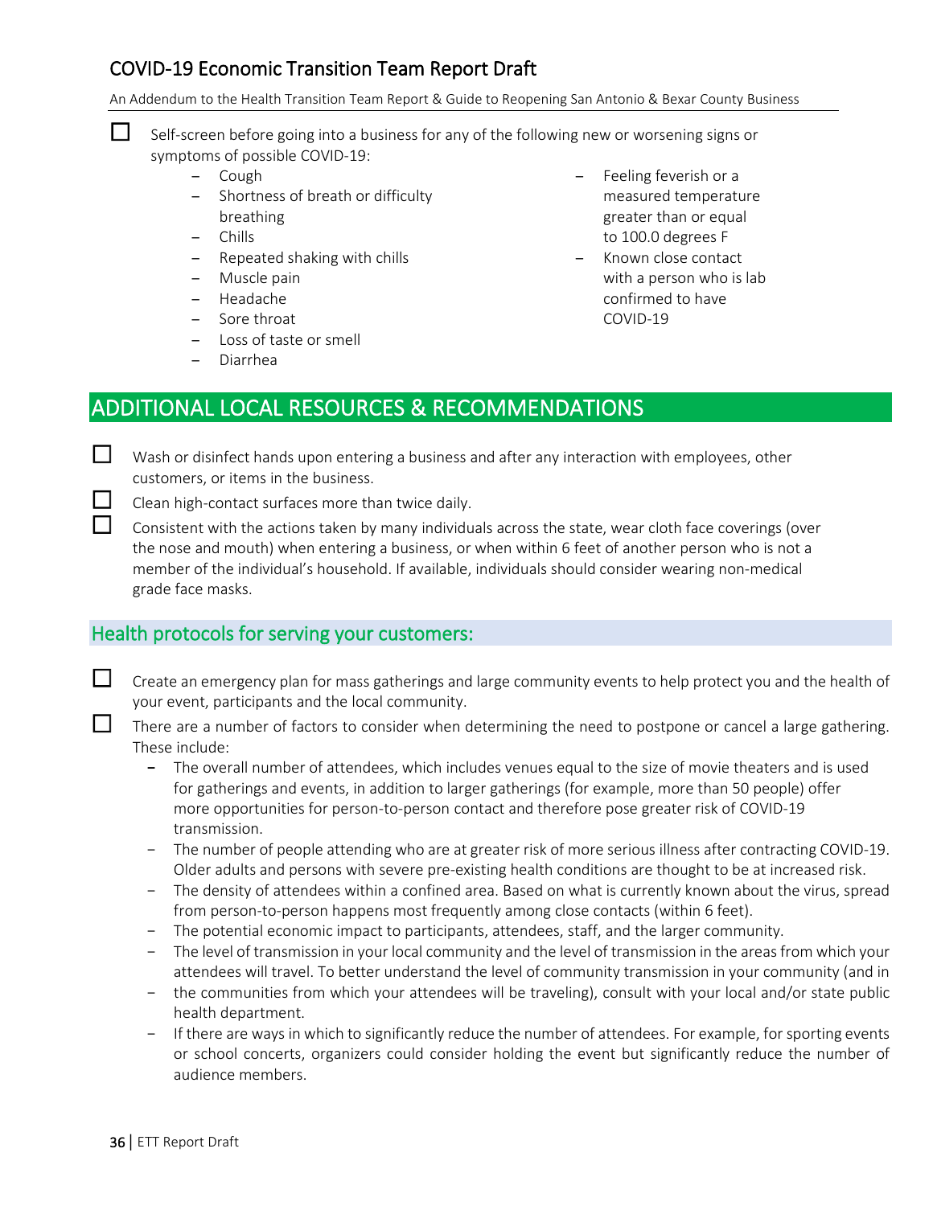- ☐ Self-screen before going into a business for any of the following new or worsening signs or symptoms of possible COVID-19:
  - Cough
  - Shortness of breath or difficulty breathing
  - Chills
  - Repeated shaking with chills
  - Muscle pain
  - Headache
  - Sore throat
  - Loss of taste or smell
  - Diarrhea
  - Feeling feverish or a measured temperature greater than or equal to 100.0 degrees F
  - Known close contact with a person who is lab confirmed to have COVID-19

## ADDITIONAL LOCAL RESOURCES & RECOMMENDATIONS

- ☐ Wash or disinfect hands upon entering a business and after any interaction with employees, other customers, or items in the business.
- ☐ Clean high-contact surfaces more than twice daily.
- ☐ Consistent with the actions taken by many individuals across the state, wear cloth face coverings (over the nose and mouth) when entering a business, or when within 6 feet of another person who is not a member of the individual's household. If available, individuals should consider wearing non-medical grade face masks.

### Health protocols for serving your customers:

- ☐ Create an emergency plan for mass gatherings and large community events to help protect you and the health of your event, participants and the local community.
- ☐ There are a number of factors to consider when determining the need to postpone or cancel a large gathering. These include:
  - The overall number of attendees, which includes venues equal to the size of movie theaters and is used for gatherings and events, in addition to larger gatherings (for example, more than 50 people) offer more opportunities for person-to-person contact and therefore pose greater risk of COVID-19 transmission.
  - The number of people attending who are at greater risk of more serious illness after contracting COVID-19. Older adults and persons with severe pre-existing health conditions are thought to be at increased risk.
  - The density of attendees within a confined area. Based on what is currently known about the virus, spread from person-to-person happens most frequently among close contacts (within 6 feet).
  - The potential economic impact to participants, attendees, staff, and the larger community.
  - The level of transmission in your local community and the level of transmission in the areas from which your attendees will travel. To better understand the level of community transmission in your community (and in
  - the communities from which your attendees will be traveling), consult with your local and/or state public health department.
  - If there are ways in which to significantly reduce the number of attendees. For example, for sporting events or school concerts, organizers could consider holding the event but significantly reduce the number of audience members.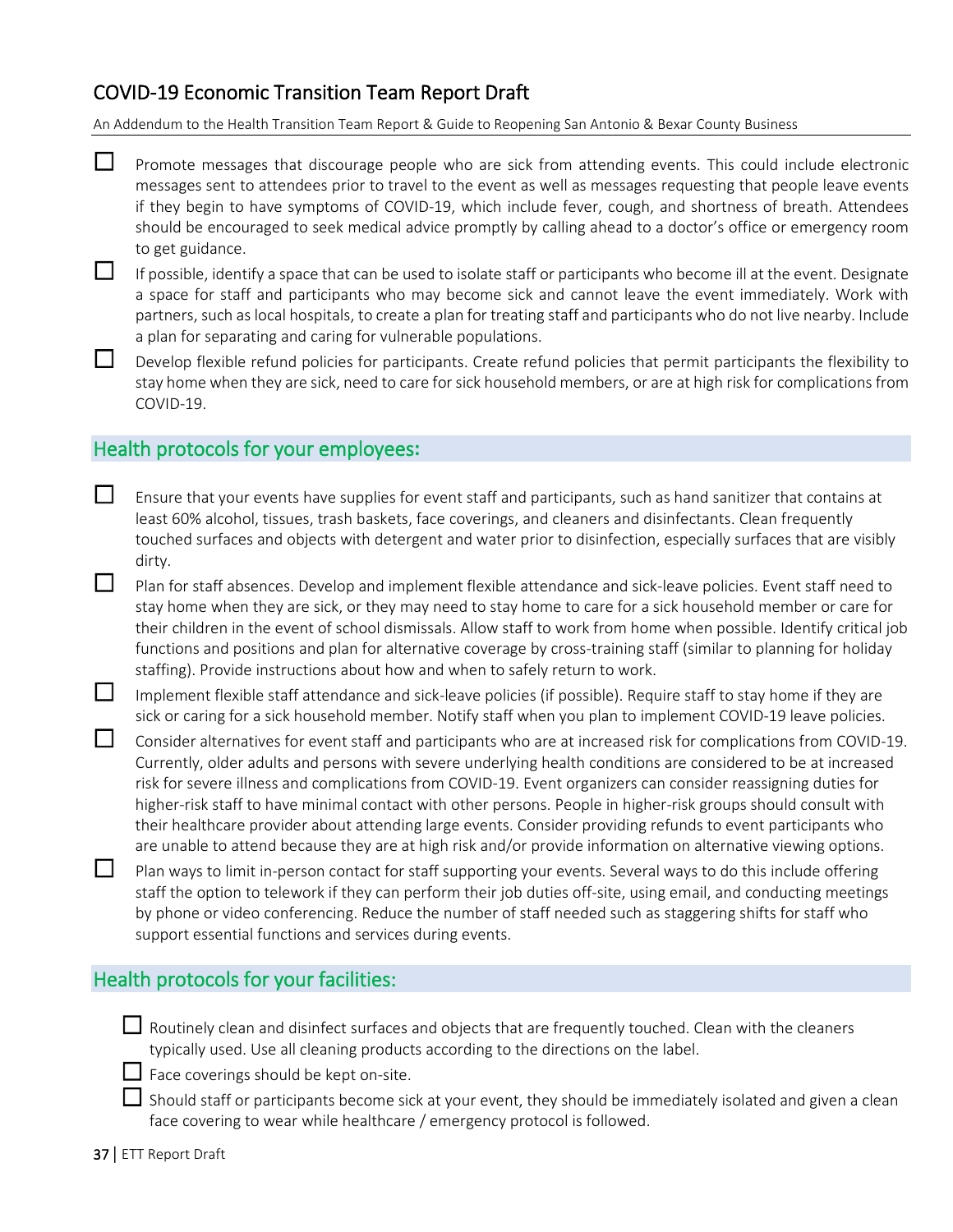- [ ] Promote messages that discourage people who are sick from attending events. This could include electronic messages sent to attendees prior to travel to the event as well as messages requesting that people leave events if they begin to have symptoms of COVID-19, which include fever, cough, and shortness of breath. Attendees should be encouraged to seek medical advice promptly by calling ahead to a doctor's office or emergency room to get guidance.
- [ ] If possible, identify a space that can be used to isolate staff or participants who become ill at the event. Designate a space for staff and participants who may become sick and cannot leave the event immediately. Work with partners, such as local hospitals, to create a plan for treating staff and participants who do not live nearby. Include a plan for separating and caring for vulnerable populations.
- [ ] Develop flexible refund policies for participants. Create refund policies that permit participants the flexibility to stay home when they are sick, need to care for sick household members, or are at high risk for complications from COVID-19.

## Health protocols for your employees:

- [ ] Ensure that your events have supplies for event staff and participants, such as hand sanitizer that contains at least 60% alcohol, tissues, trash baskets, face coverings, and cleaners and disinfectants. Clean frequently touched surfaces and objects with detergent and water prior to disinfection, especially surfaces that are visibly dirty.
- [ ] Plan for staff absences. Develop and implement flexible attendance and sick-leave policies. Event staff need to stay home when they are sick, or they may need to stay home to care for a sick household member or care for their children in the event of school dismissals. Allow staff to work from home when possible. Identify critical job functions and positions and plan for alternative coverage by cross-training staff (similar to planning for holiday staffing). Provide instructions about how and when to safely return to work.
- [ ] Implement flexible staff attendance and sick-leave policies (if possible). Require staff to stay home if they are sick or caring for a sick household member. Notify staff when you plan to implement COVID-19 leave policies.
- [ ] Consider alternatives for event staff and participants who are at increased risk for complications from COVID-19. Currently, older adults and persons with severe underlying health conditions are considered to be at increased risk for severe illness and complications from COVID-19. Event organizers can consider reassigning duties for higher-risk staff to have minimal contact with other persons. People in higher-risk groups should consult with their healthcare provider about attending large events. Consider providing refunds to event participants who are unable to attend because they are at high risk and/or provide information on alternative viewing options.
- [ ] Plan ways to limit in-person contact for staff supporting your events. Several ways to do this include offering staff the option to telework if they can perform their job duties off-site, using email, and conducting meetings by phone or video conferencing. Reduce the number of staff needed such as staggering shifts for staff who support essential functions and services during events.

## Health protocols for your facilities:

- [ ] Routinely clean and disinfect surfaces and objects that are frequently touched. Clean with the cleaners typically used. Use all cleaning products according to the directions on the label.
- [ ] Face coverings should be kept on-site.
- [ ] Should staff or participants become sick at your event, they should be immediately isolated and given a clean face covering to wear while healthcare / emergency protocol is followed.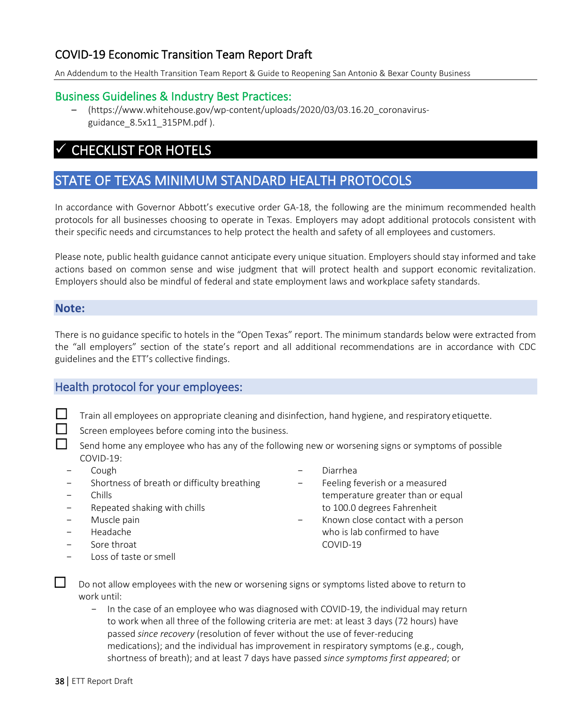## Business Guidelines & Industry Best Practices:

- (https://www.whitehouse.gov/wp-content/uploads/2020/03/03.16.20_coronavirus-guidance_8.5x11_315PM.pdf ).

# ✓ CHECKLIST FOR HOTELS

## STATE OF TEXAS MINIMUM STANDARD HEALTH PROTOCOLS

In accordance with Governor Abbott's executive order GA-18, the following are the minimum recommended health protocols for all businesses choosing to operate in Texas. Employers may adopt additional protocols consistent with their specific needs and circumstances to help protect the health and safety of all employees and customers.

Please note, public health guidance cannot anticipate every unique situation. Employers should stay informed and take actions based on common sense and wise judgment that will protect health and support economic revitalization. Employers should also be mindful of federal and state employment laws and workplace safety standards.

### Note:

There is no guidance specific to hotels in the "Open Texas" report. The minimum standards below were extracted from the "all employers" section of the state's report and all additional recommendations are in accordance with CDC guidelines and the ETT's collective findings.

### Health protocol for your employees:

- ☐ Train all employees on appropriate cleaning and disinfection, hand hygiene, and respiratory etiquette.
- ☐ Screen employees before coming into the business.
- ☐ Send home any employee who has any of the following new or worsening signs or symptoms of possible COVID-19:
  - Cough
  - Shortness of breath or difficulty breathing
  - Chills
  - Repeated shaking with chills
  - Muscle pain
  - Headache
  - Sore throat
  - Loss of taste or smell
  - Diarrhea
  - Feeling feverish or a measured temperature greater than or equal to 100.0 degrees Fahrenheit
  - Known close contact with a person who is lab confirmed to have COVID-19
- ☐ Do not allow employees with the new or worsening signs or symptoms listed above to return to work until:
  - In the case of an employee who was diagnosed with COVID-19, the individual may return to work when all three of the following criteria are met: at least 3 days (72 hours) have passed *since recovery* (resolution of fever without the use of fever-reducing medications); and the individual has improvement in respiratory symptoms (e.g., cough, shortness of breath); and at least 7 days have passed *since symptoms first appeared*; or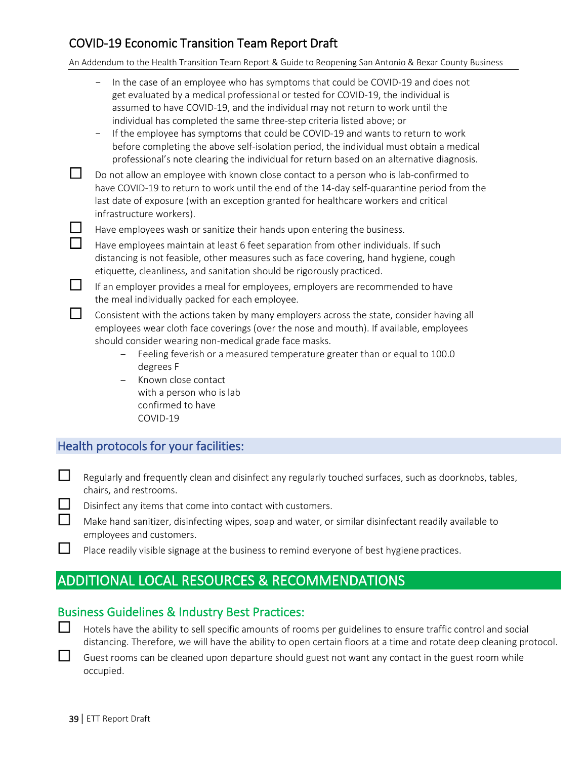- In the case of an employee who has symptoms that could be COVID-19 and does not get evaluated by a medical professional or tested for COVID-19, the individual is assumed to have COVID-19, and the individual may not return to work until the individual has completed the same three-step criteria listed above; or
- If the employee has symptoms that could be COVID-19 and wants to return to work before completing the above self-isolation period, the individual must obtain a medical professional's note clearing the individual for return based on an alternative diagnosis.

- [ ] Do not allow an employee with known close contact to a person who is lab-confirmed to have COVID-19 to return to work until the end of the 14-day self-quarantine period from the last date of exposure (with an exception granted for healthcare workers and critical infrastructure workers).
- [ ] Have employees wash or sanitize their hands upon entering the business.
- [ ] Have employees maintain at least 6 feet separation from other individuals. If such distancing is not feasible, other measures such as face covering, hand hygiene, cough etiquette, cleanliness, and sanitation should be rigorously practiced.
- [ ] If an employer provides a meal for employees, employers are recommended to have the meal individually packed for each employee.
- [ ] Consistent with the actions taken by many employers across the state, consider having all employees wear cloth face coverings (over the nose and mouth). If available, employees should consider wearing non-medical grade face masks.
  - Feeling feverish or a measured temperature greater than or equal to 100.0 degrees F
  - Known close contact with a person who is lab confirmed to have COVID-19

## Health protocols for your facilities:

- [ ] Regularly and frequently clean and disinfect any regularly touched surfaces, such as doorknobs, tables, chairs, and restrooms.
- [ ] Disinfect any items that come into contact with customers.
- [ ] Make hand sanitizer, disinfecting wipes, soap and water, or similar disinfectant readily available to employees and customers.
- [ ] Place readily visible signage at the business to remind everyone of best hygiene practices.

# ADDITIONAL LOCAL RESOURCES & RECOMMENDATIONS

## Business Guidelines & Industry Best Practices:

- [ ] Hotels have the ability to sell specific amounts of rooms per guidelines to ensure traffic control and social distancing. Therefore, we will have the ability to open certain floors at a time and rotate deep cleaning protocol.
- [ ] Guest rooms can be cleaned upon departure should guest not want any contact in the guest room while occupied.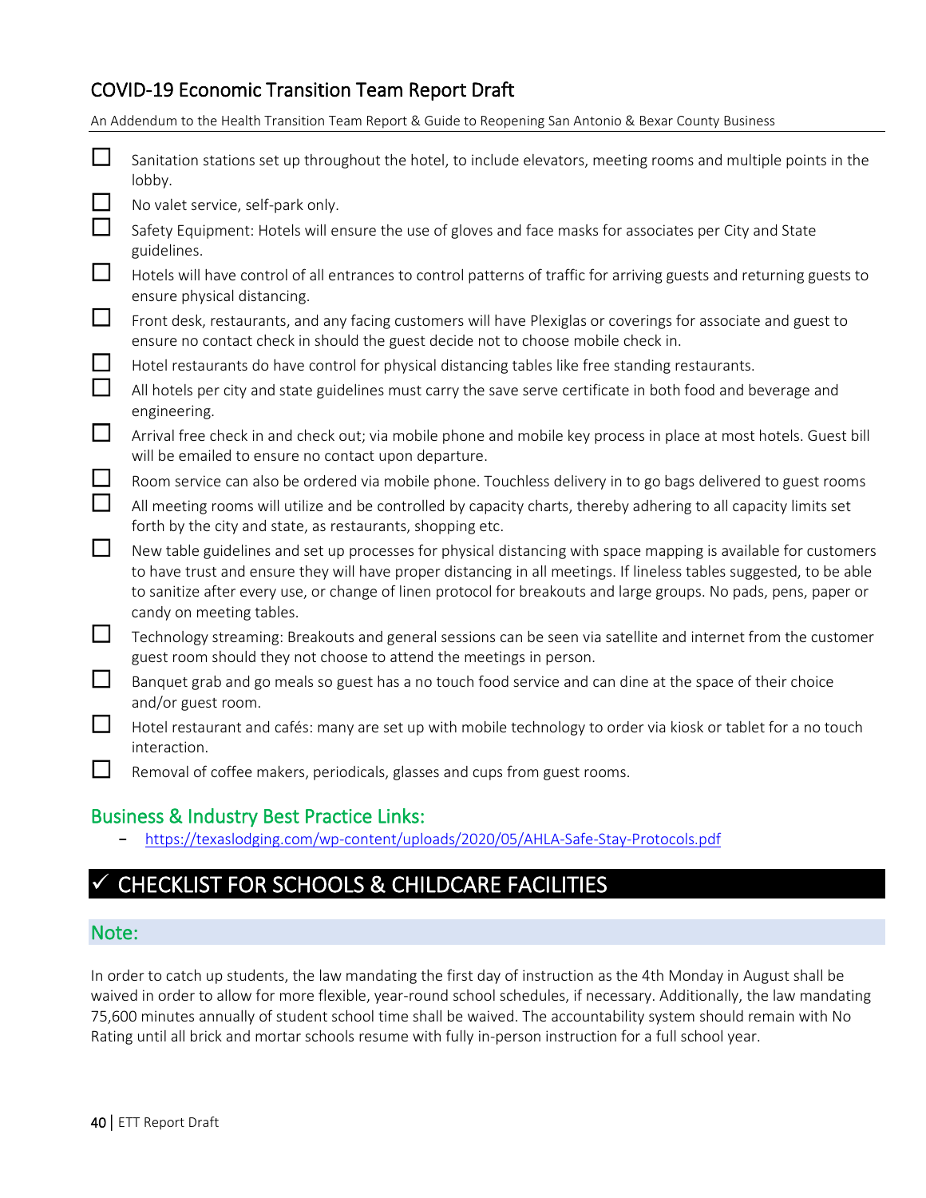- [ ] Sanitation stations set up throughout the hotel, to include elevators, meeting rooms and multiple points in the lobby.
- [ ] No valet service, self-park only.
- [ ] Safety Equipment: Hotels will ensure the use of gloves and face masks for associates per City and State guidelines.
- [ ] Hotels will have control of all entrances to control patterns of traffic for arriving guests and returning guests to ensure physical distancing.
- [ ] Front desk, restaurants, and any facing customers will have Plexiglas or coverings for associate and guest to ensure no contact check in should the guest decide not to choose mobile check in.
- [ ] Hotel restaurants do have control for physical distancing tables like free standing restaurants.
- [ ] All hotels per city and state guidelines must carry the save serve certificate in both food and beverage and engineering.
- [ ] Arrival free check in and check out; via mobile phone and mobile key process in place at most hotels. Guest bill will be emailed to ensure no contact upon departure.
- [ ] Room service can also be ordered via mobile phone. Touchless delivery in to go bags delivered to guest rooms
- [ ] All meeting rooms will utilize and be controlled by capacity charts, thereby adhering to all capacity limits set forth by the city and state, as restaurants, shopping etc.
- [ ] New table guidelines and set up processes for physical distancing with space mapping is available for customers to have trust and ensure they will have proper distancing in all meetings. If lineless tables suggested, to be able to sanitize after every use, or change of linen protocol for breakouts and large groups. No pads, pens, paper or candy on meeting tables.
- [ ] Technology streaming: Breakouts and general sessions can be seen via satellite and internet from the customer guest room should they not choose to attend the meetings in person.
- [ ] Banquet grab and go meals so guest has a no touch food service and can dine at the space of their choice and/or guest room.
- [ ] Hotel restaurant and cafés: many are set up with mobile technology to order via kiosk or tablet for a no touch interaction.
- [ ] Removal of coffee makers, periodicals, glasses and cups from guest rooms.

### Business & Industry Best Practice Links:

- https://texaslodging.com/wp-content/uploads/2020/05/AHLA-Safe-Stay-Protocols.pdf

## ✓ CHECKLIST FOR SCHOOLS & CHILDCARE FACILITIES

### Note:

In order to catch up students, the law mandating the first day of instruction as the 4th Monday in August shall be waived in order to allow for more flexible, year-round school schedules, if necessary. Additionally, the law mandating 75,600 minutes annually of student school time shall be waived. The accountability system should remain with No Rating until all brick and mortar schools resume with fully in-person instruction for a full school year.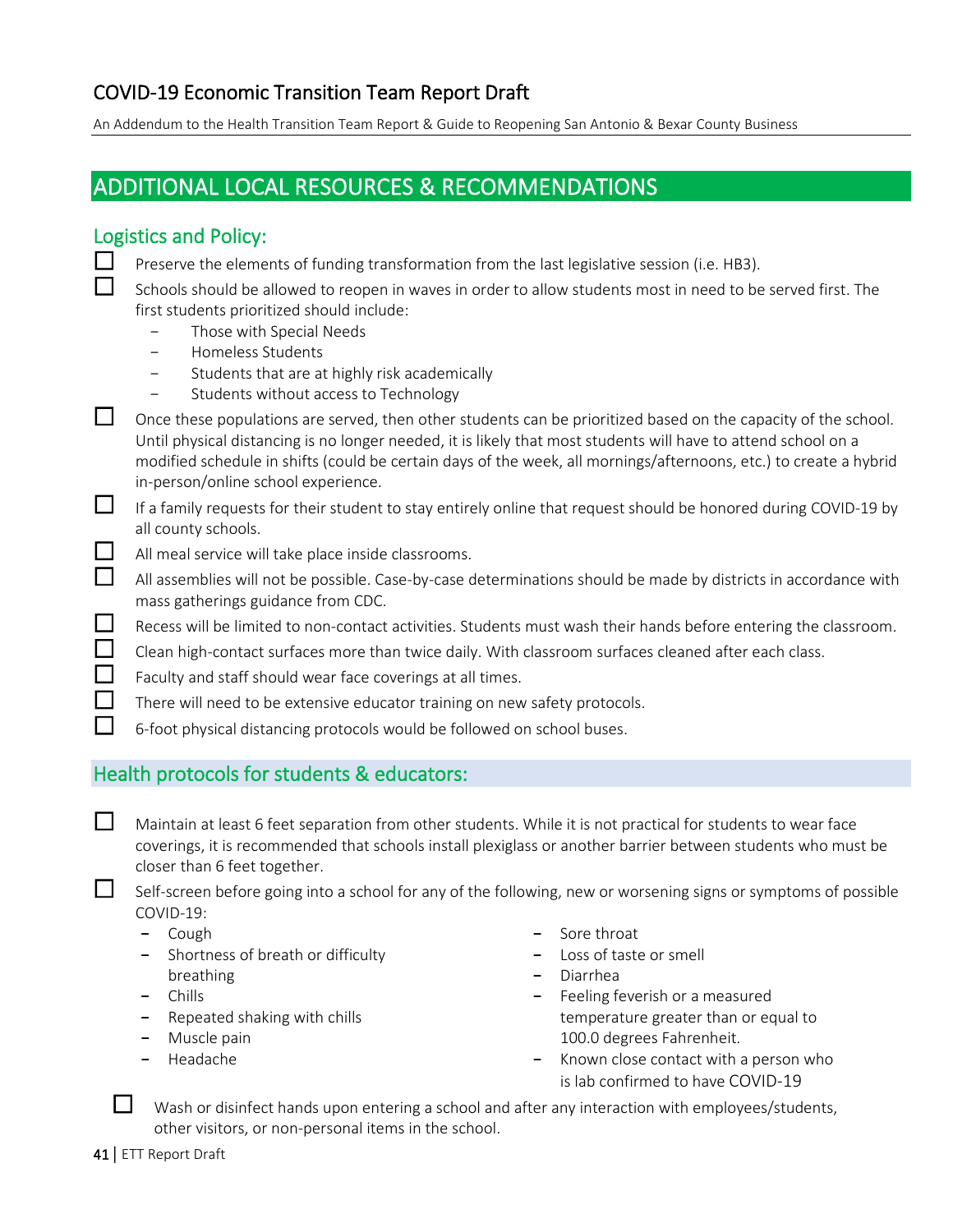## ADDITIONAL LOCAL RESOURCES & RECOMMENDATIONS

### Logistics and Policy:

- ☐ Preserve the elements of funding transformation from the last legislative session (i.e. HB3).
- ☐ Schools should be allowed to reopen in waves in order to allow students most in need to be served first. The first students prioritized should include:
  - Those with Special Needs
  - Homeless Students
  - Students that are at highly risk academically
  - Students without access to Technology
- ☐ Once these populations are served, then other students can be prioritized based on the capacity of the school. Until physical distancing is no longer needed, it is likely that most students will have to attend school on a modified schedule in shifts (could be certain days of the week, all mornings/afternoons, etc.) to create a hybrid in-person/online school experience.
- ☐ If a family requests for their student to stay entirely online that request should be honored during COVID-19 by all county schools.
- ☐ All meal service will take place inside classrooms.
- ☐ All assemblies will not be possible. Case-by-case determinations should be made by districts in accordance with mass gatherings guidance from CDC.
- ☐ Recess will be limited to non-contact activities. Students must wash their hands before entering the classroom.
- ☐ Clean high-contact surfaces more than twice daily. With classroom surfaces cleaned after each class.
- ☐ Faculty and staff should wear face coverings at all times.
- ☐ There will need to be extensive educator training on new safety protocols.
- ☐ 6-foot physical distancing protocols would be followed on school buses.

### Health protocols for students & educators:

- ☐ Maintain at least 6 feet separation from other students. While it is not practical for students to wear face coverings, it is recommended that schools install plexiglass or another barrier between students who must be closer than 6 feet together.
- ☐ Self-screen before going into a school for any of the following, new or worsening signs or symptoms of possible COVID-19:
  - Cough
  - Shortness of breath or difficulty breathing
  - Chills
  - Repeated shaking with chills
  - Muscle pain
  - Headache
  - Sore throat
  - Loss of taste or smell
  - Diarrhea
  - Feeling feverish or a measured temperature greater than or equal to 100.0 degrees Fahrenheit.
  - Known close contact with a person who is lab confirmed to have COVID-19
- ☐ Wash or disinfect hands upon entering a school and after any interaction with employees/students, other visitors, or non-personal items in the school.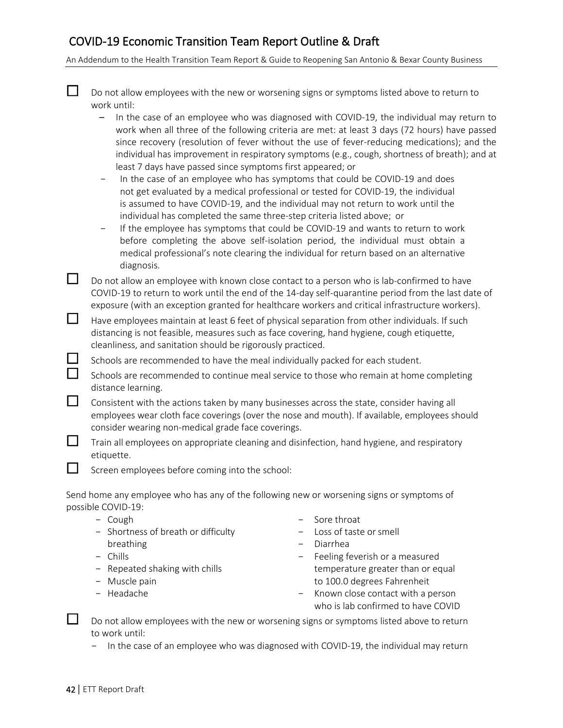- [ ] Do not allow employees with the new or worsening signs or symptoms listed above to return to work until:
   - In the case of an employee who was diagnosed with COVID-19, the individual may return to work when all three of the following criteria are met: at least 3 days (72 hours) have passed since recovery (resolution of fever without the use of fever-reducing medications); and the individual has improvement in respiratory symptoms (e.g., cough, shortness of breath); and at least 7 days have passed since symptoms first appeared; or
   - In the case of an employee who has symptoms that could be COVID-19 and does not get evaluated by a medical professional or tested for COVID-19, the individual is assumed to have COVID-19, and the individual may not return to work until the individual has completed the same three-step criteria listed above; or
   - If the employee has symptoms that could be COVID-19 and wants to return to work before completing the above self-isolation period, the individual must obtain a medical professional's note clearing the individual for return based on an alternative diagnosis.
- [ ] Do not allow an employee with known close contact to a person who is lab-confirmed to have COVID-19 to return to work until the end of the 14-day self-quarantine period from the last date of exposure (with an exception granted for healthcare workers and critical infrastructure workers).
- [ ] Have employees maintain at least 6 feet of physical separation from other individuals. If such distancing is not feasible, measures such as face covering, hand hygiene, cough etiquette, cleanliness, and sanitation should be rigorously practiced.
- [ ] Schools are recommended to have the meal individually packed for each student.
- [ ] Schools are recommended to continue meal service to those who remain at home completing distance learning.
- [ ] Consistent with the actions taken by many businesses across the state, consider having all employees wear cloth face coverings (over the nose and mouth). If available, employees should consider wearing non-medical grade face coverings.
- [ ] Train all employees on appropriate cleaning and disinfection, hand hygiene, and respiratory etiquette.
- [ ] Screen employees before coming into the school:

Send home any employee who has any of the following new or worsening signs or symptoms of possible COVID-19:

- Cough
- Shortness of breath or difficulty breathing
- Chills
- Repeated shaking with chills
- Muscle pain
- Headache
- Sore throat
- Loss of taste or smell
- Diarrhea
- Feeling feverish or a measured temperature greater than or equal to 100.0 degrees Fahrenheit
- Known close contact with a person who is lab confirmed to have COVID

- [ ] Do not allow employees with the new or worsening signs or symptoms listed above to return to work until:
   - In the case of an employee who was diagnosed with COVID-19, the individual may return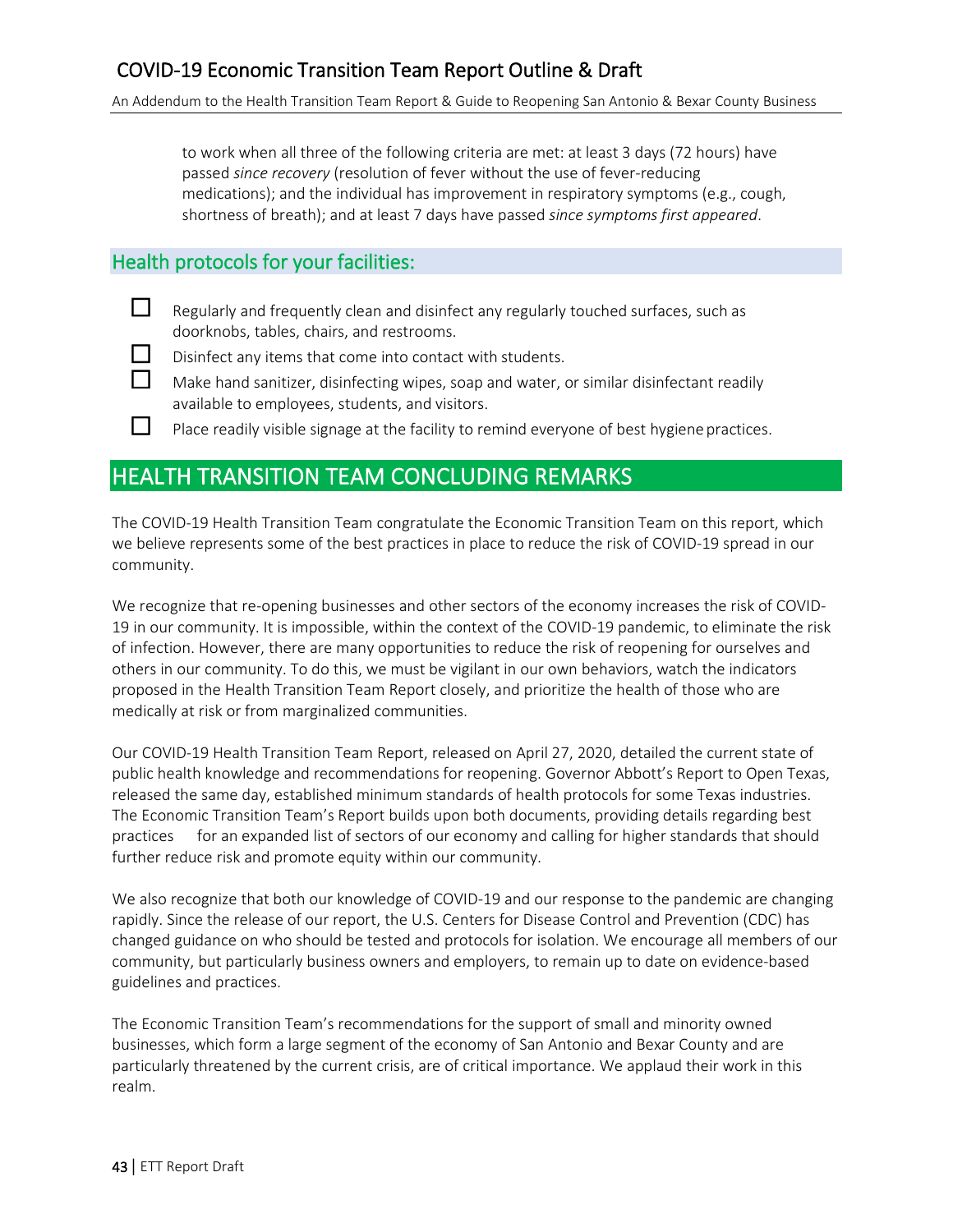to work when all three of the following criteria are met: at least 3 days (72 hours) have passed *since recovery* (resolution of fever without the use of fever-reducing medications); and the individual has improvement in respiratory symptoms (e.g., cough, shortness of breath); and at least 7 days have passed *since symptoms first appeared*.

## Health protocols for your facilities:

- ☐ Regularly and frequently clean and disinfect any regularly touched surfaces, such as doorknobs, tables, chairs, and restrooms.
- ☐ Disinfect any items that come into contact with students.
- ☐ Make hand sanitizer, disinfecting wipes, soap and water, or similar disinfectant readily available to employees, students, and visitors.
- ☐ Place readily visible signage at the facility to remind everyone of best hygiene practices.

# HEALTH TRANSITION TEAM CONCLUDING REMARKS

The COVID-19 Health Transition Team congratulate the Economic Transition Team on this report, which we believe represents some of the best practices in place to reduce the risk of COVID-19 spread in our community.

We recognize that re-opening businesses and other sectors of the economy increases the risk of COVID-19 in our community. It is impossible, within the context of the COVID-19 pandemic, to eliminate the risk of infection. However, there are many opportunities to reduce the risk of reopening for ourselves and others in our community. To do this, we must be vigilant in our own behaviors, watch the indicators proposed in the Health Transition Team Report closely, and prioritize the health of those who are medically at risk or from marginalized communities.

Our COVID-19 Health Transition Team Report, released on April 27, 2020, detailed the current state of public health knowledge and recommendations for reopening. Governor Abbott's Report to Open Texas, released the same day, established minimum standards of health protocols for some Texas industries. The Economic Transition Team's Report builds upon both documents, providing details regarding best practices for an expanded list of sectors of our economy and calling for higher standards that should further reduce risk and promote equity within our community.

We also recognize that both our knowledge of COVID-19 and our response to the pandemic are changing rapidly. Since the release of our report, the U.S. Centers for Disease Control and Prevention (CDC) has changed guidance on who should be tested and protocols for isolation. We encourage all members of our community, but particularly business owners and employers, to remain up to date on evidence-based guidelines and practices.

The Economic Transition Team's recommendations for the support of small and minority owned businesses, which form a large segment of the economy of San Antonio and Bexar County and are particularly threatened by the current crisis, are of critical importance. We applaud their work in this realm.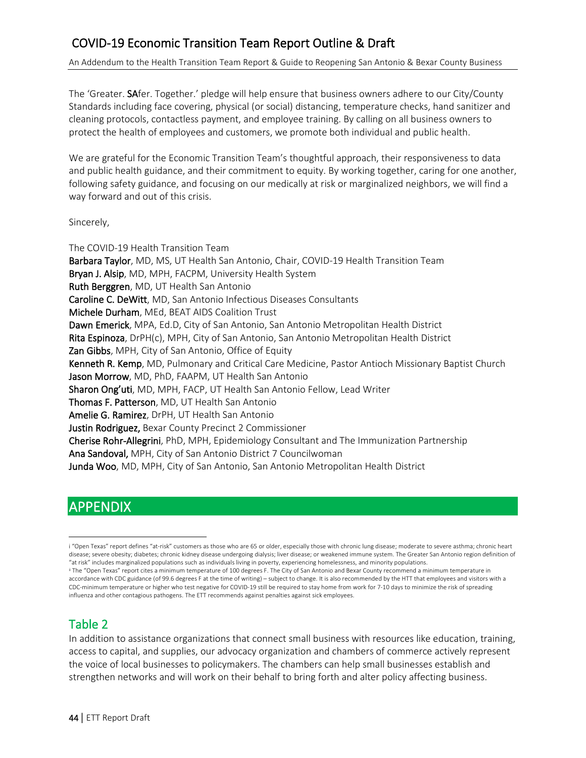The 'Greater. **SA**fer. Together.' pledge will help ensure that business owners adhere to our City/County Standards including face covering, physical (or social) distancing, temperature checks, hand sanitizer and cleaning protocols, contactless payment, and employee training. By calling on all business owners to protect the health of employees and customers, we promote both individual and public health.

We are grateful for the Economic Transition Team's thoughtful approach, their responsiveness to data and public health guidance, and their commitment to equity. By working together, caring for one another, following safety guidance, and focusing on our medically at risk or marginalized neighbors, we will find a way forward and out of this crisis.

Sincerely,

The COVID-19 Health Transition Team
**Barbara Taylor**, MD, MS, UT Health San Antonio, Chair, COVID-19 Health Transition Team
**Bryan J. Alsip**, MD, MPH, FACPM, University Health System
**Ruth Berggren**, MD, UT Health San Antonio
**Caroline C. DeWitt**, MD, San Antonio Infectious Diseases Consultants
**Michele Durham**, MEd, BEAT AIDS Coalition Trust
**Dawn Emerick**, MPA, Ed.D, City of San Antonio, San Antonio Metropolitan Health District
**Rita Espinoza**, DrPH(c), MPH, City of San Antonio, San Antonio Metropolitan Health District
**Zan Gibbs**, MPH, City of San Antonio, Office of Equity
**Kenneth R. Kemp**, MD, Pulmonary and Critical Care Medicine, Pastor Antioch Missionary Baptist Church
**Jason Morrow**, MD, PhD, FAAPM, UT Health San Antonio
**Sharon Ong'uti**, MD, MPH, FACP, UT Health San Antonio Fellow, Lead Writer
**Thomas F. Patterson**, MD, UT Health San Antonio
**Amelie G. Ramirez**, DrPH, UT Health San Antonio
**Justin Rodriguez,** Bexar County Precinct 2 Commissioner
**Cherise Rohr-Allegrini**, PhD, MPH, Epidemiology Consultant and The Immunization Partnership
**Ana Sandoval,** MPH, City of San Antonio District 7 Councilwoman
**Junda Woo**, MD, MPH, City of San Antonio, San Antonio Metropolitan Health District

# APPENDIX

## Table 2

In addition to assistance organizations that connect small business with resources like education, training, access to capital, and supplies, our advocacy organization and chambers of commerce actively represent the voice of local businesses to policymakers. The chambers can help small businesses establish and strengthen networks and will work on their behalf to bring forth and alter policy affecting business.

---

i "Open Texas" report defines "at-risk" customers as those who are 65 or older, especially those with chronic lung disease; moderate to severe asthma; chronic heart disease; severe obesity; diabetes; chronic kidney disease undergoing dialysis; liver disease; or weakened immune system. The Greater San Antonio region definition of "at risk" includes marginalized populations such as individuals living in poverty, experiencing homelessness, and minority populations.

ii The "Open Texas" report cites a minimum temperature of 100 degrees F. The City of San Antonio and Bexar County recommend a minimum temperature in accordance with CDC guidance (of 99.6 degrees F at the time of writing) – subject to change. It is also recommended by the HTT that employees and visitors with a CDC-minimum temperature or higher who test negative for COVID-19 still be required to stay home from work for 7-10 days to minimize the risk of spreading influenza and other contagious pathogens. The ETT recommends against penalties against sick employees.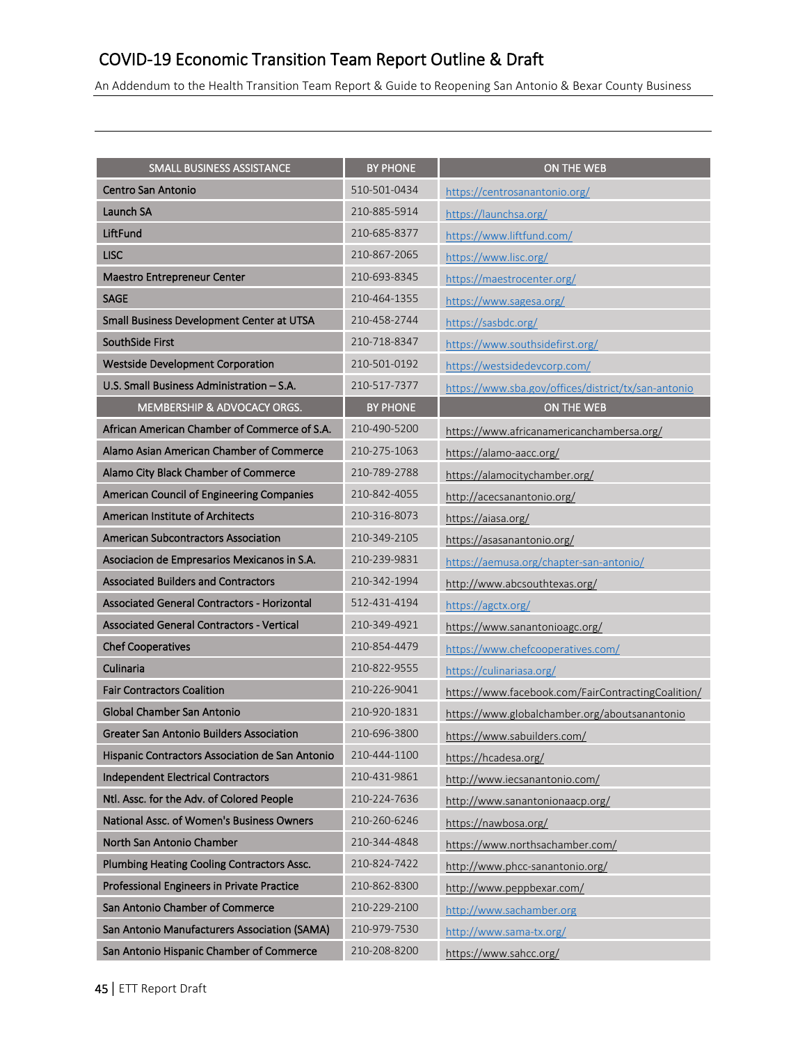| SMALL BUSINESS ASSISTANCE | BY PHONE | ON THE WEB |
|---|---|---|
| Centro San Antonio | 510-501-0434 | https://centrosanantonio.org/ |
| Launch SA | 210-885-5914 | https://launchsa.org/ |
| LiftFund | 210-685-8377 | https://www.liftfund.com/ |
| LISC | 210-867-2065 | https://www.lisc.org/ |
| Maestro Entrepreneur Center | 210-693-8345 | https://maestrocenter.org/ |
| SAGE | 210-464-1355 | https://www.sagesa.org/ |
| Small Business Development Center at UTSA | 210-458-2744 | https://sasbdc.org/ |
| SouthSide First | 210-718-8347 | https://www.southsidefirst.org/ |
| Westside Development Corporation | 210-501-0192 | https://westsidedevcorp.com/ |
| U.S. Small Business Administration – S.A. | 210-517-7377 | https://www.sba.gov/offices/district/tx/san-antonio |
| **MEMBERSHIP & ADVOCACY ORGS.** | **BY PHONE** | **ON THE WEB** |
| African American Chamber of Commerce of S.A. | 210-490-5200 | https://www.africanamericanchambersa.org/ |
| Alamo Asian American Chamber of Commerce | 210-275-1063 | https://alamo-aacc.org/ |
| Alamo City Black Chamber of Commerce | 210-789-2788 | https://alamocitychamber.org/ |
| American Council of Engineering Companies | 210-842-4055 | http://acecsanantonio.org/ |
| American Institute of Architects | 210-316-8073 | https://aiasa.org/ |
| American Subcontractors Association | 210-349-2105 | https://asasanantonio.org/ |
| Asociacion de Empresarios Mexicanos in S.A. | 210-239-9831 | https://aemusa.org/chapter-san-antonio/ |
| Associated Builders and Contractors | 210-342-1994 | http://www.abcsouthtexas.org/ |
| Associated General Contractors - Horizontal | 512-431-4194 | https://agctx.org/ |
| Associated General Contractors - Vertical | 210-349-4921 | https://www.sanantonioagc.org/ |
| Chef Cooperatives | 210-854-4479 | https://www.chefcooperatives.com/ |
| Culinaria | 210-822-9555 | https://culinariasa.org/ |
| Fair Contractors Coalition | 210-226-9041 | https://www.facebook.com/FairContractingCoalition/ |
| Global Chamber San Antonio | 210-920-1831 | https://www.globalchamber.org/aboutsanantonio |
| Greater San Antonio Builders Association | 210-696-3800 | https://www.sabuilders.com/ |
| Hispanic Contractors Association de San Antonio | 210-444-1100 | https://hcadesa.org/ |
| Independent Electrical Contractors | 210-431-9861 | http://www.iecsanantonio.com/ |
| Ntl. Assc. for the Adv. of Colored People | 210-224-7636 | http://www.sanantonionaacp.org/ |
| National Assc. of Women's Business Owners | 210-260-6246 | https://nawbosa.org/ |
| North San Antonio Chamber | 210-344-4848 | https://www.northsachamber.com/ |
| Plumbing Heating Cooling Contractors Assc. | 210-824-7422 | http://www.phcc-sanantonio.org/ |
| Professional Engineers in Private Practice | 210-862-8300 | http://www.peppbexar.com/ |
| San Antonio Chamber of Commerce | 210-229-2100 | http://www.sachamber.org |
| San Antonio Manufacturers Association (SAMA) | 210-979-7530 | http://www.sama-tx.org/ |
| San Antonio Hispanic Chamber of Commerce | 210-208-8200 | https://www.sahcc.org/ |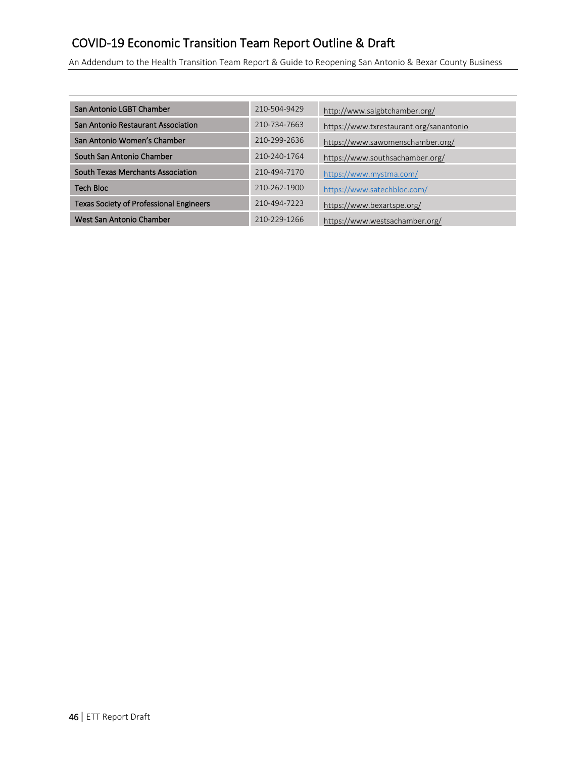| | | |
|---|---|---|
| San Antonio LGBT Chamber | 210-504-9429 | http://www.salgbtchamber.org/ |
| San Antonio Restaurant Association | 210-734-7663 | https://www.txrestaurant.org/sanantonio |
| San Antonio Women's Chamber | 210-299-2636 | https://www.sawomenschamber.org/ |
| South San Antonio Chamber | 210-240-1764 | https://www.southsachamber.org/ |
| South Texas Merchants Association | 210-494-7170 | https://www.mystma.com/ |
| Tech Bloc | 210-262-1900 | https://www.satechbloc.com/ |
| Texas Society of Professional Engineers | 210-494-7223 | https://www.bexartspe.org/ |
| West San Antonio Chamber | 210-229-1266 | https://www.westsachamber.org/ |